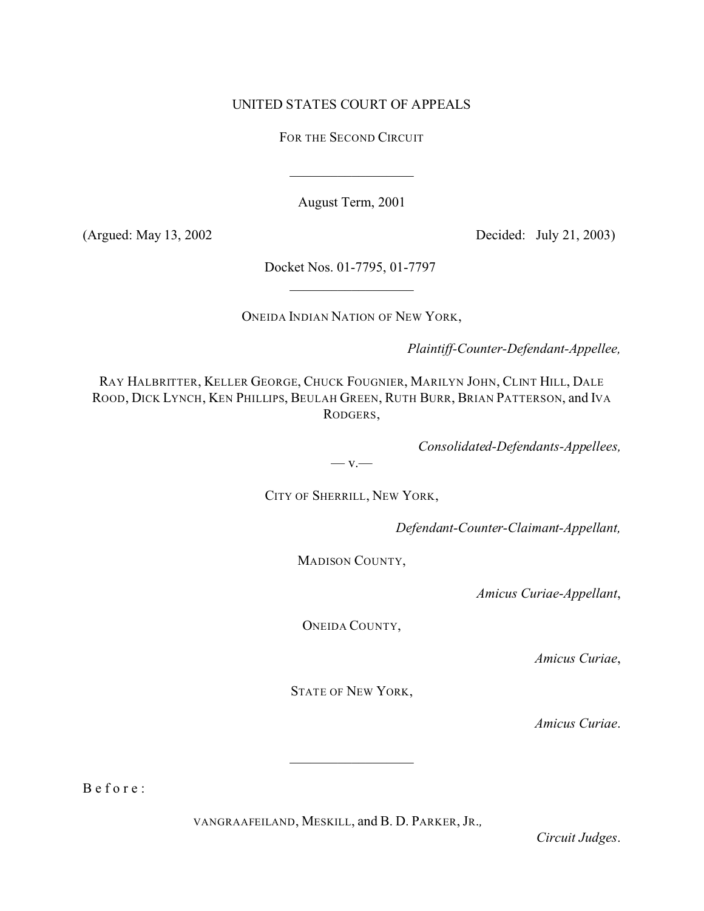UNITED STATES COURT OF APPEALS

FOR THE SECOND CIRCUIT

---

August Term, 2001

(Argued: May 13, 2002 Decided: July 21, 2003)

Docket Nos. 01-7795, 01-7797

---

ONEIDA INDIAN NATION OF NEW YORK,

*Plaintiff-Counter-Defendant-Appellee,*

RAY HALBRITTER, KELLER GEORGE, CHUCK FOUGNIER, MARILYN JOHN, CLINT HILL, DALE ROOD, DICK LYNCH, KEN PHILLIPS, BEULAH GREEN, RUTH BURR, BRIAN PATTERSON, and IVA RODGERS,

*Consolidated-Defendants-Appellees,*

— v.—

CITY OF SHERRILL, NEW YORK,

*Defendant-Counter-Claimant-Appellant,*

MADISON COUNTY,

*Amicus Curiae-Appellant*,

ONEIDA COUNTY,

*Amicus Curiae*,

STATE OF NEW YORK,

*Amicus Curiae*.

---

B e f o r e :

VANGRAAFEILAND, MESKILL, and B. D. PARKER, JR.,

*Circuit Judges*.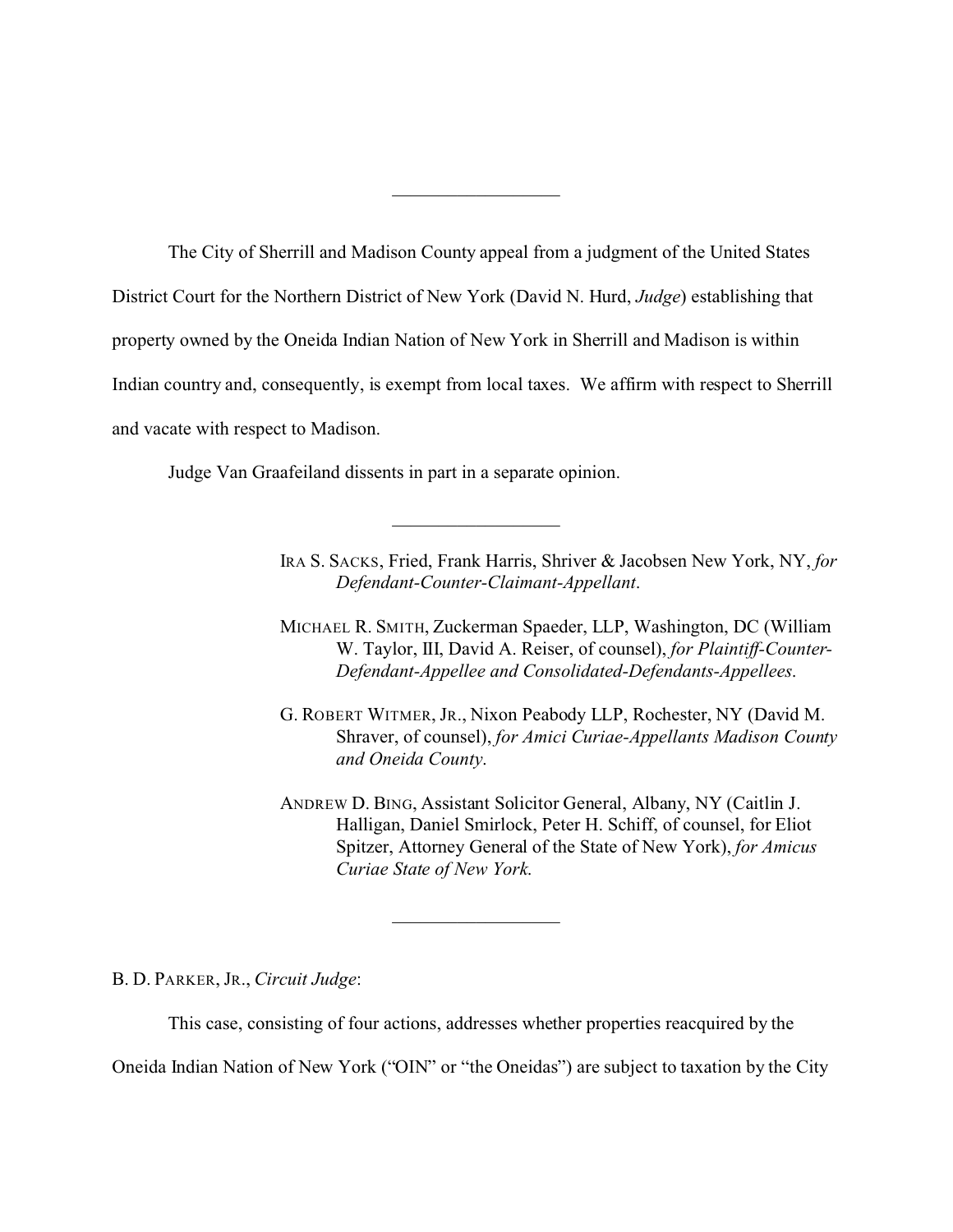---

The City of Sherrill and Madison County appeal from a judgment of the United States District Court for the Northern District of New York (David N. Hurd, *Judge*) establishing that property owned by the Oneida Indian Nation of New York in Sherrill and Madison is within Indian country and, consequently, is exempt from local taxes. We affirm with respect to Sherrill and vacate with respect to Madison.

Judge Van Graafeiland dissents in part in a separate opinion.

---

IRA S. SACKS, Fried, Frank Harris, Shriver & Jacobsen New York, NY, *for Defendant-Counter-Claimant-Appellant*.

MICHAEL R. SMITH, Zuckerman Spaeder, LLP, Washington, DC (William W. Taylor, III, David A. Reiser, of counsel), *for Plaintiff-Counter-Defendant-Appellee and Consolidated-Defendants-Appellees*.

G. ROBERT WITMER, JR., Nixon Peabody LLP, Rochester, NY (David M. Shraver, of counsel), *for Amici Curiae-Appellants Madison County and Oneida County*.

ANDREW D. BING, Assistant Solicitor General, Albany, NY (Caitlin J. Halligan, Daniel Smirlock, Peter H. Schiff, of counsel, for Eliot Spitzer, Attorney General of the State of New York), *for Amicus Curiae State of New York*.

---

B. D. PARKER, JR., *Circuit Judge*:

This case, consisting of four actions, addresses whether properties reacquired by the Oneida Indian Nation of New York ("OIN" or "the Oneidas") are subject to taxation by the City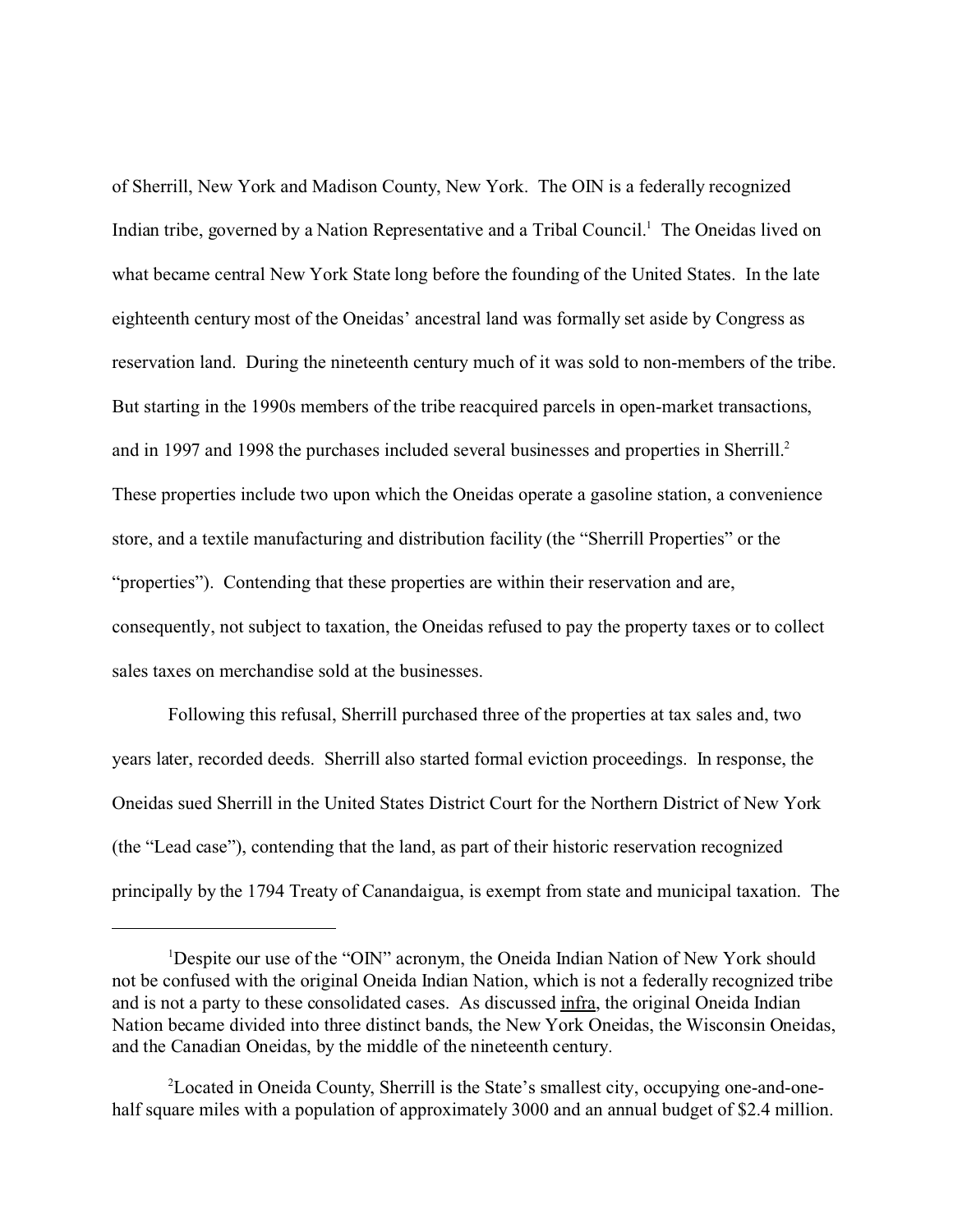of Sherrill, New York and Madison County, New York. The OIN is a federally recognized Indian tribe, governed by a Nation Representative and a Tribal Council.[1] The Oneidas lived on what became central New York State long before the founding of the United States. In the late eighteenth century most of the Oneidas' ancestral land was formally set aside by Congress as reservation land. During the nineteenth century much of it was sold to non-members of the tribe. But starting in the 1990s members of the tribe reacquired parcels in open-market transactions, and in 1997 and 1998 the purchases included several businesses and properties in Sherrill.[2] These properties include two upon which the Oneidas operate a gasoline station, a convenience store, and a textile manufacturing and distribution facility (the "Sherrill Properties" or the "properties"). Contending that these properties are within their reservation and are, consequently, not subject to taxation, the Oneidas refused to pay the property taxes or to collect sales taxes on merchandise sold at the businesses.

Following this refusal, Sherrill purchased three of the properties at tax sales and, two years later, recorded deeds. Sherrill also started formal eviction proceedings. In response, the Oneidas sued Sherrill in the United States District Court for the Northern District of New York (the "Lead case"), contending that the land, as part of their historic reservation recognized principally by the 1794 Treaty of Canandaigua, is exempt from state and municipal taxation. The

---

[1]Despite our use of the "OIN" acronym, the Oneida Indian Nation of New York should not be confused with the original Oneida Indian Nation, which is not a federally recognized tribe and is not a party to these consolidated cases. As discussed infra, the original Oneida Indian Nation became divided into three distinct bands, the New York Oneidas, the Wisconsin Oneidas, and the Canadian Oneidas, by the middle of the nineteenth century.

[2]Located in Oneida County, Sherrill is the State's smallest city, occupying one-and-one-half square miles with a population of approximately 3000 and an annual budget of $2.4 million.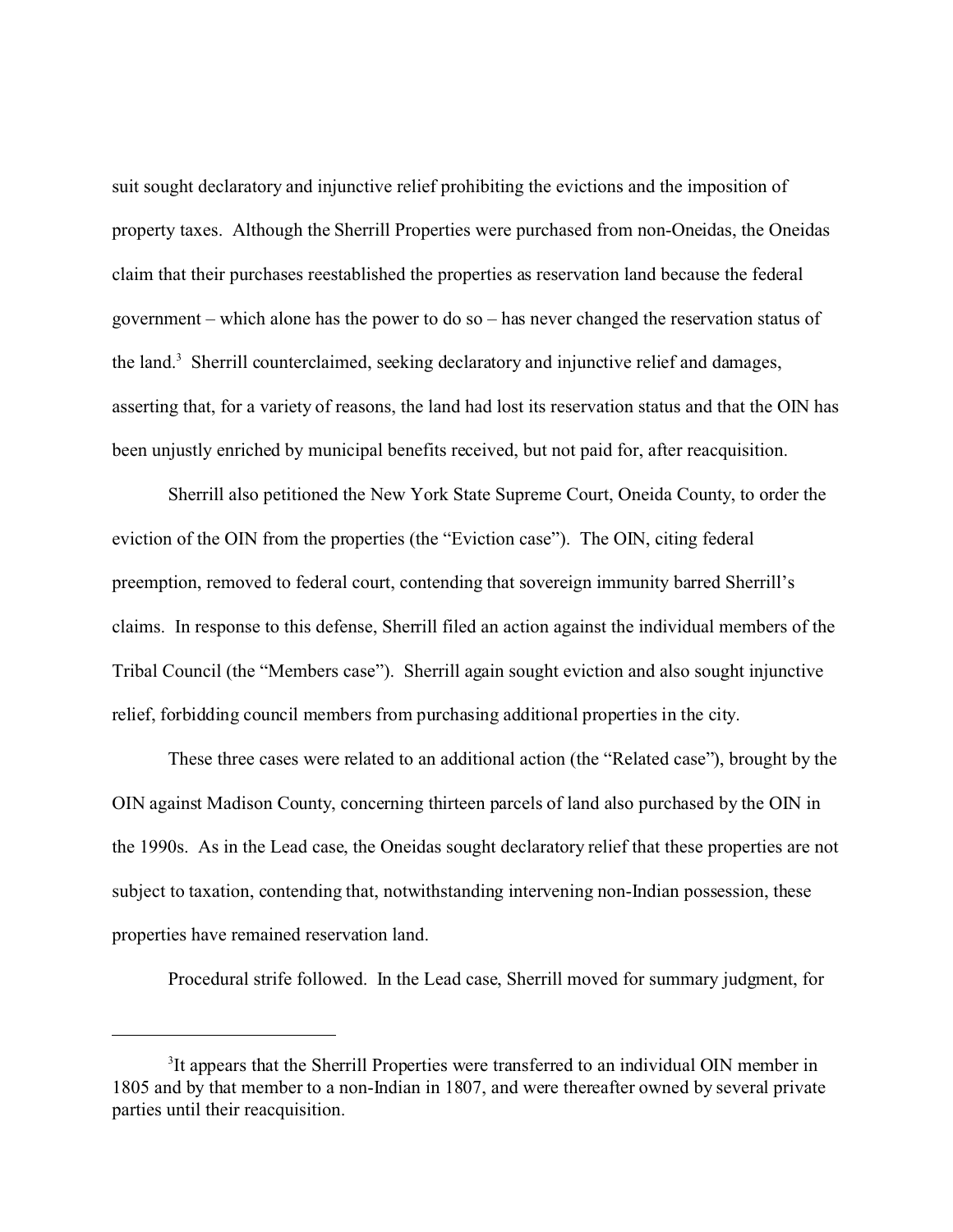suit sought declaratory and injunctive relief prohibiting the evictions and the imposition of property taxes. Although the Sherrill Properties were purchased from non-Oneidas, the Oneidas claim that their purchases reestablished the properties as reservation land because the federal government – which alone has the power to do so – has never changed the reservation status of the land.[3] Sherrill counterclaimed, seeking declaratory and injunctive relief and damages, asserting that, for a variety of reasons, the land had lost its reservation status and that the OIN has been unjustly enriched by municipal benefits received, but not paid for, after reacquisition.

Sherrill also petitioned the New York State Supreme Court, Oneida County, to order the eviction of the OIN from the properties (the "Eviction case"). The OIN, citing federal preemption, removed to federal court, contending that sovereign immunity barred Sherrill's claims. In response to this defense, Sherrill filed an action against the individual members of the Tribal Council (the "Members case"). Sherrill again sought eviction and also sought injunctive relief, forbidding council members from purchasing additional properties in the city.

These three cases were related to an additional action (the "Related case"), brought by the OIN against Madison County, concerning thirteen parcels of land also purchased by the OIN in the 1990s. As in the Lead case, the Oneidas sought declaratory relief that these properties are not subject to taxation, contending that, notwithstanding intervening non-Indian possession, these properties have remained reservation land.

Procedural strife followed. In the Lead case, Sherrill moved for summary judgment, for

---

[3]It appears that the Sherrill Properties were transferred to an individual OIN member in 1805 and by that member to a non-Indian in 1807, and were thereafter owned by several private parties until their reacquisition.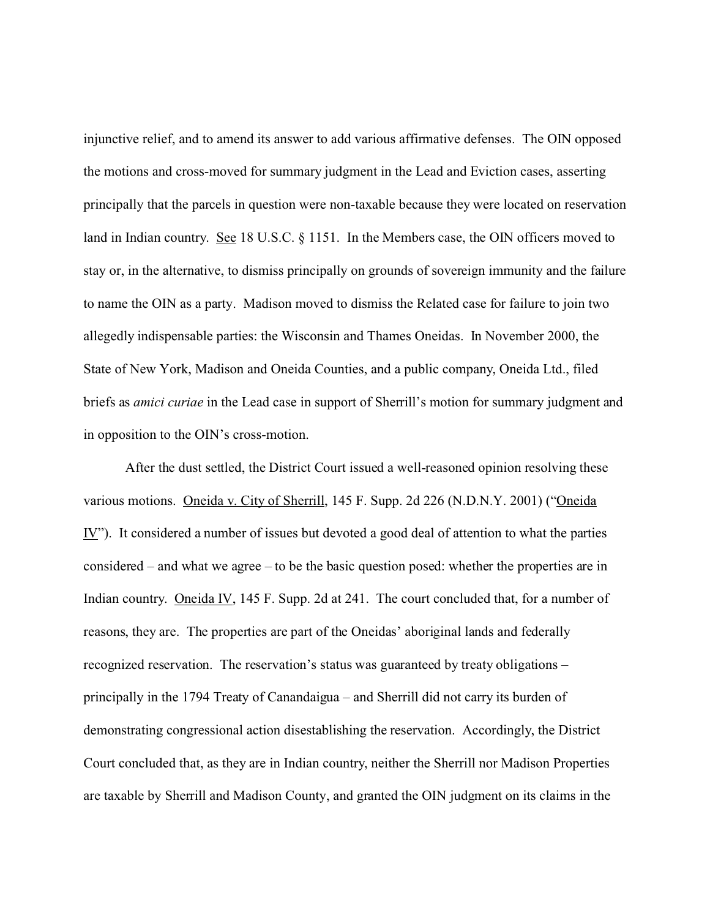injunctive relief, and to amend its answer to add various affirmative defenses. The OIN opposed the motions and cross-moved for summary judgment in the Lead and Eviction cases, asserting principally that the parcels in question were non-taxable because they were located on reservation land in Indian country. See 18 U.S.C. § 1151. In the Members case, the OIN officers moved to stay or, in the alternative, to dismiss principally on grounds of sovereign immunity and the failure to name the OIN as a party. Madison moved to dismiss the Related case for failure to join two allegedly indispensable parties: the Wisconsin and Thames Oneidas. In November 2000, the State of New York, Madison and Oneida Counties, and a public company, Oneida Ltd., filed briefs as *amici curiae* in the Lead case in support of Sherrill's motion for summary judgment and in opposition to the OIN's cross-motion.

After the dust settled, the District Court issued a well-reasoned opinion resolving these various motions. Oneida v. City of Sherrill, 145 F. Supp. 2d 226 (N.D.N.Y. 2001) ("Oneida IV"). It considered a number of issues but devoted a good deal of attention to what the parties considered – and what we agree – to be the basic question posed: whether the properties are in Indian country. Oneida IV, 145 F. Supp. 2d at 241. The court concluded that, for a number of reasons, they are. The properties are part of the Oneidas' aboriginal lands and federally recognized reservation. The reservation's status was guaranteed by treaty obligations – principally in the 1794 Treaty of Canandaigua – and Sherrill did not carry its burden of demonstrating congressional action disestablishing the reservation. Accordingly, the District Court concluded that, as they are in Indian country, neither the Sherrill nor Madison Properties are taxable by Sherrill and Madison County, and granted the OIN judgment on its claims in the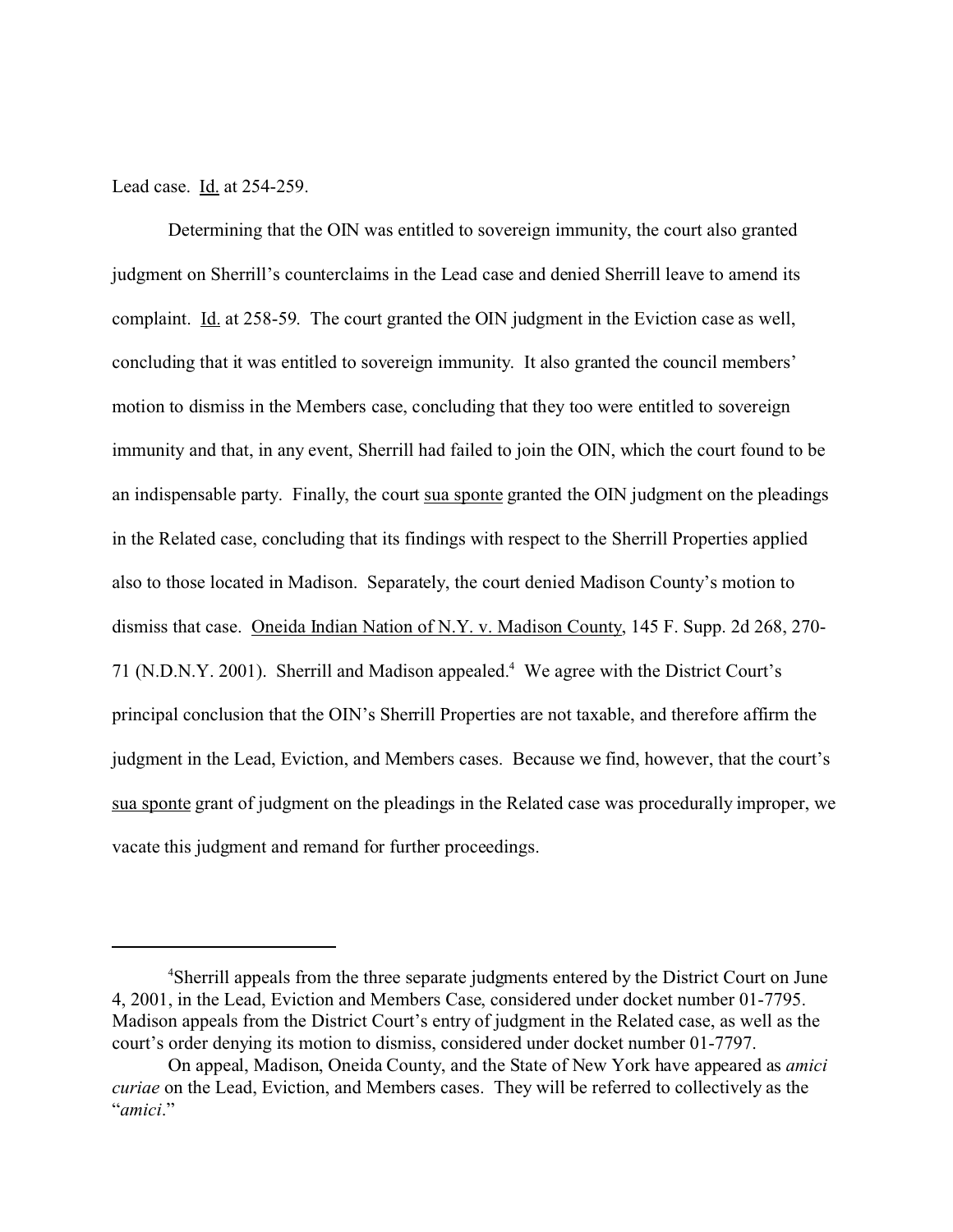Lead case. Id. at 254-259.

Determining that the OIN was entitled to sovereign immunity, the court also granted judgment on Sherrill's counterclaims in the Lead case and denied Sherrill leave to amend its complaint. Id. at 258-59. The court granted the OIN judgment in the Eviction case as well, concluding that it was entitled to sovereign immunity. It also granted the council members' motion to dismiss in the Members case, concluding that they too were entitled to sovereign immunity and that, in any event, Sherrill had failed to join the OIN, which the court found to be an indispensable party. Finally, the court sua sponte granted the OIN judgment on the pleadings in the Related case, concluding that its findings with respect to the Sherrill Properties applied also to those located in Madison. Separately, the court denied Madison County's motion to dismiss that case. Oneida Indian Nation of N.Y. v. Madison County, 145 F. Supp. 2d 268, 270-71 (N.D.N.Y. 2001). Sherrill and Madison appealed.[4] We agree with the District Court's principal conclusion that the OIN's Sherrill Properties are not taxable, and therefore affirm the judgment in the Lead, Eviction, and Members cases. Because we find, however, that the court's sua sponte grant of judgment on the pleadings in the Related case was procedurally improper, we vacate this judgment and remand for further proceedings.

---

[4]Sherrill appeals from the three separate judgments entered by the District Court on June 4, 2001, in the Lead, Eviction and Members Case, considered under docket number 01-7795. Madison appeals from the District Court's entry of judgment in the Related case, as well as the court's order denying its motion to dismiss, considered under docket number 01-7797.

On appeal, Madison, Oneida County, and the State of New York have appeared as *amici curiae* on the Lead, Eviction, and Members cases. They will be referred to collectively as the "*amici*."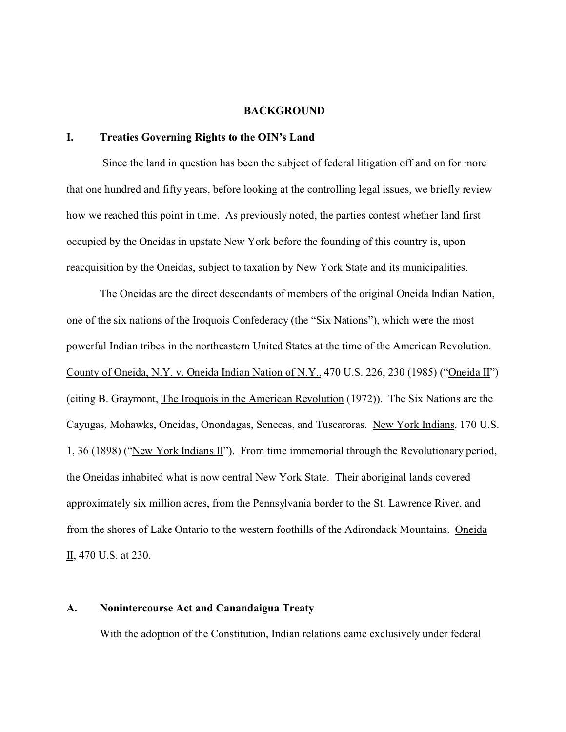## BACKGROUND

### I. Treaties Governing Rights to the OIN's Land

Since the land in question has been the subject of federal litigation off and on for more that one hundred and fifty years, before looking at the controlling legal issues, we briefly review how we reached this point in time. As previously noted, the parties contest whether land first occupied by the Oneidas in upstate New York before the founding of this country is, upon reacquisition by the Oneidas, subject to taxation by New York State and its municipalities.

The Oneidas are the direct descendants of members of the original Oneida Indian Nation, one of the six nations of the Iroquois Confederacy (the "Six Nations"), which were the most powerful Indian tribes in the northeastern United States at the time of the American Revolution. County of Oneida, N.Y. v. Oneida Indian Nation of N.Y., 470 U.S. 226, 230 (1985) ("Oneida II") (citing B. Graymont, The Iroquois in the American Revolution (1972)). The Six Nations are the Cayugas, Mohawks, Oneidas, Onondagas, Senecas, and Tuscaroras. New York Indians, 170 U.S. 1, 36 (1898) ("New York Indians II"). From time immemorial through the Revolutionary period, the Oneidas inhabited what is now central New York State. Their aboriginal lands covered approximately six million acres, from the Pennsylvania border to the St. Lawrence River, and from the shores of Lake Ontario to the western foothills of the Adirondack Mountains. Oneida II, 470 U.S. at 230.

### A. Nonintercourse Act and Canandaigua Treaty

With the adoption of the Constitution, Indian relations came exclusively under federal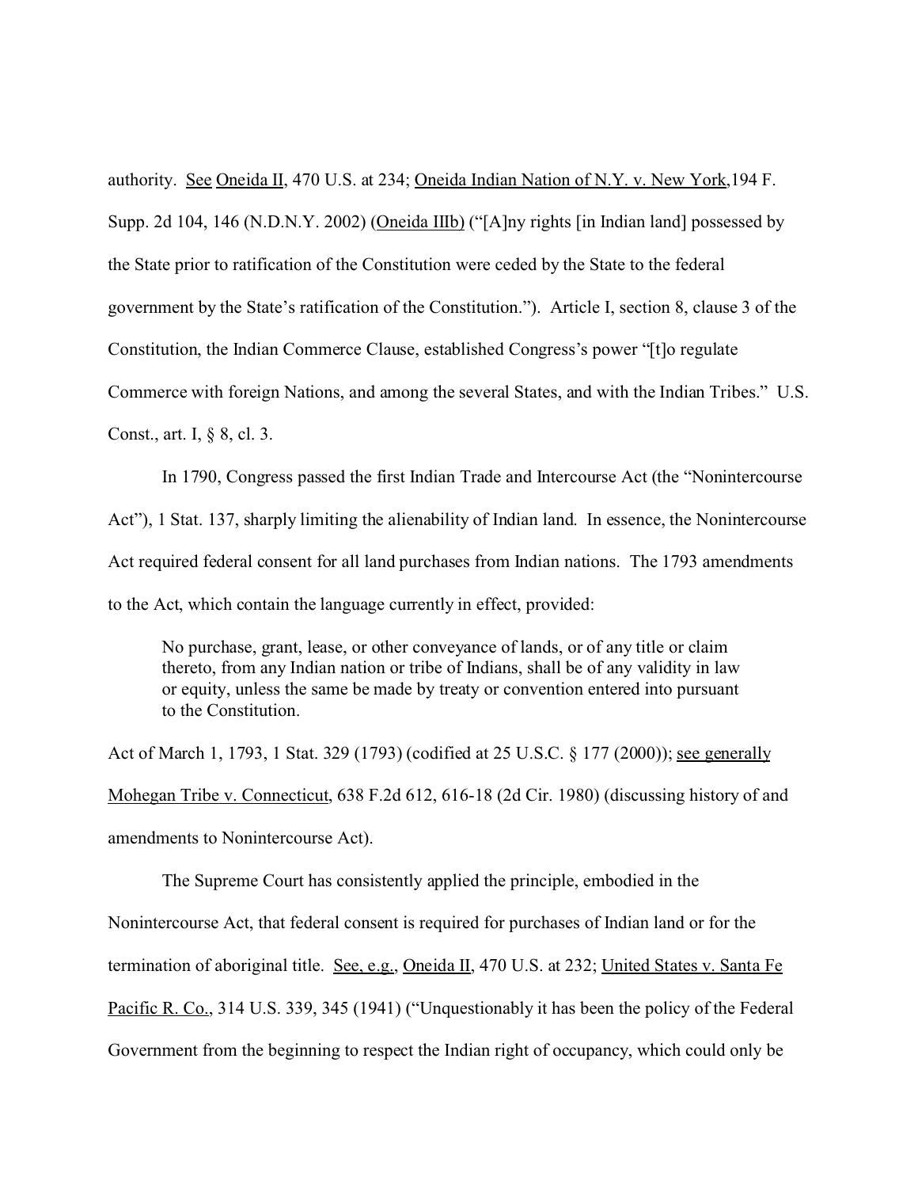authority. See Oneida II, 470 U.S. at 234; Oneida Indian Nation of N.Y. v. New York,194 F. Supp. 2d 104, 146 (N.D.N.Y. 2002) (Oneida IIIb) ("[A]ny rights [in Indian land] possessed by the State prior to ratification of the Constitution were ceded by the State to the federal government by the State's ratification of the Constitution."). Article I, section 8, clause 3 of the Constitution, the Indian Commerce Clause, established Congress's power "[t]o regulate Commerce with foreign Nations, and among the several States, and with the Indian Tribes." U.S. Const., art. I, § 8, cl. 3.

In 1790, Congress passed the first Indian Trade and Intercourse Act (the "Nonintercourse Act"), 1 Stat. 137, sharply limiting the alienability of Indian land. In essence, the Nonintercourse Act required federal consent for all land purchases from Indian nations. The 1793 amendments to the Act, which contain the language currently in effect, provided:

> No purchase, grant, lease, or other conveyance of lands, or of any title or claim thereto, from any Indian nation or tribe of Indians, shall be of any validity in law or equity, unless the same be made by treaty or convention entered into pursuant to the Constitution.

Act of March 1, 1793, 1 Stat. 329 (1793) (codified at 25 U.S.C. § 177 (2000)); see generally Mohegan Tribe v. Connecticut, 638 F.2d 612, 616-18 (2d Cir. 1980) (discussing history of and amendments to Nonintercourse Act).

The Supreme Court has consistently applied the principle, embodied in the Nonintercourse Act, that federal consent is required for purchases of Indian land or for the termination of aboriginal title. See, e.g., Oneida II, 470 U.S. at 232; United States v. Santa Fe Pacific R. Co., 314 U.S. 339, 345 (1941) ("Unquestionably it has been the policy of the Federal Government from the beginning to respect the Indian right of occupancy, which could only be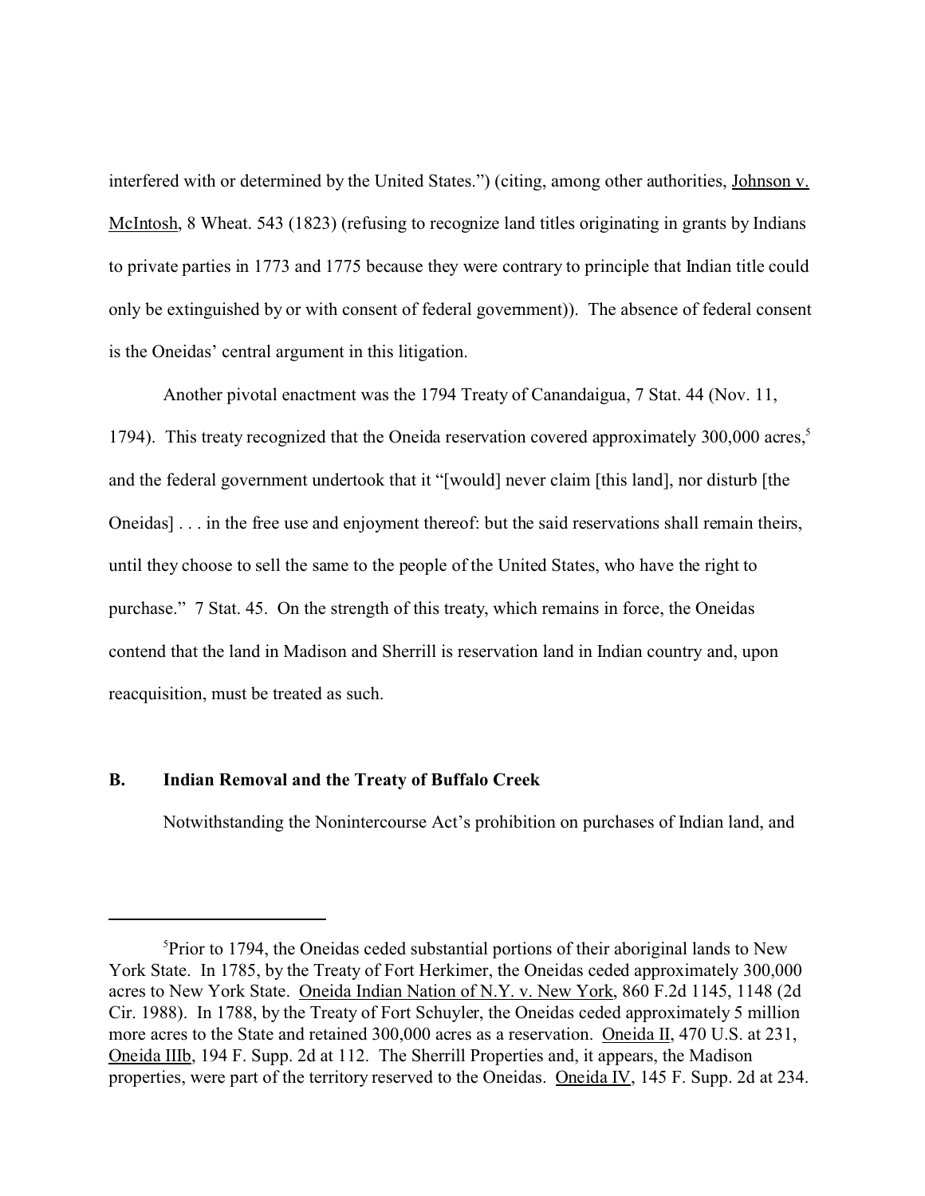interfered with or determined by the United States.") (citing, among other authorities, Johnson v. McIntosh, 8 Wheat. 543 (1823) (refusing to recognize land titles originating in grants by Indians to private parties in 1773 and 1775 because they were contrary to principle that Indian title could only be extinguished by or with consent of federal government)). The absence of federal consent is the Oneidas' central argument in this litigation.

Another pivotal enactment was the 1794 Treaty of Canandaigua, 7 Stat. 44 (Nov. 11, 1794). This treaty recognized that the Oneida reservation covered approximately 300,000 acres,[5] and the federal government undertook that it "[would] never claim [this land], nor disturb [the Oneidas] . . . in the free use and enjoyment thereof: but the said reservations shall remain theirs, until they choose to sell the same to the people of the United States, who have the right to purchase." 7 Stat. 45. On the strength of this treaty, which remains in force, the Oneidas contend that the land in Madison and Sherrill is reservation land in Indian country and, upon reacquisition, must be treated as such.

### B. Indian Removal and the Treaty of Buffalo Creek

Notwithstanding the Nonintercourse Act's prohibition on purchases of Indian land, and

---

[5]Prior to 1794, the Oneidas ceded substantial portions of their aboriginal lands to New York State. In 1785, by the Treaty of Fort Herkimer, the Oneidas ceded approximately 300,000 acres to New York State. Oneida Indian Nation of N.Y. v. New York, 860 F.2d 1145, 1148 (2d Cir. 1988). In 1788, by the Treaty of Fort Schuyler, the Oneidas ceded approximately 5 million more acres to the State and retained 300,000 acres as a reservation. Oneida II, 470 U.S. at 231, Oneida IIIb, 194 F. Supp. 2d at 112. The Sherrill Properties and, it appears, the Madison properties, were part of the territory reserved to the Oneidas. Oneida IV, 145 F. Supp. 2d at 234.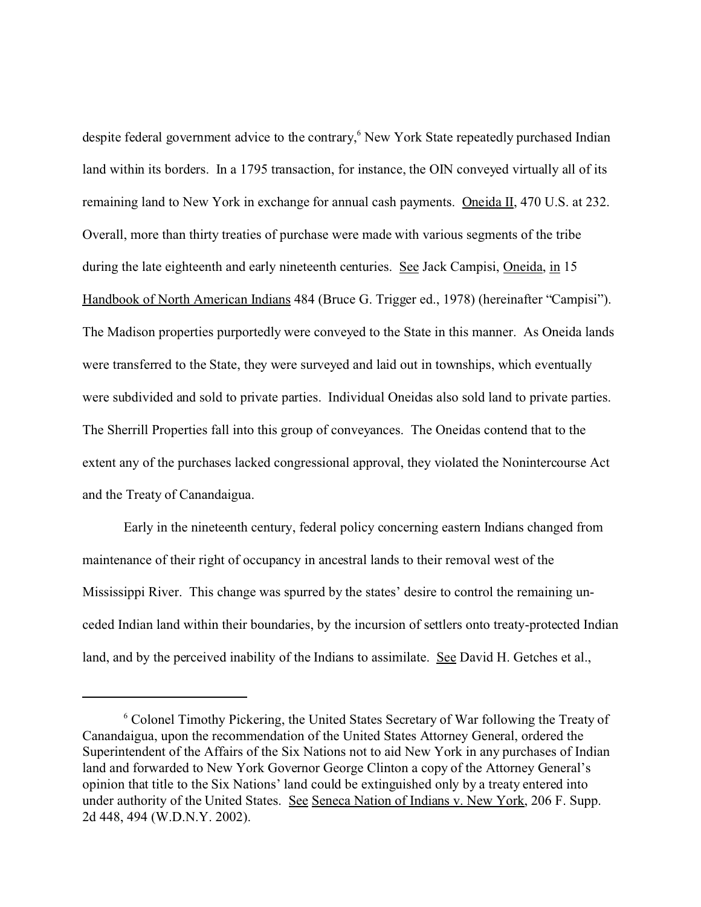despite federal government advice to the contrary,[6] New York State repeatedly purchased Indian land within its borders. In a 1795 transaction, for instance, the OIN conveyed virtually all of its remaining land to New York in exchange for annual cash payments. Oneida II, 470 U.S. at 232. Overall, more than thirty treaties of purchase were made with various segments of the tribe during the late eighteenth and early nineteenth centuries. See Jack Campisi, Oneida, in 15 Handbook of North American Indians 484 (Bruce G. Trigger ed., 1978) (hereinafter "Campisi"). The Madison properties purportedly were conveyed to the State in this manner. As Oneida lands were transferred to the State, they were surveyed and laid out in townships, which eventually were subdivided and sold to private parties. Individual Oneidas also sold land to private parties. The Sherrill Properties fall into this group of conveyances. The Oneidas contend that to the extent any of the purchases lacked congressional approval, they violated the Nonintercourse Act and the Treaty of Canandaigua.

Early in the nineteenth century, federal policy concerning eastern Indians changed from maintenance of their right of occupancy in ancestral lands to their removal west of the Mississippi River. This change was spurred by the states' desire to control the remaining un-ceded Indian land within their boundaries, by the incursion of settlers onto treaty-protected Indian land, and by the perceived inability of the Indians to assimilate. See David H. Getches et al.,

---

[6] Colonel Timothy Pickering, the United States Secretary of War following the Treaty of Canandaigua, upon the recommendation of the United States Attorney General, ordered the Superintendent of the Affairs of the Six Nations not to aid New York in any purchases of Indian land and forwarded to New York Governor George Clinton a copy of the Attorney General's opinion that title to the Six Nations' land could be extinguished only by a treaty entered into under authority of the United States. See Seneca Nation of Indians v. New York, 206 F. Supp. 2d 448, 494 (W.D.N.Y. 2002).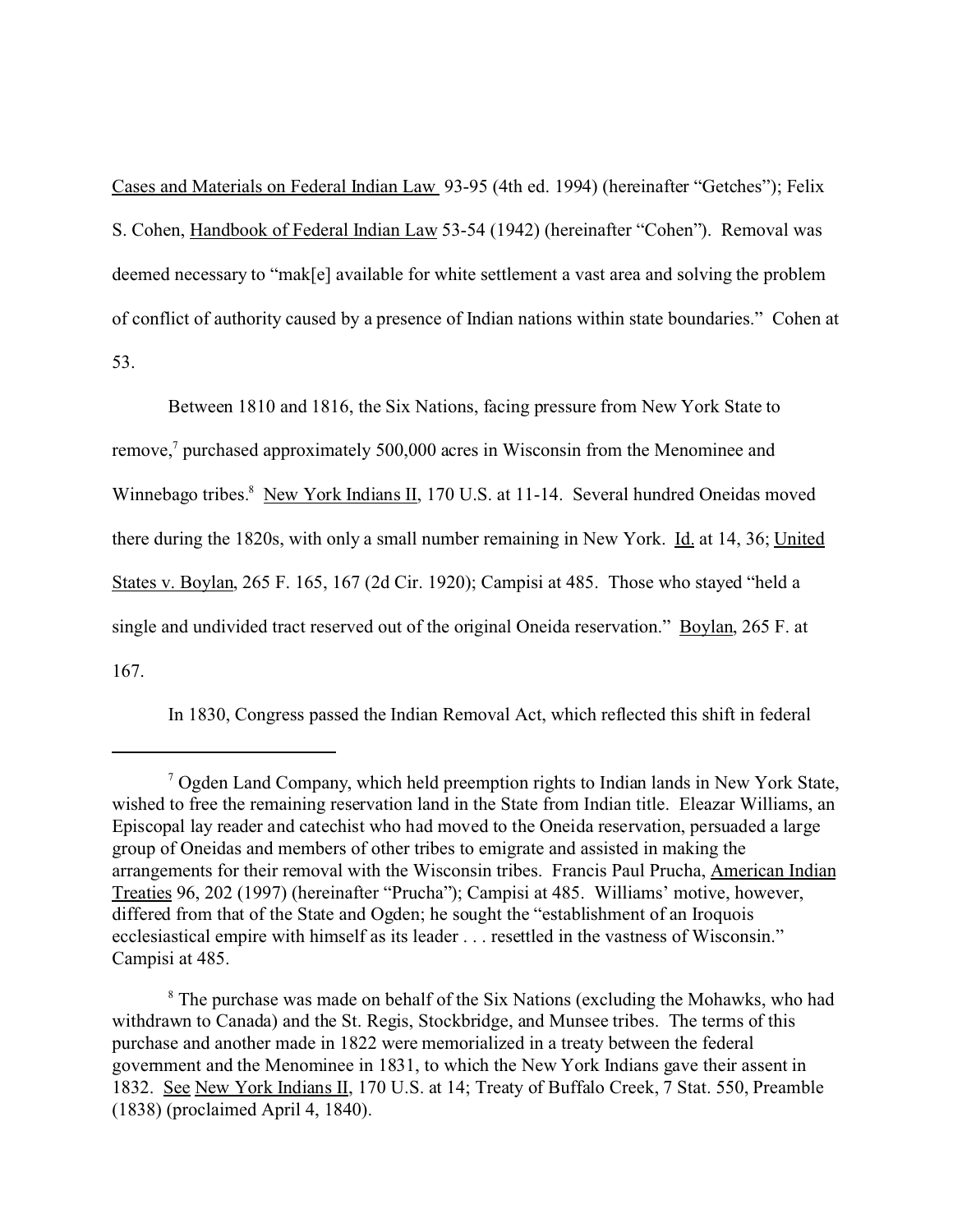Cases and Materials on Federal Indian Law 93-95 (4th ed. 1994) (hereinafter "Getches"); Felix S. Cohen, Handbook of Federal Indian Law 53-54 (1942) (hereinafter "Cohen"). Removal was deemed necessary to "mak[e] available for white settlement a vast area and solving the problem of conflict of authority caused by a presence of Indian nations within state boundaries." Cohen at 53.

Between 1810 and 1816, the Six Nations, facing pressure from New York State to remove,[7] purchased approximately 500,000 acres in Wisconsin from the Menominee and Winnebago tribes.[8] New York Indians II, 170 U.S. at 11-14. Several hundred Oneidas moved there during the 1820s, with only a small number remaining in New York. Id. at 14, 36; United States v. Boylan, 265 F. 165, 167 (2d Cir. 1920); Campisi at 485. Those who stayed "held a single and undivided tract reserved out of the original Oneida reservation." Boylan, 265 F. at 167.

In 1830, Congress passed the Indian Removal Act, which reflected this shift in federal

---

[7] Ogden Land Company, which held preemption rights to Indian lands in New York State, wished to free the remaining reservation land in the State from Indian title. Eleazar Williams, an Episcopal lay reader and catechist who had moved to the Oneida reservation, persuaded a large group of Oneidas and members of other tribes to emigrate and assisted in making the arrangements for their removal with the Wisconsin tribes. Francis Paul Prucha, American Indian Treaties 96, 202 (1997) (hereinafter "Prucha"); Campisi at 485. Williams' motive, however, differed from that of the State and Ogden; he sought the "establishment of an Iroquois ecclesiastical empire with himself as its leader . . . resettled in the vastness of Wisconsin." Campisi at 485.

[8] The purchase was made on behalf of the Six Nations (excluding the Mohawks, who had withdrawn to Canada) and the St. Regis, Stockbridge, and Munsee tribes. The terms of this purchase and another made in 1822 were memorialized in a treaty between the federal government and the Menominee in 1831, to which the New York Indians gave their assent in 1832. See New York Indians II, 170 U.S. at 14; Treaty of Buffalo Creek, 7 Stat. 550, Preamble (1838) (proclaimed April 4, 1840).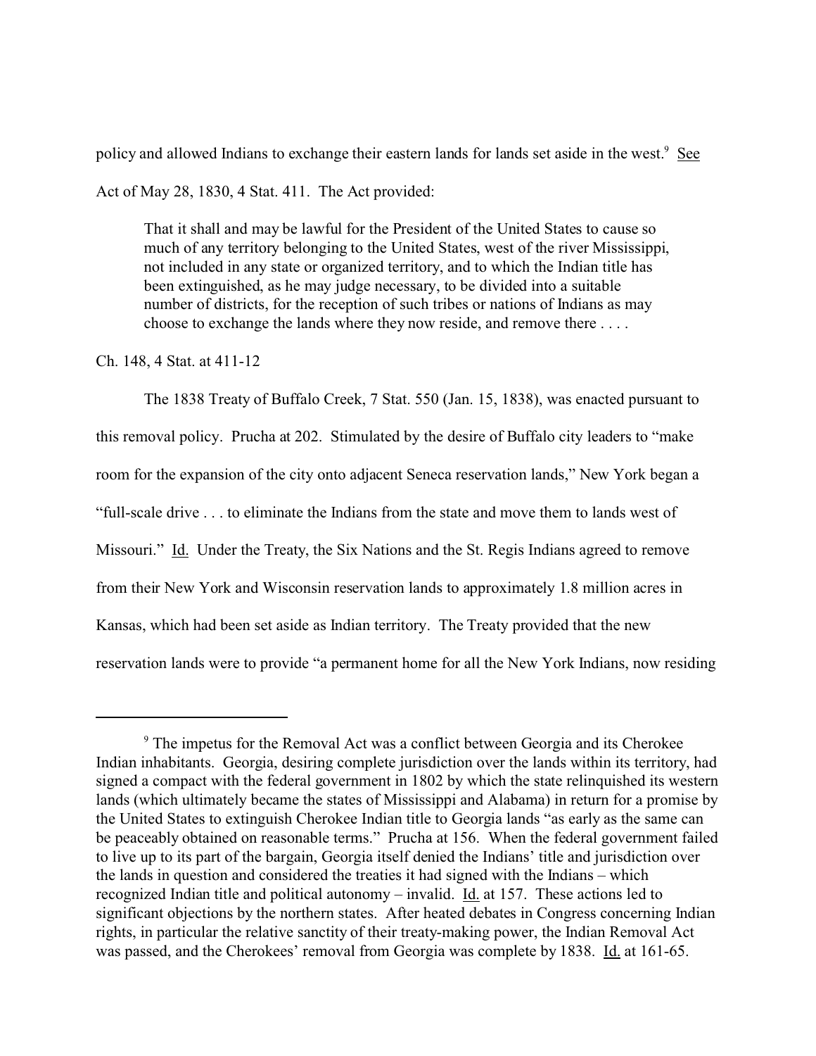policy and allowed Indians to exchange their eastern lands for lands set aside in the west.[9] See Act of May 28, 1830, 4 Stat. 411. The Act provided:

> That it shall and may be lawful for the President of the United States to cause so much of any territory belonging to the United States, west of the river Mississippi, not included in any state or organized territory, and to which the Indian title has been extinguished, as he may judge necessary, to be divided into a suitable number of districts, for the reception of such tribes or nations of Indians as may choose to exchange the lands where they now reside, and remove there . . . .

Ch. 148, 4 Stat. at 411-12

The 1838 Treaty of Buffalo Creek, 7 Stat. 550 (Jan. 15, 1838), was enacted pursuant to this removal policy. Prucha at 202. Stimulated by the desire of Buffalo city leaders to "make room for the expansion of the city onto adjacent Seneca reservation lands," New York began a "full-scale drive . . . to eliminate the Indians from the state and move them to lands west of Missouri." Id. Under the Treaty, the Six Nations and the St. Regis Indians agreed to remove from their New York and Wisconsin reservation lands to approximately 1.8 million acres in Kansas, which had been set aside as Indian territory. The Treaty provided that the new reservation lands were to provide "a permanent home for all the New York Indians, now residing

---

[9] The impetus for the Removal Act was a conflict between Georgia and its Cherokee Indian inhabitants. Georgia, desiring complete jurisdiction over the lands within its territory, had signed a compact with the federal government in 1802 by which the state relinquished its western lands (which ultimately became the states of Mississippi and Alabama) in return for a promise by the United States to extinguish Cherokee Indian title to Georgia lands "as early as the same can be peaceably obtained on reasonable terms." Prucha at 156. When the federal government failed to live up to its part of the bargain, Georgia itself denied the Indians' title and jurisdiction over the lands in question and considered the treaties it had signed with the Indians – which recognized Indian title and political autonomy – invalid. Id. at 157. These actions led to significant objections by the northern states. After heated debates in Congress concerning Indian rights, in particular the relative sanctity of their treaty-making power, the Indian Removal Act was passed, and the Cherokees' removal from Georgia was complete by 1838. Id. at 161-65.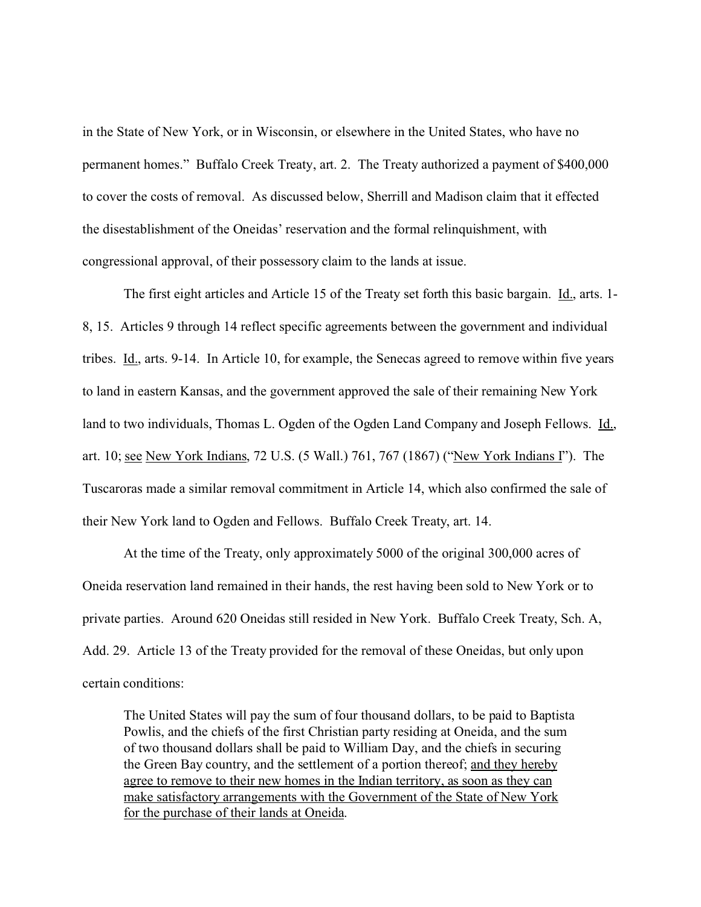in the State of New York, or in Wisconsin, or elsewhere in the United States, who have no permanent homes." Buffalo Creek Treaty, art. 2. The Treaty authorized a payment of $400,000 to cover the costs of removal. As discussed below, Sherrill and Madison claim that it effected the disestablishment of the Oneidas' reservation and the formal relinquishment, with congressional approval, of their possessory claim to the lands at issue.

The first eight articles and Article 15 of the Treaty set forth this basic bargain. Id., arts. 1-8, 15. Articles 9 through 14 reflect specific agreements between the government and individual tribes. Id., arts. 9-14. In Article 10, for example, the Senecas agreed to remove within five years to land in eastern Kansas, and the government approved the sale of their remaining New York land to two individuals, Thomas L. Ogden of the Ogden Land Company and Joseph Fellows. Id., art. 10; see New York Indians, 72 U.S. (5 Wall.) 761, 767 (1867) ("New York Indians I"). The Tuscaroras made a similar removal commitment in Article 14, which also confirmed the sale of their New York land to Ogden and Fellows. Buffalo Creek Treaty, art. 14.

At the time of the Treaty, only approximately 5000 of the original 300,000 acres of Oneida reservation land remained in their hands, the rest having been sold to New York or to private parties. Around 620 Oneidas still resided in New York. Buffalo Creek Treaty, Sch. A, Add. 29. Article 13 of the Treaty provided for the removal of these Oneidas, but only upon certain conditions:

> The United States will pay the sum of four thousand dollars, to be paid to Baptista Powlis, and the chiefs of the first Christian party residing at Oneida, and the sum of two thousand dollars shall be paid to William Day, and the chiefs in securing the Green Bay country, and the settlement of a portion thereof; and they hereby agree to remove to their new homes in the Indian territory, as soon as they can make satisfactory arrangements with the Government of the State of New York for the purchase of their lands at Oneida.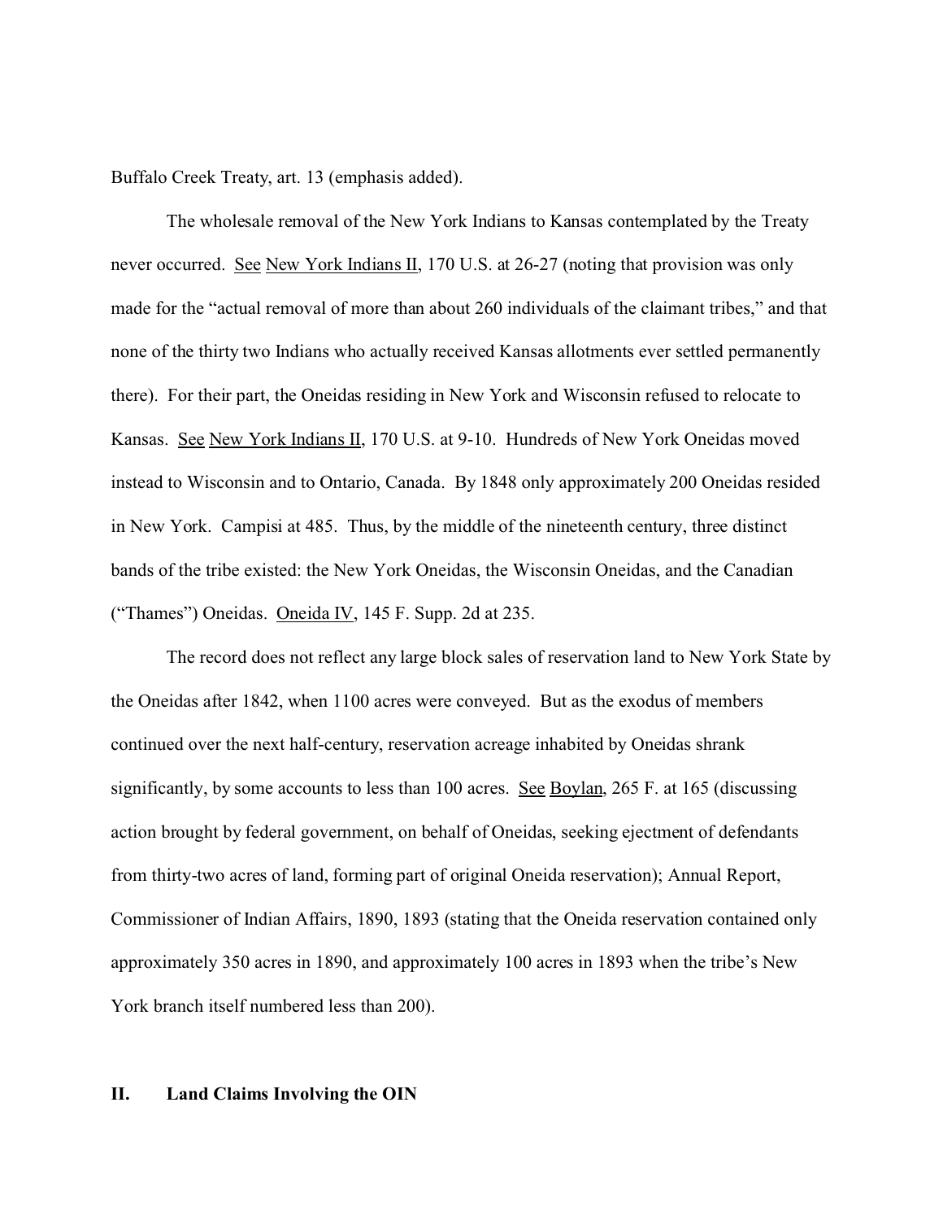Buffalo Creek Treaty, art. 13 (emphasis added).

The wholesale removal of the New York Indians to Kansas contemplated by the Treaty never occurred. See New York Indians II, 170 U.S. at 26-27 (noting that provision was only made for the "actual removal of more than about 260 individuals of the claimant tribes," and that none of the thirty two Indians who actually received Kansas allotments ever settled permanently there). For their part, the Oneidas residing in New York and Wisconsin refused to relocate to Kansas. See New York Indians II, 170 U.S. at 9-10. Hundreds of New York Oneidas moved instead to Wisconsin and to Ontario, Canada. By 1848 only approximately 200 Oneidas resided in New York. Campisi at 485. Thus, by the middle of the nineteenth century, three distinct bands of the tribe existed: the New York Oneidas, the Wisconsin Oneidas, and the Canadian ("Thames") Oneidas. Oneida IV, 145 F. Supp. 2d at 235.

The record does not reflect any large block sales of reservation land to New York State by the Oneidas after 1842, when 1100 acres were conveyed. But as the exodus of members continued over the next half-century, reservation acreage inhabited by Oneidas shrank significantly, by some accounts to less than 100 acres. See Boylan, 265 F. at 165 (discussing action brought by federal government, on behalf of Oneidas, seeking ejectment of defendants from thirty-two acres of land, forming part of original Oneida reservation); Annual Report, Commissioner of Indian Affairs, 1890, 1893 (stating that the Oneida reservation contained only approximately 350 acres in 1890, and approximately 100 acres in 1893 when the tribe's New York branch itself numbered less than 200).

## II. Land Claims Involving the OIN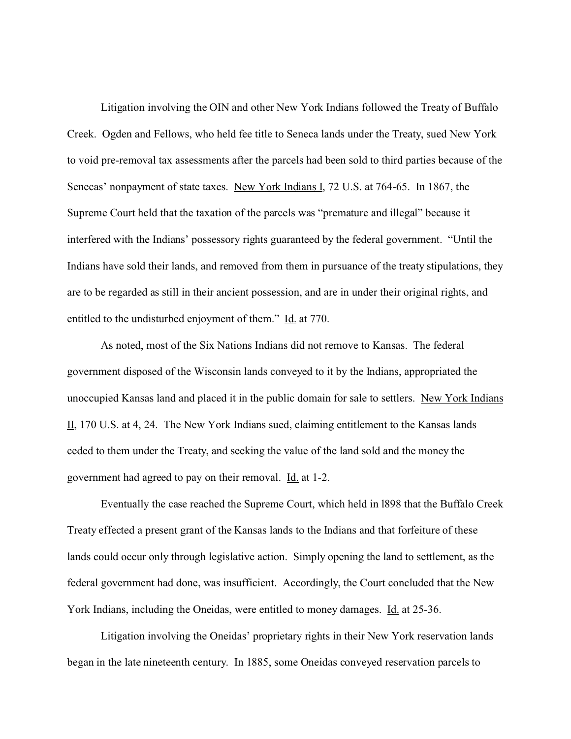Litigation involving the OIN and other New York Indians followed the Treaty of Buffalo Creek. Ogden and Fellows, who held fee title to Seneca lands under the Treaty, sued New York to void pre-removal tax assessments after the parcels had been sold to third parties because of the Senecas' nonpayment of state taxes. New York Indians I, 72 U.S. at 764-65. In 1867, the Supreme Court held that the taxation of the parcels was "premature and illegal" because it interfered with the Indians' possessory rights guaranteed by the federal government. "Until the Indians have sold their lands, and removed from them in pursuance of the treaty stipulations, they are to be regarded as still in their ancient possession, and are in under their original rights, and entitled to the undisturbed enjoyment of them." Id. at 770.

As noted, most of the Six Nations Indians did not remove to Kansas. The federal government disposed of the Wisconsin lands conveyed to it by the Indians, appropriated the unoccupied Kansas land and placed it in the public domain for sale to settlers. New York Indians II, 170 U.S. at 4, 24. The New York Indians sued, claiming entitlement to the Kansas lands ceded to them under the Treaty, and seeking the value of the land sold and the money the government had agreed to pay on their removal. Id. at 1-2.

Eventually the case reached the Supreme Court, which held in l898 that the Buffalo Creek Treaty effected a present grant of the Kansas lands to the Indians and that forfeiture of these lands could occur only through legislative action. Simply opening the land to settlement, as the federal government had done, was insufficient. Accordingly, the Court concluded that the New York Indians, including the Oneidas, were entitled to money damages. Id. at 25-36.

Litigation involving the Oneidas' proprietary rights in their New York reservation lands began in the late nineteenth century. In 1885, some Oneidas conveyed reservation parcels to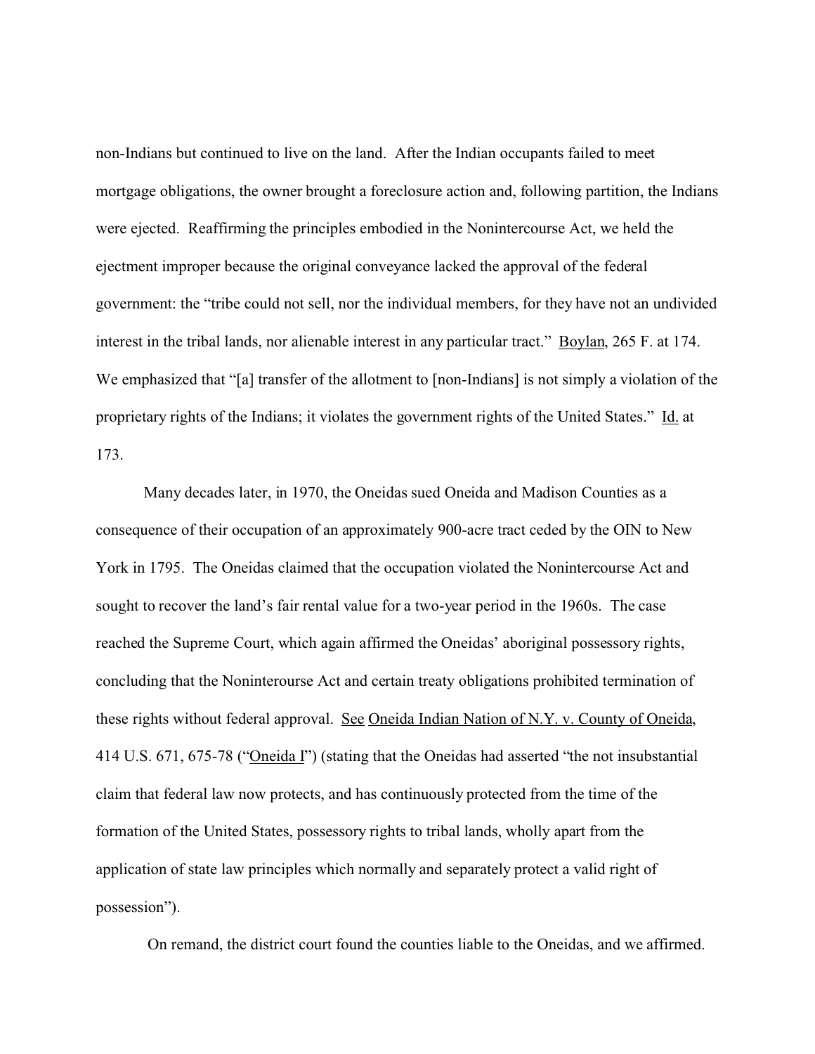non-Indians but continued to live on the land. After the Indian occupants failed to meet mortgage obligations, the owner brought a foreclosure action and, following partition, the Indians were ejected. Reaffirming the principles embodied in the Nonintercourse Act, we held the ejectment improper because the original conveyance lacked the approval of the federal government: the "tribe could not sell, nor the individual members, for they have not an undivided interest in the tribal lands, nor alienable interest in any particular tract." Boylan, 265 F. at 174. We emphasized that "[a] transfer of the allotment to [non-Indians] is not simply a violation of the proprietary rights of the Indians; it violates the government rights of the United States." Id. at 173.

Many decades later, in 1970, the Oneidas sued Oneida and Madison Counties as a consequence of their occupation of an approximately 900-acre tract ceded by the OIN to New York in 1795. The Oneidas claimed that the occupation violated the Nonintercourse Act and sought to recover the land's fair rental value for a two-year period in the 1960s. The case reached the Supreme Court, which again affirmed the Oneidas' aboriginal possessory rights, concluding that the Noninterourse Act and certain treaty obligations prohibited termination of these rights without federal approval. See Oneida Indian Nation of N.Y. v. County of Oneida, 414 U.S. 671, 675-78 ("Oneida I") (stating that the Oneidas had asserted "the not insubstantial claim that federal law now protects, and has continuously protected from the time of the formation of the United States, possessory rights to tribal lands, wholly apart from the application of state law principles which normally and separately protect a valid right of possession").

On remand, the district court found the counties liable to the Oneidas, and we affirmed.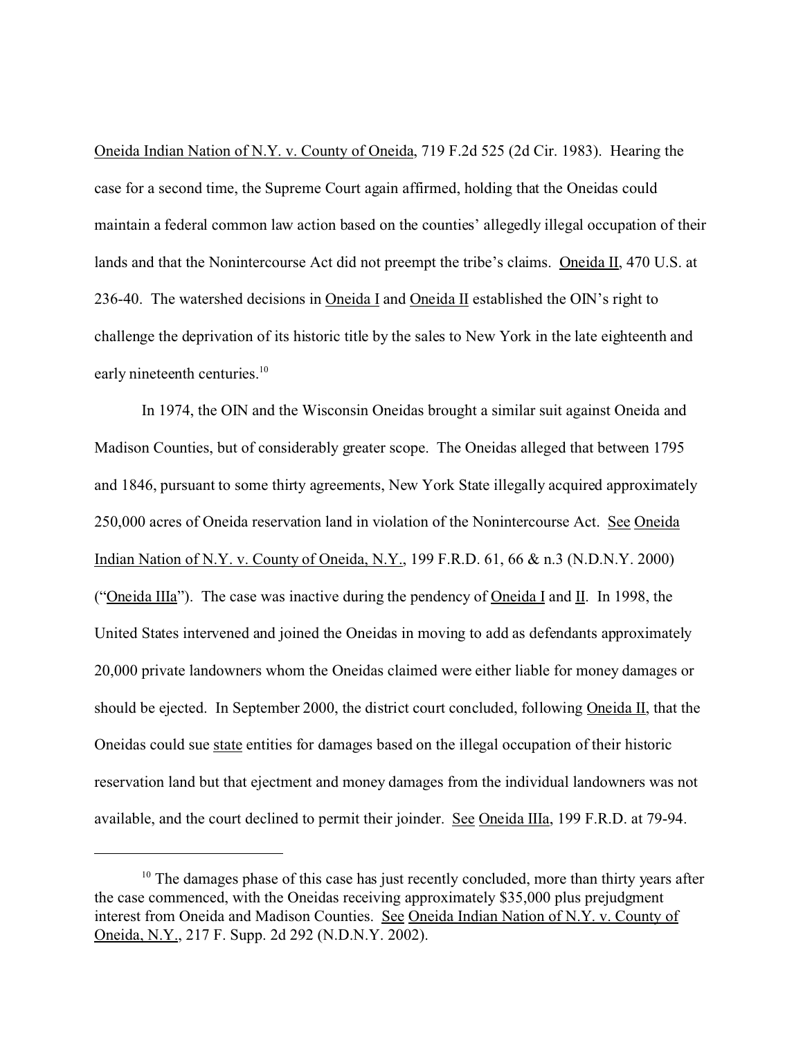Oneida Indian Nation of N.Y. v. County of Oneida, 719 F.2d 525 (2d Cir. 1983). Hearing the case for a second time, the Supreme Court again affirmed, holding that the Oneidas could maintain a federal common law action based on the counties' allegedly illegal occupation of their lands and that the Nonintercourse Act did not preempt the tribe's claims. Oneida II, 470 U.S. at 236-40. The watershed decisions in Oneida I and Oneida II established the OIN's right to challenge the deprivation of its historic title by the sales to New York in the late eighteenth and early nineteenth centuries.[10]

In 1974, the OIN and the Wisconsin Oneidas brought a similar suit against Oneida and Madison Counties, but of considerably greater scope. The Oneidas alleged that between 1795 and 1846, pursuant to some thirty agreements, New York State illegally acquired approximately 250,000 acres of Oneida reservation land in violation of the Nonintercourse Act. See Oneida Indian Nation of N.Y. v. County of Oneida, N.Y., 199 F.R.D. 61, 66 & n.3 (N.D.N.Y. 2000) ("Oneida IIIa"). The case was inactive during the pendency of Oneida I and II. In 1998, the United States intervened and joined the Oneidas in moving to add as defendants approximately 20,000 private landowners whom the Oneidas claimed were either liable for money damages or should be ejected. In September 2000, the district court concluded, following Oneida II, that the Oneidas could sue state entities for damages based on the illegal occupation of their historic reservation land but that ejectment and money damages from the individual landowners was not available, and the court declined to permit their joinder. See Oneida IIIa, 199 F.R.D. at 79-94.

---

[10] The damages phase of this case has just recently concluded, more than thirty years after the case commenced, with the Oneidas receiving approximately $35,000 plus prejudgment interest from Oneida and Madison Counties. See Oneida Indian Nation of N.Y. v. County of Oneida, N.Y., 217 F. Supp. 2d 292 (N.D.N.Y. 2002).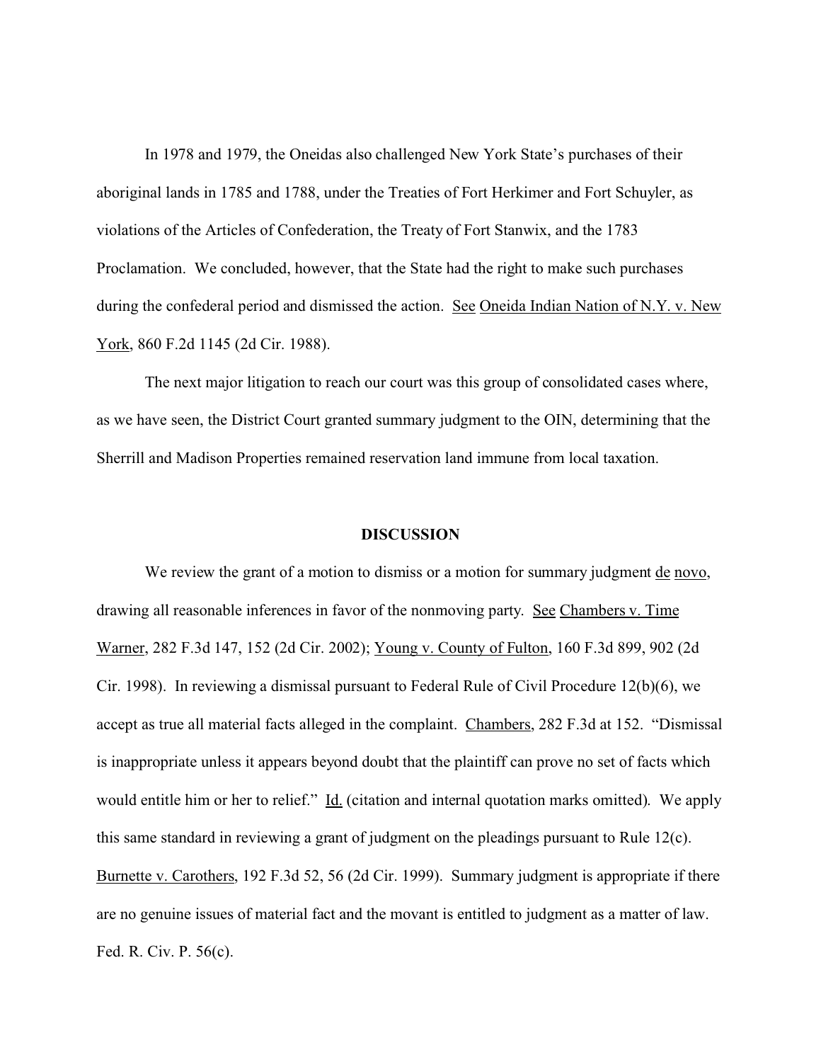In 1978 and 1979, the Oneidas also challenged New York State's purchases of their aboriginal lands in 1785 and 1788, under the Treaties of Fort Herkimer and Fort Schuyler, as violations of the Articles of Confederation, the Treaty of Fort Stanwix, and the 1783 Proclamation. We concluded, however, that the State had the right to make such purchases during the confederal period and dismissed the action. See Oneida Indian Nation of N.Y. v. New York, 860 F.2d 1145 (2d Cir. 1988).

The next major litigation to reach our court was this group of consolidated cases where, as we have seen, the District Court granted summary judgment to the OIN, determining that the Sherrill and Madison Properties remained reservation land immune from local taxation.

## DISCUSSION

We review the grant of a motion to dismiss or a motion for summary judgment de novo, drawing all reasonable inferences in favor of the nonmoving party. See Chambers v. Time Warner, 282 F.3d 147, 152 (2d Cir. 2002); Young v. County of Fulton, 160 F.3d 899, 902 (2d Cir. 1998). In reviewing a dismissal pursuant to Federal Rule of Civil Procedure 12(b)(6), we accept as true all material facts alleged in the complaint. Chambers, 282 F.3d at 152. "Dismissal is inappropriate unless it appears beyond doubt that the plaintiff can prove no set of facts which would entitle him or her to relief." Id. (citation and internal quotation marks omitted). We apply this same standard in reviewing a grant of judgment on the pleadings pursuant to Rule 12(c). Burnette v. Carothers, 192 F.3d 52, 56 (2d Cir. 1999). Summary judgment is appropriate if there are no genuine issues of material fact and the movant is entitled to judgment as a matter of law. Fed. R. Civ. P. 56(c).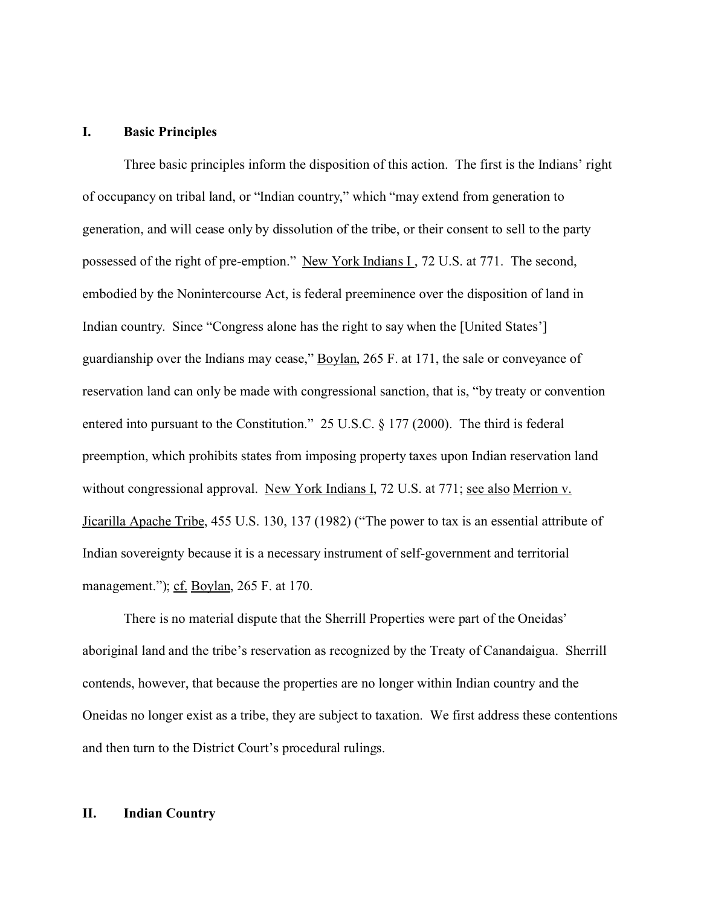## I. Basic Principles

Three basic principles inform the disposition of this action. The first is the Indians' right of occupancy on tribal land, or "Indian country," which "may extend from generation to generation, and will cease only by dissolution of the tribe, or their consent to sell to the party possessed of the right of pre-emption." New York Indians I , 72 U.S. at 771. The second, embodied by the Nonintercourse Act, is federal preeminence over the disposition of land in Indian country. Since "Congress alone has the right to say when the [United States'] guardianship over the Indians may cease," Boylan, 265 F. at 171, the sale or conveyance of reservation land can only be made with congressional sanction, that is, "by treaty or convention entered into pursuant to the Constitution." 25 U.S.C. § 177 (2000). The third is federal preemption, which prohibits states from imposing property taxes upon Indian reservation land without congressional approval. New York Indians I, 72 U.S. at 771; see also Merrion v. Jicarilla Apache Tribe, 455 U.S. 130, 137 (1982) ("The power to tax is an essential attribute of Indian sovereignty because it is a necessary instrument of self-government and territorial management."); cf. Boylan, 265 F. at 170.

There is no material dispute that the Sherrill Properties were part of the Oneidas' aboriginal land and the tribe's reservation as recognized by the Treaty of Canandaigua. Sherrill contends, however, that because the properties are no longer within Indian country and the Oneidas no longer exist as a tribe, they are subject to taxation. We first address these contentions and then turn to the District Court's procedural rulings.

## II. Indian Country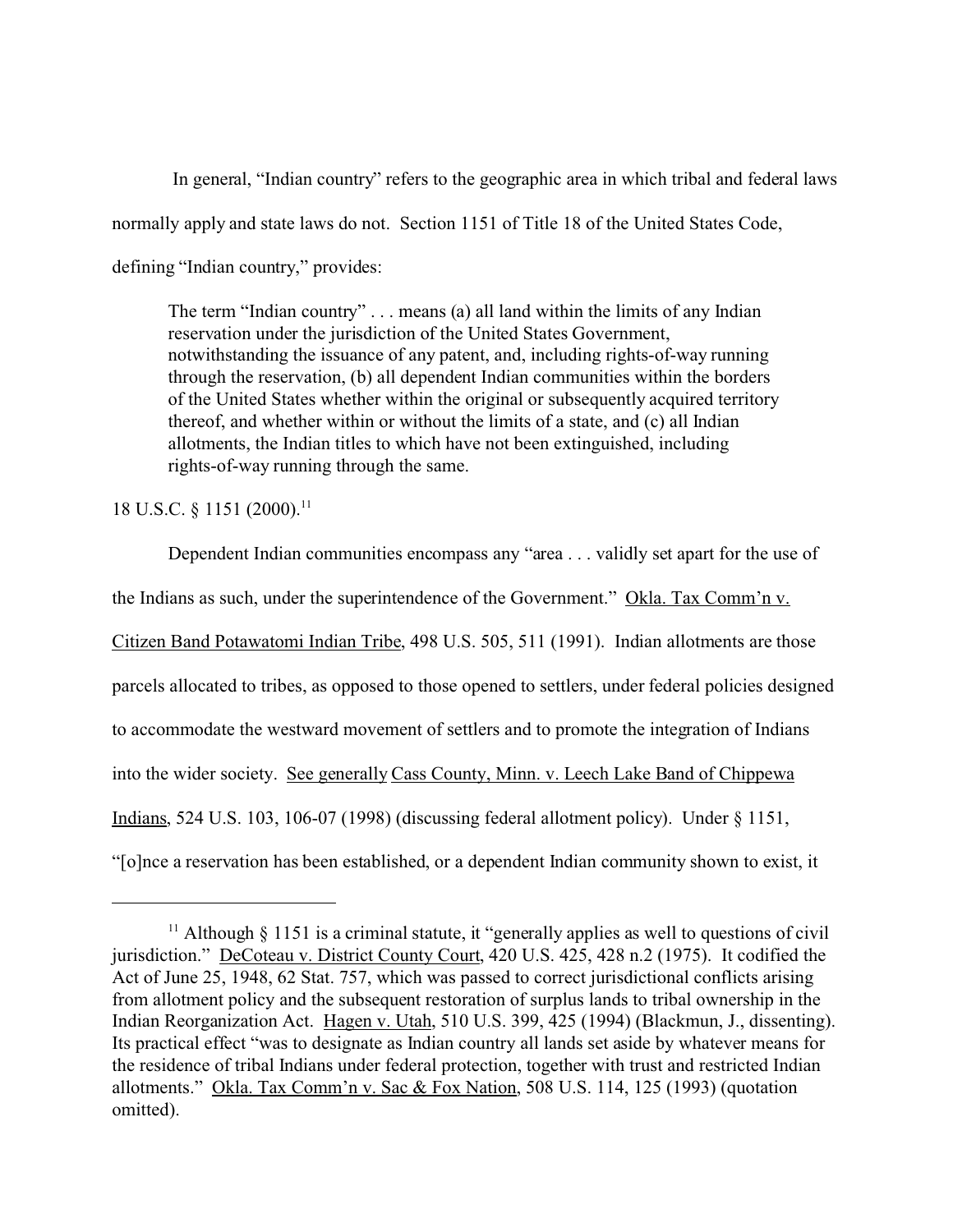In general, "Indian country" refers to the geographic area in which tribal and federal laws normally apply and state laws do not. Section 1151 of Title 18 of the United States Code, defining "Indian country," provides:

> The term "Indian country" . . . means (a) all land within the limits of any Indian reservation under the jurisdiction of the United States Government, notwithstanding the issuance of any patent, and, including rights-of-way running through the reservation, (b) all dependent Indian communities within the borders of the United States whether within the original or subsequently acquired territory thereof, and whether within or without the limits of a state, and (c) all Indian allotments, the Indian titles to which have not been extinguished, including rights-of-way running through the same.

18 U.S.C. § 1151 (2000).[11]

Dependent Indian communities encompass any "area . . . validly set apart for the use of the Indians as such, under the superintendence of the Government." Okla. Tax Comm'n v. Citizen Band Potawatomi Indian Tribe, 498 U.S. 505, 511 (1991). Indian allotments are those parcels allocated to tribes, as opposed to those opened to settlers, under federal policies designed to accommodate the westward movement of settlers and to promote the integration of Indians into the wider society. See generally Cass County, Minn. v. Leech Lake Band of Chippewa Indians, 524 U.S. 103, 106-07 (1998) (discussing federal allotment policy). Under § 1151, "[o]nce a reservation has been established, or a dependent Indian community shown to exist, it

---

[11] Although § 1151 is a criminal statute, it "generally applies as well to questions of civil jurisdiction." DeCoteau v. District County Court, 420 U.S. 425, 428 n.2 (1975). It codified the Act of June 25, 1948, 62 Stat. 757, which was passed to correct jurisdictional conflicts arising from allotment policy and the subsequent restoration of surplus lands to tribal ownership in the Indian Reorganization Act. Hagen v. Utah, 510 U.S. 399, 425 (1994) (Blackmun, J., dissenting). Its practical effect "was to designate as Indian country all lands set aside by whatever means for the residence of tribal Indians under federal protection, together with trust and restricted Indian allotments." Okla. Tax Comm'n v. Sac & Fox Nation, 508 U.S. 114, 125 (1993) (quotation omitted).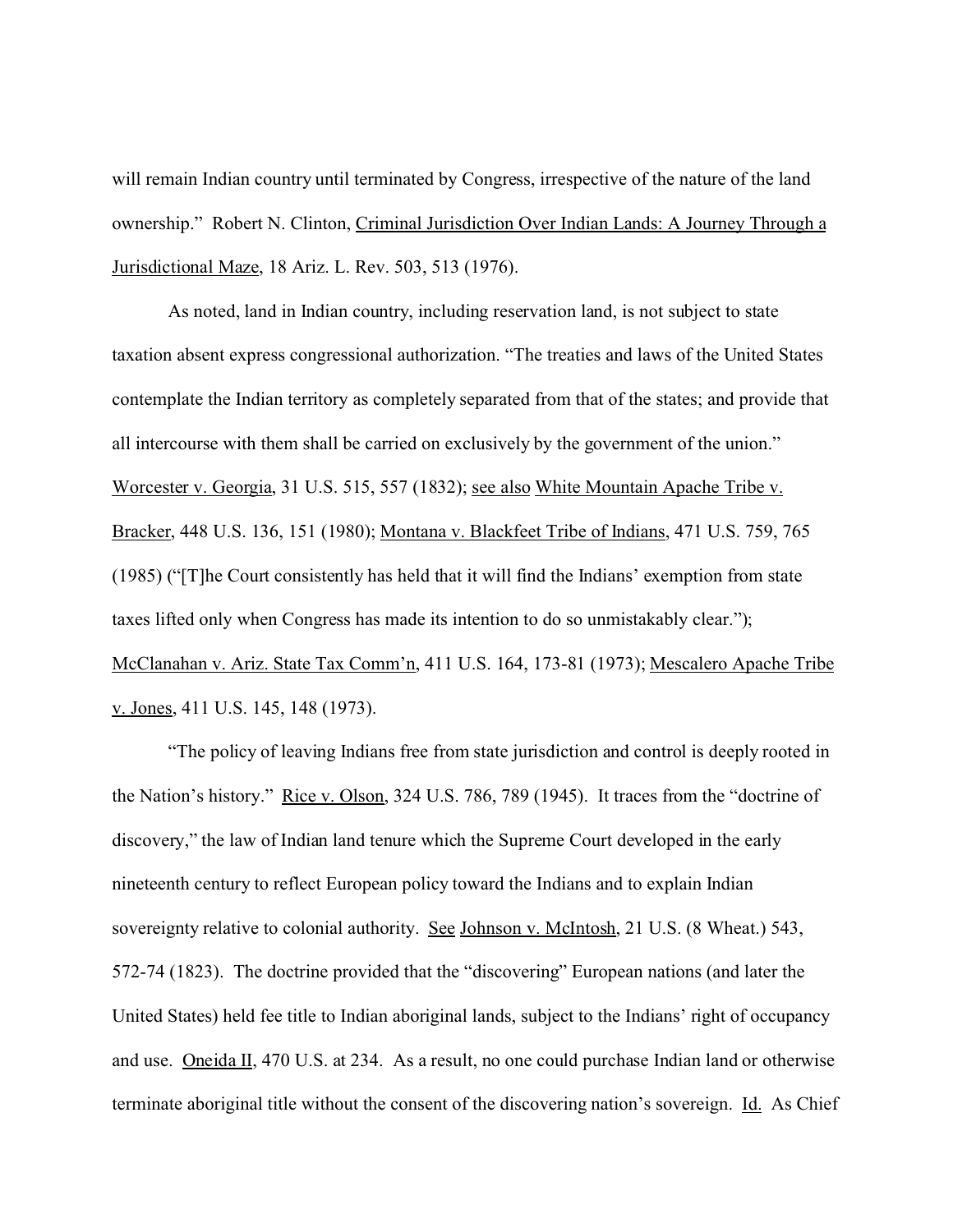will remain Indian country until terminated by Congress, irrespective of the nature of the land ownership." Robert N. Clinton, Criminal Jurisdiction Over Indian Lands: A Journey Through a Jurisdictional Maze, 18 Ariz. L. Rev. 503, 513 (1976).

As noted, land in Indian country, including reservation land, is not subject to state taxation absent express congressional authorization. "The treaties and laws of the United States contemplate the Indian territory as completely separated from that of the states; and provide that all intercourse with them shall be carried on exclusively by the government of the union." Worcester v. Georgia, 31 U.S. 515, 557 (1832); see also White Mountain Apache Tribe v. Bracker, 448 U.S. 136, 151 (1980); Montana v. Blackfeet Tribe of Indians, 471 U.S. 759, 765 (1985) ("[T]he Court consistently has held that it will find the Indians' exemption from state taxes lifted only when Congress has made its intention to do so unmistakably clear."); McClanahan v. Ariz. State Tax Comm'n, 411 U.S. 164, 173-81 (1973); Mescalero Apache Tribe v. Jones, 411 U.S. 145, 148 (1973).

"The policy of leaving Indians free from state jurisdiction and control is deeply rooted in the Nation's history." Rice v. Olson, 324 U.S. 786, 789 (1945). It traces from the "doctrine of discovery," the law of Indian land tenure which the Supreme Court developed in the early nineteenth century to reflect European policy toward the Indians and to explain Indian sovereignty relative to colonial authority. See Johnson v. McIntosh, 21 U.S. (8 Wheat.) 543, 572-74 (1823). The doctrine provided that the "discovering" European nations (and later the United States) held fee title to Indian aboriginal lands, subject to the Indians' right of occupancy and use. Oneida II, 470 U.S. at 234. As a result, no one could purchase Indian land or otherwise terminate aboriginal title without the consent of the discovering nation's sovereign. Id. As Chief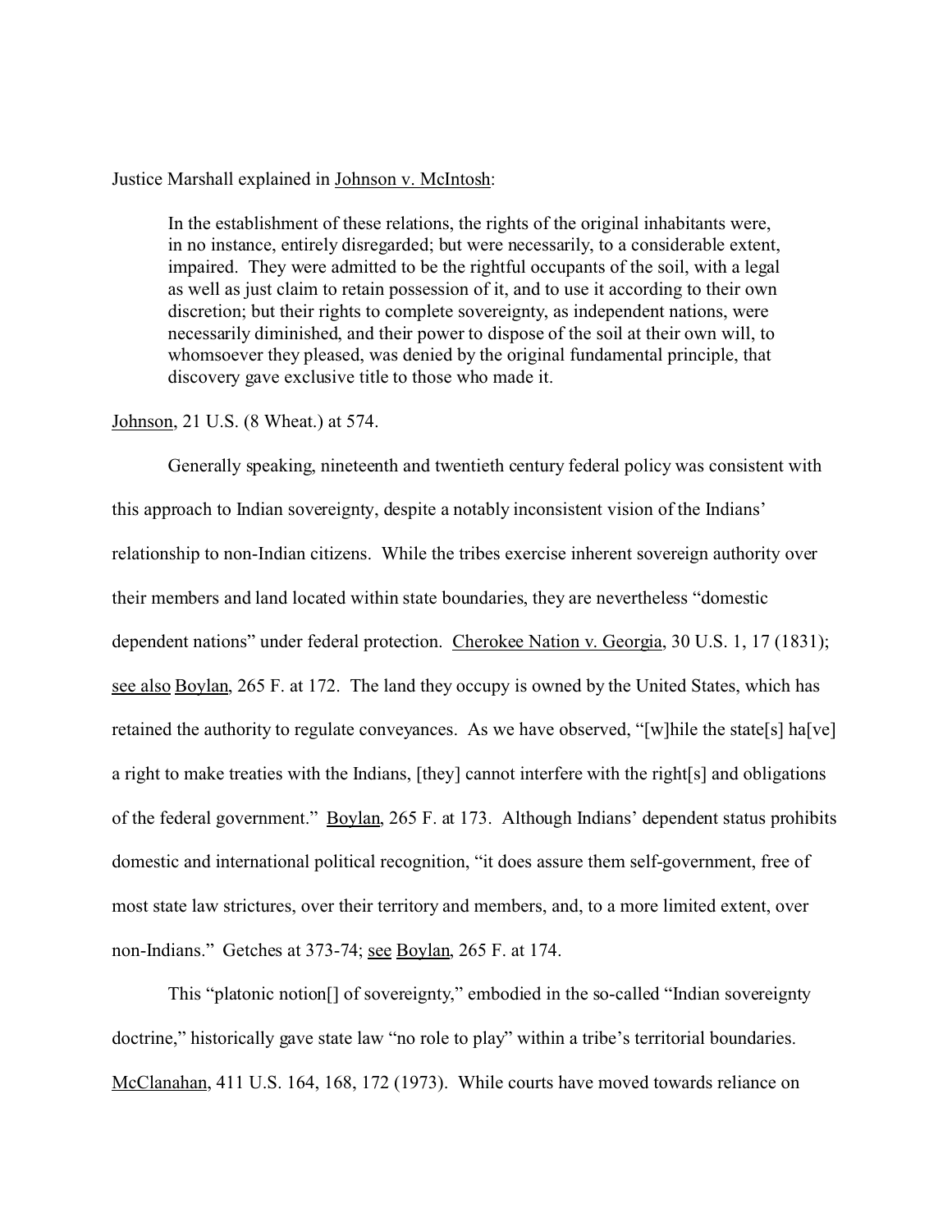Justice Marshall explained in Johnson v. McIntosh:

> In the establishment of these relations, the rights of the original inhabitants were, in no instance, entirely disregarded; but were necessarily, to a considerable extent, impaired. They were admitted to be the rightful occupants of the soil, with a legal as well as just claim to retain possession of it, and to use it according to their own discretion; but their rights to complete sovereignty, as independent nations, were necessarily diminished, and their power to dispose of the soil at their own will, to whomsoever they pleased, was denied by the original fundamental principle, that discovery gave exclusive title to those who made it.

Johnson, 21 U.S. (8 Wheat.) at 574.

Generally speaking, nineteenth and twentieth century federal policy was consistent with this approach to Indian sovereignty, despite a notably inconsistent vision of the Indians' relationship to non-Indian citizens. While the tribes exercise inherent sovereign authority over their members and land located within state boundaries, they are nevertheless "domestic dependent nations" under federal protection. Cherokee Nation v. Georgia, 30 U.S. 1, 17 (1831); see also Boylan, 265 F. at 172. The land they occupy is owned by the United States, which has retained the authority to regulate conveyances. As we have observed, "[w]hile the state[s] ha[ve] a right to make treaties with the Indians, [they] cannot interfere with the right[s] and obligations of the federal government." Boylan, 265 F. at 173. Although Indians' dependent status prohibits domestic and international political recognition, "it does assure them self-government, free of most state law strictures, over their territory and members, and, to a more limited extent, over non-Indians." Getches at 373-74; see Boylan, 265 F. at 174.

This "platonic notion[] of sovereignty," embodied in the so-called "Indian sovereignty doctrine," historically gave state law "no role to play" within a tribe's territorial boundaries. McClanahan, 411 U.S. 164, 168, 172 (1973). While courts have moved towards reliance on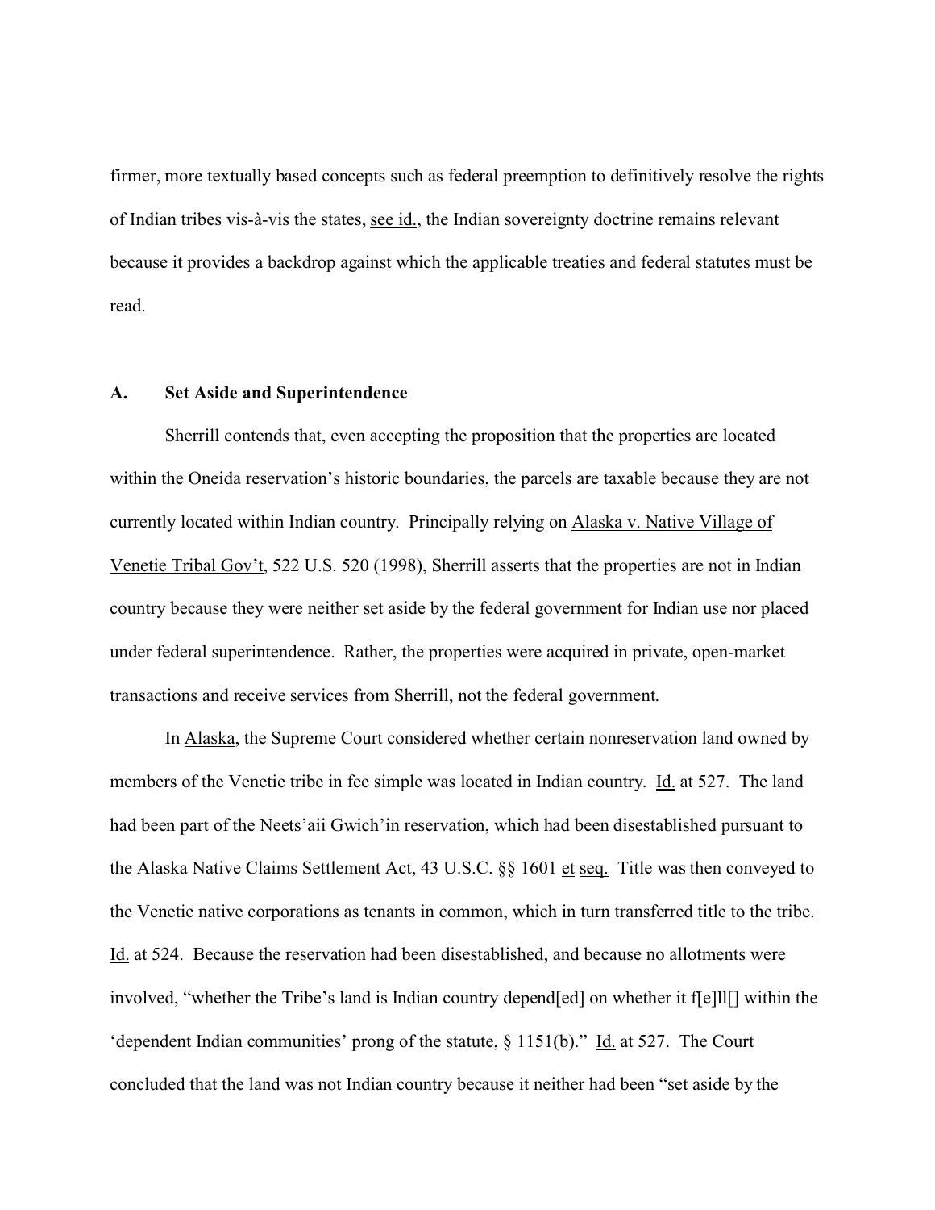firmer, more textually based concepts such as federal preemption to definitively resolve the rights of Indian tribes vis-à-vis the states, see id., the Indian sovereignty doctrine remains relevant because it provides a backdrop against which the applicable treaties and federal statutes must be read.

### A. Set Aside and Superintendence

Sherrill contends that, even accepting the proposition that the properties are located within the Oneida reservation's historic boundaries, the parcels are taxable because they are not currently located within Indian country. Principally relying on Alaska v. Native Village of Venetie Tribal Gov't, 522 U.S. 520 (1998), Sherrill asserts that the properties are not in Indian country because they were neither set aside by the federal government for Indian use nor placed under federal superintendence. Rather, the properties were acquired in private, open-market transactions and receive services from Sherrill, not the federal government.

In Alaska, the Supreme Court considered whether certain nonreservation land owned by members of the Venetie tribe in fee simple was located in Indian country. Id. at 527. The land had been part of the Neets'aii Gwich'in reservation, which had been disestablished pursuant to the Alaska Native Claims Settlement Act, 43 U.S.C. §§ 1601 et seq. Title was then conveyed to the Venetie native corporations as tenants in common, which in turn transferred title to the tribe. Id. at 524. Because the reservation had been disestablished, and because no allotments were involved, "whether the Tribe's land is Indian country depend[ed] on whether it f[e]ll[] within the 'dependent Indian communities' prong of the statute, § 1151(b)." Id. at 527. The Court concluded that the land was not Indian country because it neither had been "set aside by the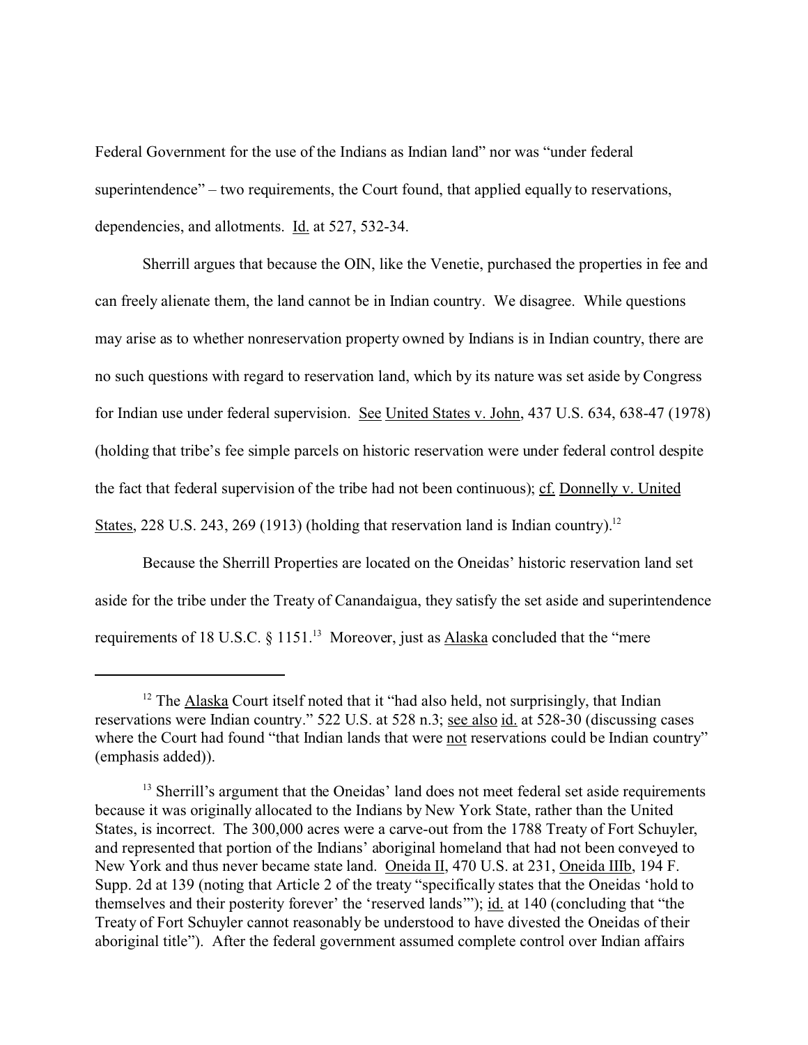Federal Government for the use of the Indians as Indian land" nor was "under federal superintendence" – two requirements, the Court found, that applied equally to reservations, dependencies, and allotments. Id. at 527, 532-34.

Sherrill argues that because the OIN, like the Venetie, purchased the properties in fee and can freely alienate them, the land cannot be in Indian country. We disagree. While questions may arise as to whether nonreservation property owned by Indians is in Indian country, there are no such questions with regard to reservation land, which by its nature was set aside by Congress for Indian use under federal supervision. See United States v. John, 437 U.S. 634, 638-47 (1978) (holding that tribe's fee simple parcels on historic reservation were under federal control despite the fact that federal supervision of the tribe had not been continuous); cf. Donnelly v. United States, 228 U.S. 243, 269 (1913) (holding that reservation land is Indian country).[12]

Because the Sherrill Properties are located on the Oneidas' historic reservation land set aside for the tribe under the Treaty of Canandaigua, they satisfy the set aside and superintendence requirements of 18 U.S.C. § 1151.[13] Moreover, just as Alaska concluded that the "mere

---

[12] The Alaska Court itself noted that it "had also held, not surprisingly, that Indian reservations were Indian country." 522 U.S. at 528 n.3; see also id. at 528-30 (discussing cases where the Court had found "that Indian lands that were not reservations could be Indian country" (emphasis added)).

[13] Sherrill's argument that the Oneidas' land does not meet federal set aside requirements because it was originally allocated to the Indians by New York State, rather than the United States, is incorrect. The 300,000 acres were a carve-out from the 1788 Treaty of Fort Schuyler, and represented that portion of the Indians' aboriginal homeland that had not been conveyed to New York and thus never became state land. Oneida II, 470 U.S. at 231, Oneida IIIb, 194 F. Supp. 2d at 139 (noting that Article 2 of the treaty "specifically states that the Oneidas 'hold to themselves and their posterity forever' the 'reserved lands'"); id. at 140 (concluding that "the Treaty of Fort Schuyler cannot reasonably be understood to have divested the Oneidas of their aboriginal title"). After the federal government assumed complete control over Indian affairs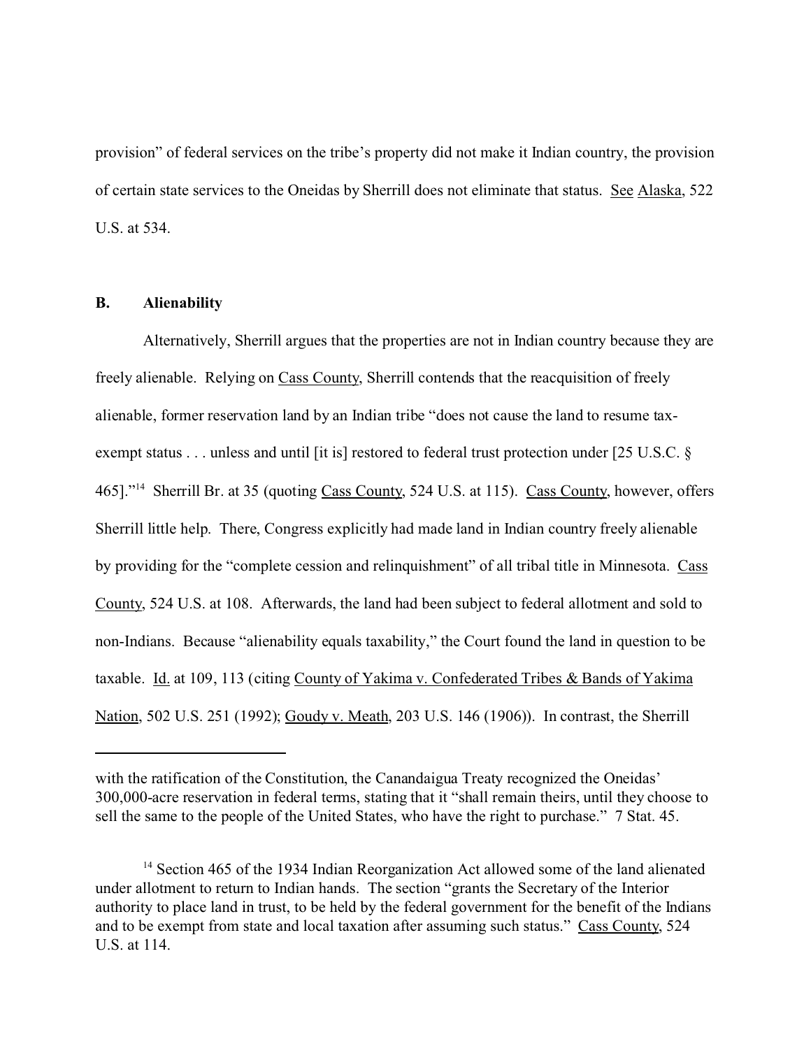provision" of federal services on the tribe's property did not make it Indian country, the provision of certain state services to the Oneidas by Sherrill does not eliminate that status. See Alaska, 522 U.S. at 534.

### B. Alienability

Alternatively, Sherrill argues that the properties are not in Indian country because they are freely alienable. Relying on Cass County, Sherrill contends that the reacquisition of freely alienable, former reservation land by an Indian tribe "does not cause the land to resume tax-exempt status . . . unless and until [it is] restored to federal trust protection under [25 U.S.C. § 465]."[14] Sherrill Br. at 35 (quoting Cass County, 524 U.S. at 115). Cass County, however, offers Sherrill little help. There, Congress explicitly had made land in Indian country freely alienable by providing for the "complete cession and relinquishment" of all tribal title in Minnesota. Cass County, 524 U.S. at 108. Afterwards, the land had been subject to federal allotment and sold to non-Indians. Because "alienability equals taxability," the Court found the land in question to be taxable. Id. at 109, 113 (citing County of Yakima v. Confederated Tribes & Bands of Yakima Nation, 502 U.S. 251 (1992); Goudy v. Meath, 203 U.S. 146 (1906)). In contrast, the Sherrill

---

with the ratification of the Constitution, the Canandaigua Treaty recognized the Oneidas' 300,000-acre reservation in federal terms, stating that it "shall remain theirs, until they choose to sell the same to the people of the United States, who have the right to purchase." 7 Stat. 45.

[14] Section 465 of the 1934 Indian Reorganization Act allowed some of the land alienated under allotment to return to Indian hands. The section "grants the Secretary of the Interior authority to place land in trust, to be held by the federal government for the benefit of the Indians and to be exempt from state and local taxation after assuming such status." Cass County, 524 U.S. at 114.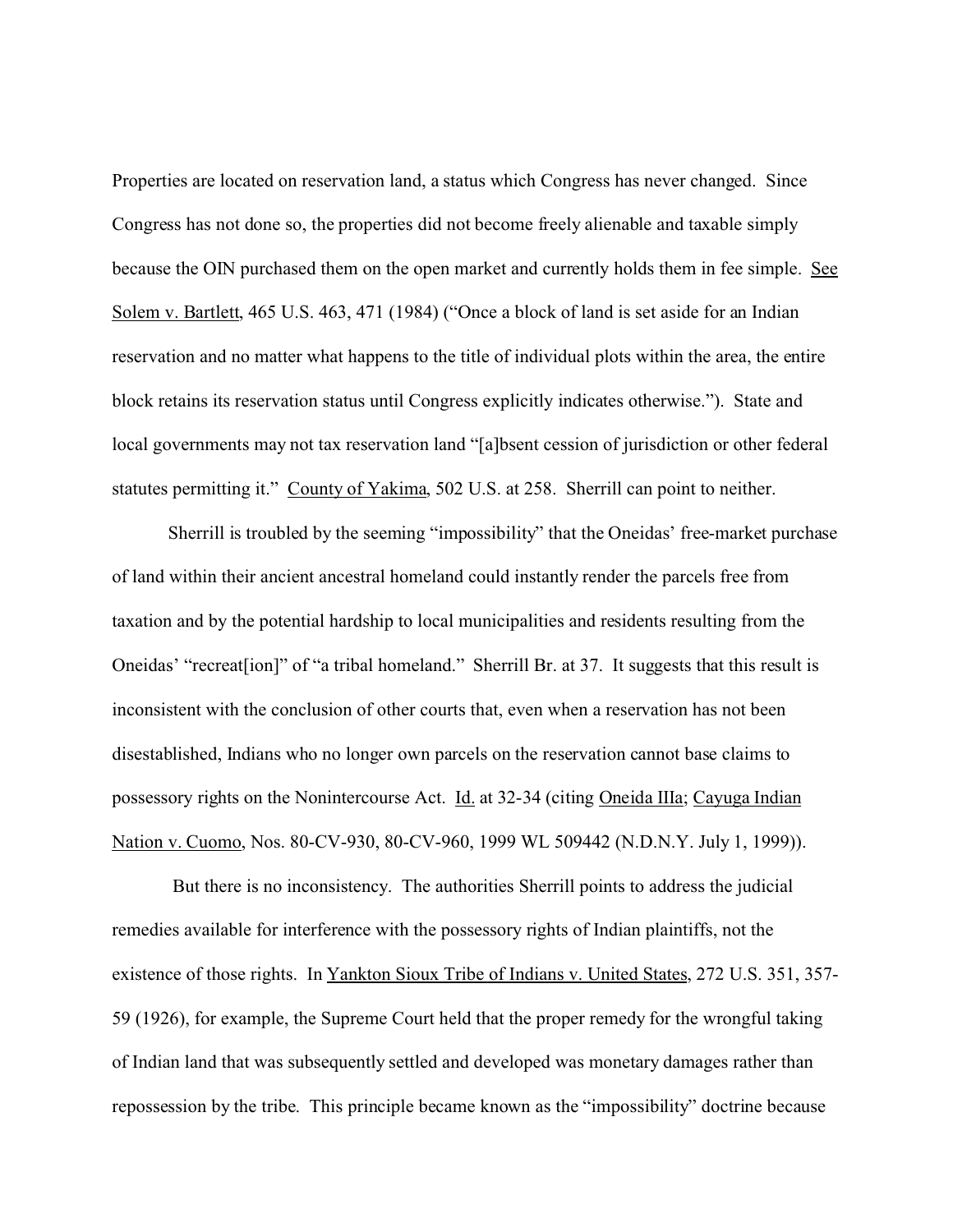Properties are located on reservation land, a status which Congress has never changed. Since Congress has not done so, the properties did not become freely alienable and taxable simply because the OIN purchased them on the open market and currently holds them in fee simple. See Solem v. Bartlett, 465 U.S. 463, 471 (1984) ("Once a block of land is set aside for an Indian reservation and no matter what happens to the title of individual plots within the area, the entire block retains its reservation status until Congress explicitly indicates otherwise."). State and local governments may not tax reservation land "[a]bsent cession of jurisdiction or other federal statutes permitting it." County of Yakima, 502 U.S. at 258. Sherrill can point to neither.

Sherrill is troubled by the seeming "impossibility" that the Oneidas' free-market purchase of land within their ancient ancestral homeland could instantly render the parcels free from taxation and by the potential hardship to local municipalities and residents resulting from the Oneidas' "recreat[ion]" of "a tribal homeland." Sherrill Br. at 37. It suggests that this result is inconsistent with the conclusion of other courts that, even when a reservation has not been disestablished, Indians who no longer own parcels on the reservation cannot base claims to possessory rights on the Nonintercourse Act. Id. at 32-34 (citing Oneida IIIa; Cayuga Indian Nation v. Cuomo, Nos. 80-CV-930, 80-CV-960, 1999 WL 509442 (N.D.N.Y. July 1, 1999)).

But there is no inconsistency. The authorities Sherrill points to address the judicial remedies available for interference with the possessory rights of Indian plaintiffs, not the existence of those rights. In Yankton Sioux Tribe of Indians v. United States, 272 U.S. 351, 357-59 (1926), for example, the Supreme Court held that the proper remedy for the wrongful taking of Indian land that was subsequently settled and developed was monetary damages rather than repossession by the tribe. This principle became known as the "impossibility" doctrine because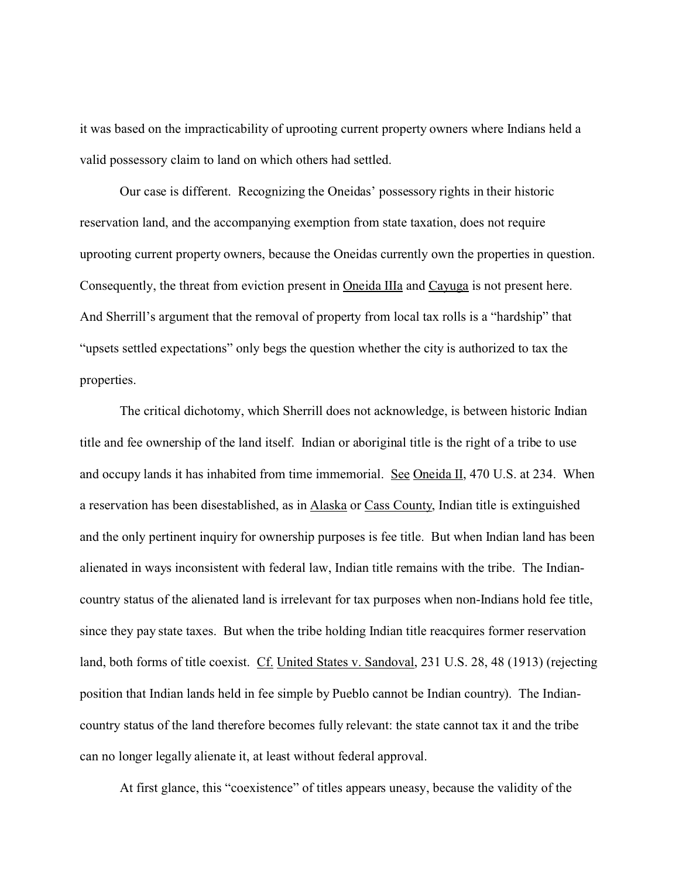it was based on the impracticability of uprooting current property owners where Indians held a valid possessory claim to land on which others had settled.

Our case is different. Recognizing the Oneidas' possessory rights in their historic reservation land, and the accompanying exemption from state taxation, does not require uprooting current property owners, because the Oneidas currently own the properties in question. Consequently, the threat from eviction present in Oneida IIIa and Cayuga is not present here. And Sherrill's argument that the removal of property from local tax rolls is a "hardship" that "upsets settled expectations" only begs the question whether the city is authorized to tax the properties.

The critical dichotomy, which Sherrill does not acknowledge, is between historic Indian title and fee ownership of the land itself. Indian or aboriginal title is the right of a tribe to use and occupy lands it has inhabited from time immemorial. See Oneida II, 470 U.S. at 234. When a reservation has been disestablished, as in Alaska or Cass County, Indian title is extinguished and the only pertinent inquiry for ownership purposes is fee title. But when Indian land has been alienated in ways inconsistent with federal law, Indian title remains with the tribe. The Indian-country status of the alienated land is irrelevant for tax purposes when non-Indians hold fee title, since they pay state taxes. But when the tribe holding Indian title reacquires former reservation land, both forms of title coexist. Cf. United States v. Sandoval, 231 U.S. 28, 48 (1913) (rejecting position that Indian lands held in fee simple by Pueblo cannot be Indian country). The Indian-country status of the land therefore becomes fully relevant: the state cannot tax it and the tribe can no longer legally alienate it, at least without federal approval.

At first glance, this "coexistence" of titles appears uneasy, because the validity of the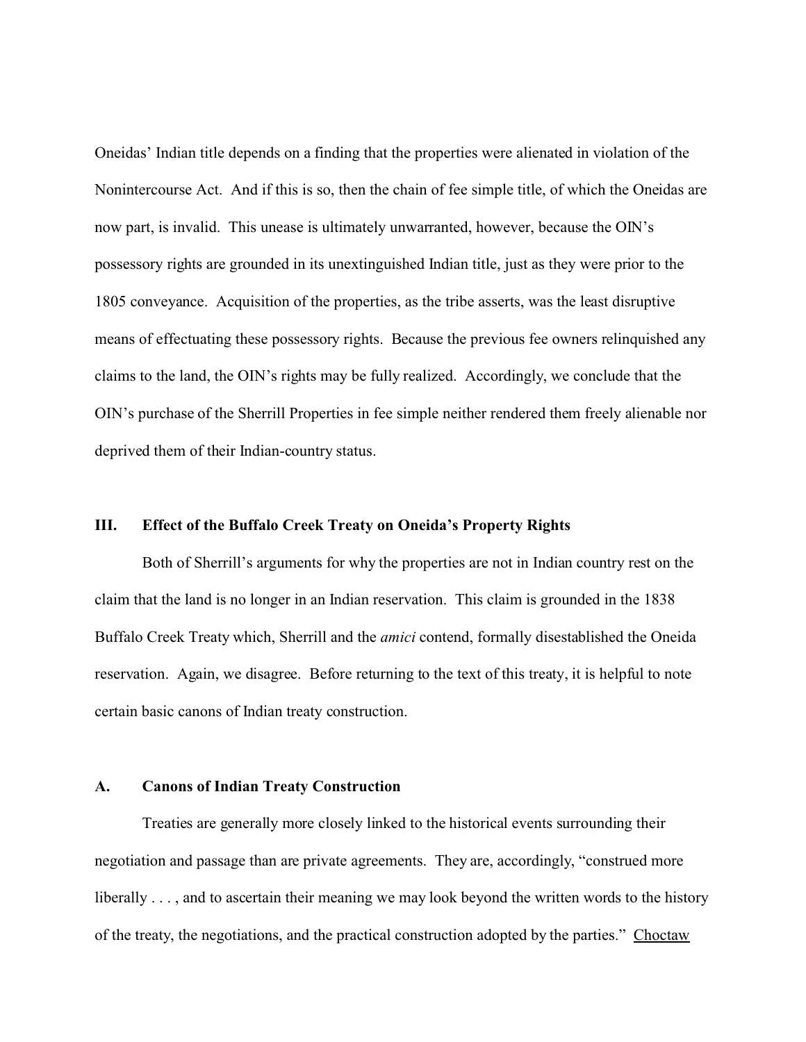Oneidas' Indian title depends on a finding that the properties were alienated in violation of the Nonintercourse Act. And if this is so, then the chain of fee simple title, of which the Oneidas are now part, is invalid. This unease is ultimately unwarranted, however, because the OIN's possessory rights are grounded in its unextinguished Indian title, just as they were prior to the 1805 conveyance. Acquisition of the properties, as the tribe asserts, was the least disruptive means of effectuating these possessory rights. Because the previous fee owners relinquished any claims to the land, the OIN's rights may be fully realized. Accordingly, we conclude that the OIN's purchase of the Sherrill Properties in fee simple neither rendered them freely alienable nor deprived them of their Indian-country status.

## III. Effect of the Buffalo Creek Treaty on Oneida's Property Rights

Both of Sherrill's arguments for why the properties are not in Indian country rest on the claim that the land is no longer in an Indian reservation. This claim is grounded in the 1838 Buffalo Creek Treaty which, Sherrill and the *amici* contend, formally disestablished the Oneida reservation. Again, we disagree. Before returning to the text of this treaty, it is helpful to note certain basic canons of Indian treaty construction.

### A. Canons of Indian Treaty Construction

Treaties are generally more closely linked to the historical events surrounding their negotiation and passage than are private agreements. They are, accordingly, "construed more liberally . . . , and to ascertain their meaning we may look beyond the written words to the history of the treaty, the negotiations, and the practical construction adopted by the parties." Choctaw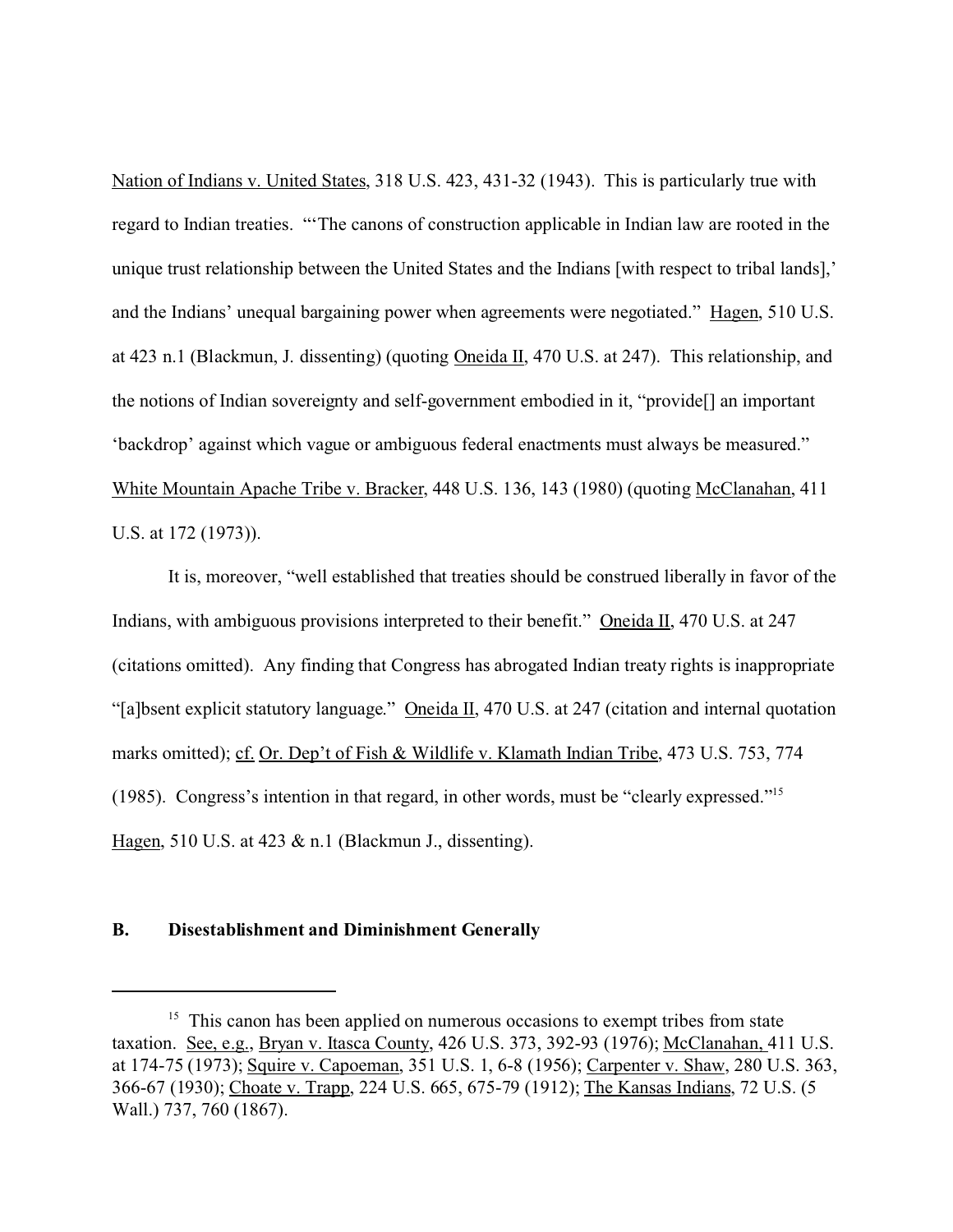Nation of Indians v. United States, 318 U.S. 423, 431-32 (1943). This is particularly true with regard to Indian treaties. "'The canons of construction applicable in Indian law are rooted in the unique trust relationship between the United States and the Indians [with respect to tribal lands],' and the Indians' unequal bargaining power when agreements were negotiated." Hagen, 510 U.S. at 423 n.1 (Blackmun, J. dissenting) (quoting Oneida II, 470 U.S. at 247). This relationship, and the notions of Indian sovereignty and self-government embodied in it, "provide[] an important 'backdrop' against which vague or ambiguous federal enactments must always be measured." White Mountain Apache Tribe v. Bracker, 448 U.S. 136, 143 (1980) (quoting McClanahan, 411 U.S. at 172 (1973)).

It is, moreover, "well established that treaties should be construed liberally in favor of the Indians, with ambiguous provisions interpreted to their benefit." Oneida II, 470 U.S. at 247 (citations omitted). Any finding that Congress has abrogated Indian treaty rights is inappropriate "[a]bsent explicit statutory language." Oneida II, 470 U.S. at 247 (citation and internal quotation marks omitted); cf. Or. Dep't of Fish & Wildlife v. Klamath Indian Tribe, 473 U.S. 753, 774 (1985). Congress's intention in that regard, in other words, must be "clearly expressed."[15] Hagen, 510 U.S. at 423 & n.1 (Blackmun J., dissenting).

**B. Disestablishment and Diminishment Generally**

---

[15] This canon has been applied on numerous occasions to exempt tribes from state taxation. See, e.g., Bryan v. Itasca County, 426 U.S. 373, 392-93 (1976); McClanahan, 411 U.S. at 174-75 (1973); Squire v. Capoeman, 351 U.S. 1, 6-8 (1956); Carpenter v. Shaw, 280 U.S. 363, 366-67 (1930); Choate v. Trapp, 224 U.S. 665, 675-79 (1912); The Kansas Indians, 72 U.S. (5 Wall.) 737, 760 (1867).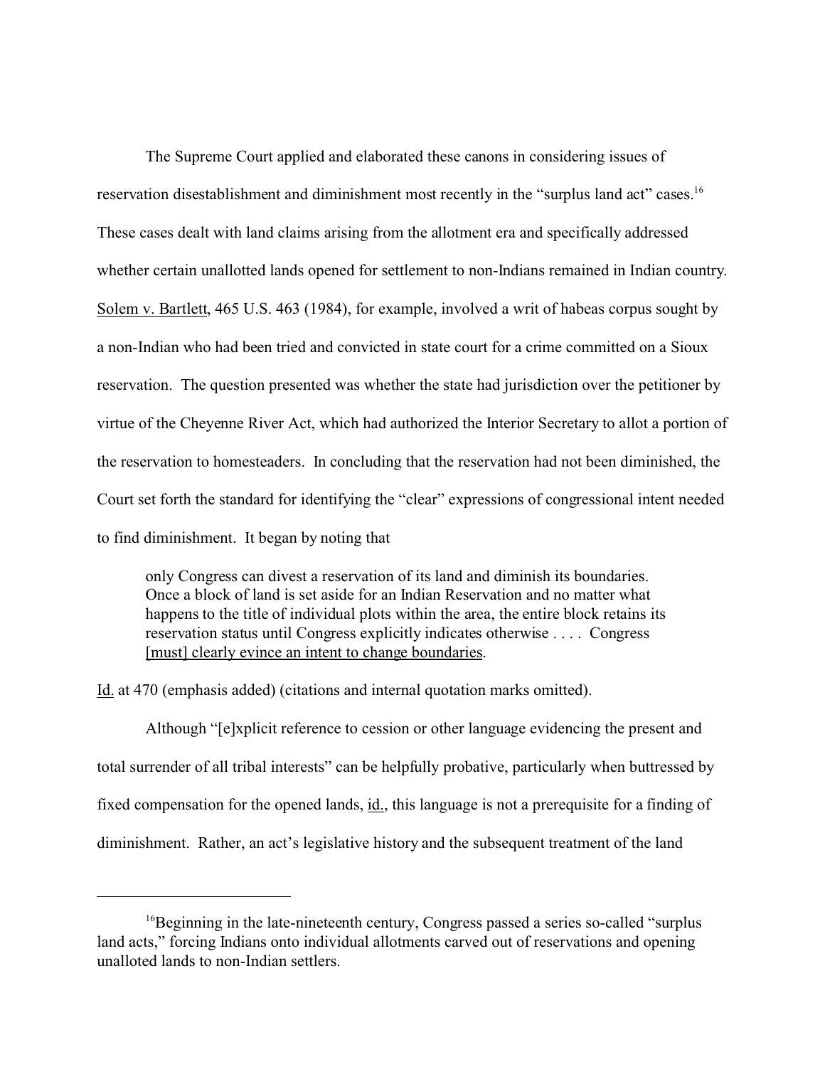The Supreme Court applied and elaborated these canons in considering issues of reservation disestablishment and diminishment most recently in the "surplus land act" cases.[16] These cases dealt with land claims arising from the allotment era and specifically addressed whether certain unallotted lands opened for settlement to non-Indians remained in Indian country. Solem v. Bartlett, 465 U.S. 463 (1984), for example, involved a writ of habeas corpus sought by a non-Indian who had been tried and convicted in state court for a crime committed on a Sioux reservation. The question presented was whether the state had jurisdiction over the petitioner by virtue of the Cheyenne River Act, which had authorized the Interior Secretary to allot a portion of the reservation to homesteaders. In concluding that the reservation had not been diminished, the Court set forth the standard for identifying the "clear" expressions of congressional intent needed to find diminishment. It began by noting that

> only Congress can divest a reservation of its land and diminish its boundaries. Once a block of land is set aside for an Indian Reservation and no matter what happens to the title of individual plots within the area, the entire block retains its reservation status until Congress explicitly indicates otherwise . . . . Congress <u>[must] clearly evince an intent to change boundaries</u>.

Id. at 470 (emphasis added) (citations and internal quotation marks omitted).

Although "[e]xplicit reference to cession or other language evidencing the present and total surrender of all tribal interests" can be helpfully probative, particularly when buttressed by fixed compensation for the opened lands, id., this language is not a prerequisite for a finding of diminishment. Rather, an act's legislative history and the subsequent treatment of the land

---

[16] Beginning in the late-nineteenth century, Congress passed a series so-called "surplus land acts," forcing Indians onto individual allotments carved out of reservations and opening unalloted lands to non-Indian settlers.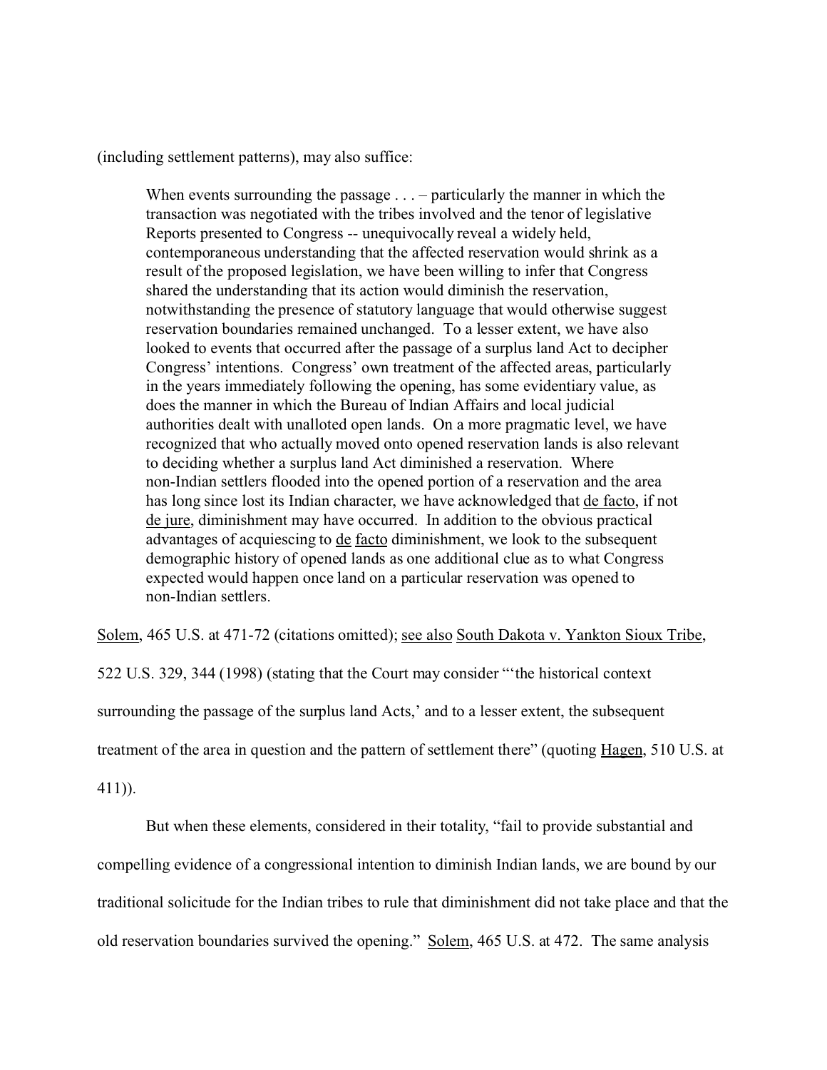(including settlement patterns), may also suffice:

> When events surrounding the passage . . . – particularly the manner in which the transaction was negotiated with the tribes involved and the tenor of legislative Reports presented to Congress -- unequivocally reveal a widely held, contemporaneous understanding that the affected reservation would shrink as a result of the proposed legislation, we have been willing to infer that Congress shared the understanding that its action would diminish the reservation, notwithstanding the presence of statutory language that would otherwise suggest reservation boundaries remained unchanged. To a lesser extent, we have also looked to events that occurred after the passage of a surplus land Act to decipher Congress' intentions. Congress' own treatment of the affected areas, particularly in the years immediately following the opening, has some evidentiary value, as does the manner in which the Bureau of Indian Affairs and local judicial authorities dealt with unalloted open lands. On a more pragmatic level, we have recognized that who actually moved onto opened reservation lands is also relevant to deciding whether a surplus land Act diminished a reservation. Where non-Indian settlers flooded into the opened portion of a reservation and the area has long since lost its Indian character, we have acknowledged that de facto, if not de jure, diminishment may have occurred. In addition to the obvious practical advantages of acquiescing to de facto diminishment, we look to the subsequent demographic history of opened lands as one additional clue as to what Congress expected would happen once land on a particular reservation was opened to non-Indian settlers.

Solem, 465 U.S. at 471-72 (citations omitted); see also South Dakota v. Yankton Sioux Tribe, 522 U.S. 329, 344 (1998) (stating that the Court may consider "'the historical context surrounding the passage of the surplus land Acts,' and to a lesser extent, the subsequent treatment of the area in question and the pattern of settlement there" (quoting Hagen, 510 U.S. at 411)).

But when these elements, considered in their totality, "fail to provide substantial and compelling evidence of a congressional intention to diminish Indian lands, we are bound by our traditional solicitude for the Indian tribes to rule that diminishment did not take place and that the old reservation boundaries survived the opening." Solem, 465 U.S. at 472. The same analysis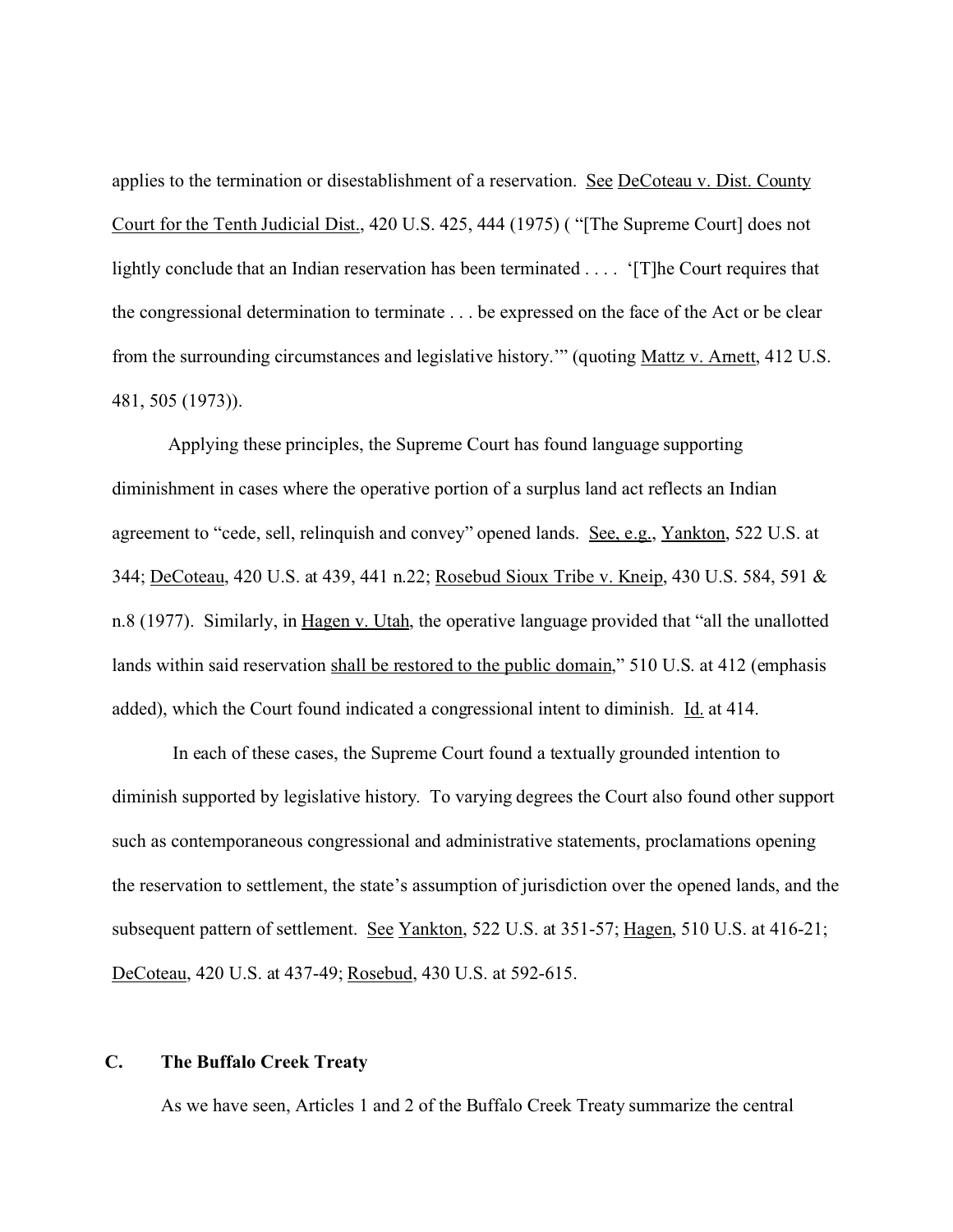applies to the termination or disestablishment of a reservation. See DeCoteau v. Dist. County Court for the Tenth Judicial Dist., 420 U.S. 425, 444 (1975) ( "[The Supreme Court] does not lightly conclude that an Indian reservation has been terminated . . . . '[T]he Court requires that the congressional determination to terminate . . . be expressed on the face of the Act or be clear from the surrounding circumstances and legislative history.'" (quoting Mattz v. Arnett, 412 U.S. 481, 505 (1973)).

Applying these principles, the Supreme Court has found language supporting diminishment in cases where the operative portion of a surplus land act reflects an Indian agreement to "cede, sell, relinquish and convey" opened lands. See, e.g., Yankton, 522 U.S. at 344; DeCoteau, 420 U.S. at 439, 441 n.22; Rosebud Sioux Tribe v. Kneip, 430 U.S. 584, 591 & n.8 (1977). Similarly, in Hagen v. Utah, the operative language provided that "all the unallotted lands within said reservation shall be restored to the public domain," 510 U.S. at 412 (emphasis added), which the Court found indicated a congressional intent to diminish. Id. at 414.

In each of these cases, the Supreme Court found a textually grounded intention to diminish supported by legislative history. To varying degrees the Court also found other support such as contemporaneous congressional and administrative statements, proclamations opening the reservation to settlement, the state's assumption of jurisdiction over the opened lands, and the subsequent pattern of settlement. See Yankton, 522 U.S. at 351-57; Hagen, 510 U.S. at 416-21; DeCoteau, 420 U.S. at 437-49; Rosebud, 430 U.S. at 592-615.

### C. The Buffalo Creek Treaty

As we have seen, Articles 1 and 2 of the Buffalo Creek Treaty summarize the central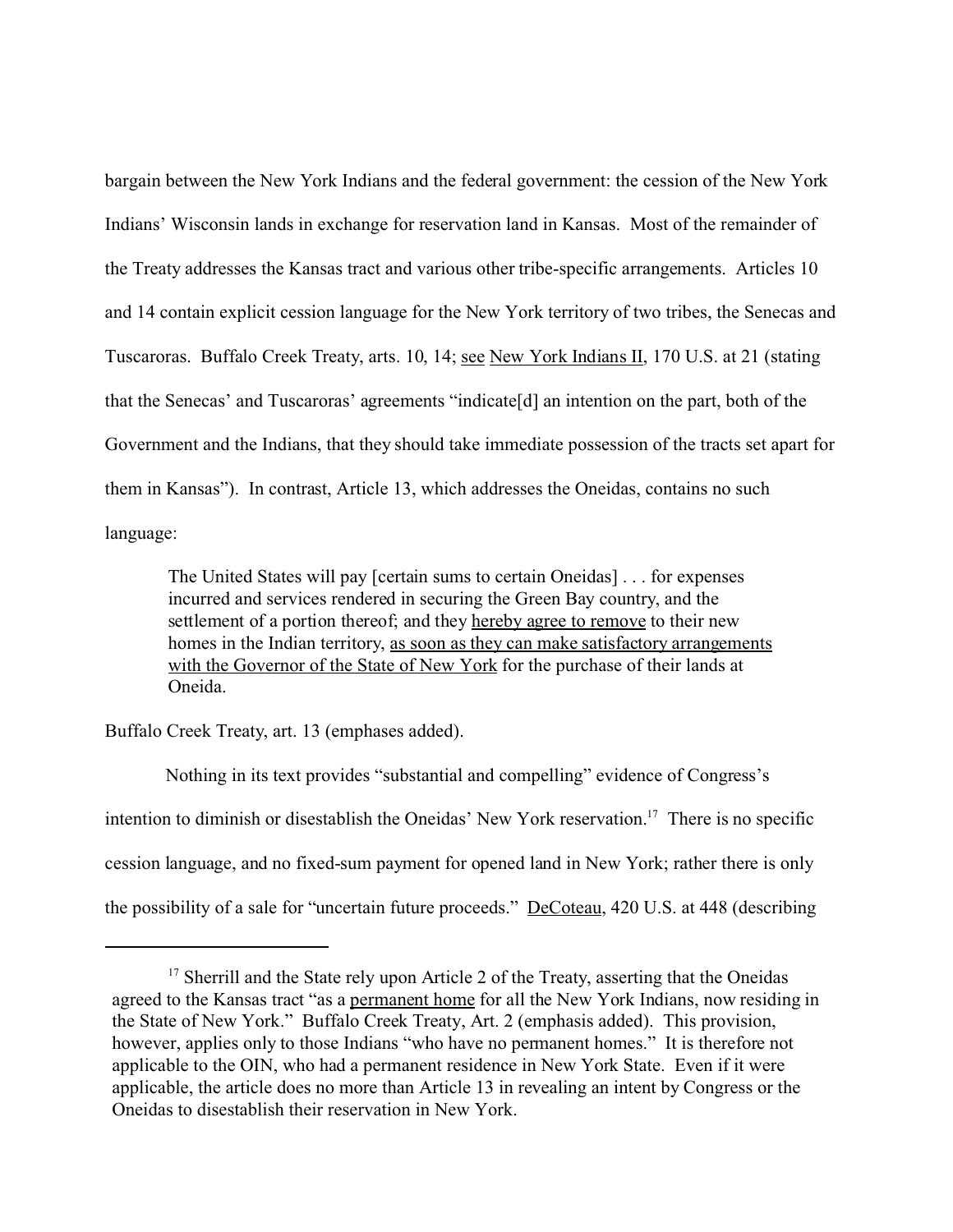bargain between the New York Indians and the federal government: the cession of the New York Indians' Wisconsin lands in exchange for reservation land in Kansas. Most of the remainder of the Treaty addresses the Kansas tract and various other tribe-specific arrangements. Articles 10 and 14 contain explicit cession language for the New York territory of two tribes, the Senecas and Tuscaroras. Buffalo Creek Treaty, arts. 10, 14; see New York Indians II, 170 U.S. at 21 (stating that the Senecas' and Tuscaroras' agreements "indicate[d] an intention on the part, both of the Government and the Indians, that they should take immediate possession of the tracts set apart for them in Kansas"). In contrast, Article 13, which addresses the Oneidas, contains no such language:

> The United States will pay [certain sums to certain Oneidas] . . . for expenses incurred and services rendered in securing the Green Bay country, and the settlement of a portion thereof; and they hereby agree to remove to their new homes in the Indian territory, as soon as they can make satisfactory arrangements with the Governor of the State of New York for the purchase of their lands at Oneida.

Buffalo Creek Treaty, art. 13 (emphases added).

Nothing in its text provides "substantial and compelling" evidence of Congress's intention to diminish or disestablish the Oneidas' New York reservation.[17] There is no specific cession language, and no fixed-sum payment for opened land in New York; rather there is only the possibility of a sale for "uncertain future proceeds." DeCoteau, 420 U.S. at 448 (describing

---

[17] Sherrill and the State rely upon Article 2 of the Treaty, asserting that the Oneidas agreed to the Kansas tract "as a permanent home for all the New York Indians, now residing in the State of New York." Buffalo Creek Treaty, Art. 2 (emphasis added). This provision, however, applies only to those Indians "who have no permanent homes." It is therefore not applicable to the OIN, who had a permanent residence in New York State. Even if it were applicable, the article does no more than Article 13 in revealing an intent by Congress or the Oneidas to disestablish their reservation in New York.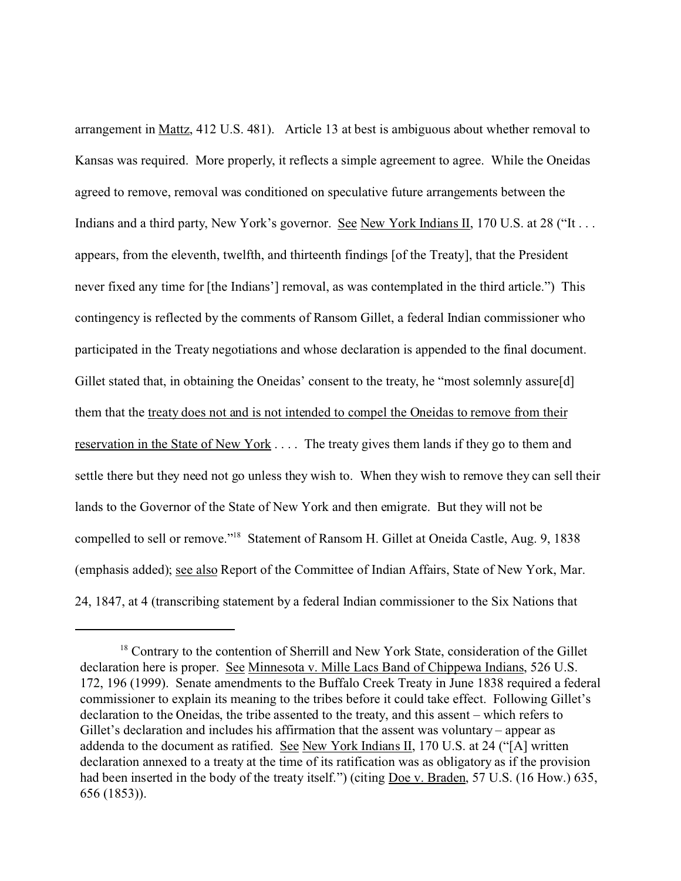arrangement in Mattz, 412 U.S. 481). Article 13 at best is ambiguous about whether removal to Kansas was required. More properly, it reflects a simple agreement to agree. While the Oneidas agreed to remove, removal was conditioned on speculative future arrangements between the Indians and a third party, New York's governor. See New York Indians II, 170 U.S. at 28 ("It . . . appears, from the eleventh, twelfth, and thirteenth findings [of the Treaty], that the President never fixed any time for [the Indians'] removal, as was contemplated in the third article.") This contingency is reflected by the comments of Ransom Gillet, a federal Indian commissioner who participated in the Treaty negotiations and whose declaration is appended to the final document. Gillet stated that, in obtaining the Oneidas' consent to the treaty, he "most solemnly assure[d] them that the <u>treaty does not and is not intended to compel the Oneidas to remove from their reservation in the State of New York</u> . . . . The treaty gives them lands if they go to them and settle there but they need not go unless they wish to. When they wish to remove they can sell their lands to the Governor of the State of New York and then emigrate. But they will not be compelled to sell or remove."[18] Statement of Ransom H. Gillet at Oneida Castle, Aug. 9, 1838 (emphasis added); see also Report of the Committee of Indian Affairs, State of New York, Mar. 24, 1847, at 4 (transcribing statement by a federal Indian commissioner to the Six Nations that

---

[18] Contrary to the contention of Sherrill and New York State, consideration of the Gillet declaration here is proper. See Minnesota v. Mille Lacs Band of Chippewa Indians, 526 U.S. 172, 196 (1999). Senate amendments to the Buffalo Creek Treaty in June 1838 required a federal commissioner to explain its meaning to the tribes before it could take effect. Following Gillet's declaration to the Oneidas, the tribe assented to the treaty, and this assent – which refers to Gillet's declaration and includes his affirmation that the assent was voluntary – appear as addenda to the document as ratified. See New York Indians II, 170 U.S. at 24 ("[A] written declaration annexed to a treaty at the time of its ratification was as obligatory as if the provision had been inserted in the body of the treaty itself.") (citing Doe v. Braden, 57 U.S. (16 How.) 635, 656 (1853)).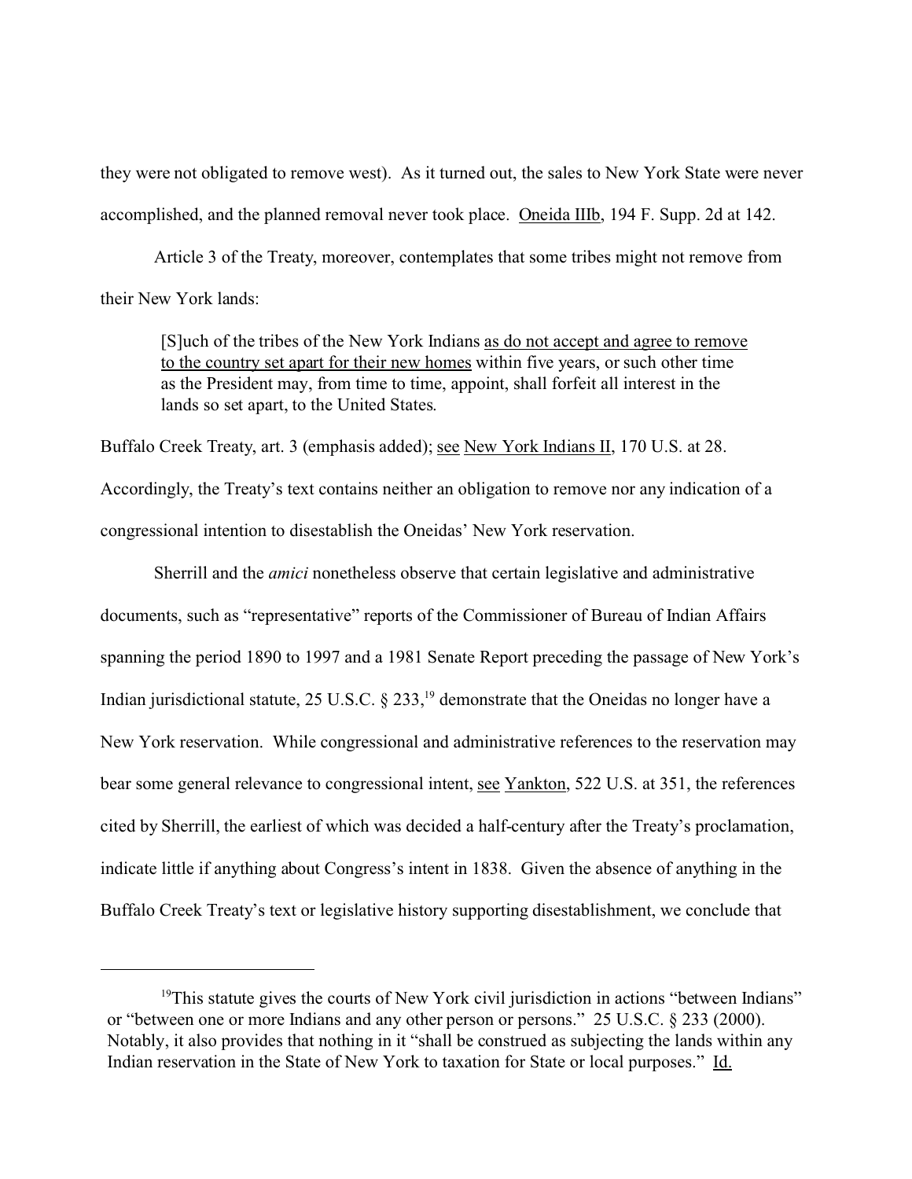they were not obligated to remove west). As it turned out, the sales to New York State were never accomplished, and the planned removal never took place. Oneida IIIb, 194 F. Supp. 2d at 142.

Article 3 of the Treaty, moreover, contemplates that some tribes might not remove from their New York lands:

> [S]uch of the tribes of the New York Indians as do not accept and agree to remove to the country set apart for their new homes within five years, or such other time as the President may, from time to time, appoint, shall forfeit all interest in the lands so set apart, to the United States.

Buffalo Creek Treaty, art. 3 (emphasis added); see New York Indians II, 170 U.S. at 28. Accordingly, the Treaty's text contains neither an obligation to remove nor any indication of a congressional intention to disestablish the Oneidas' New York reservation.

Sherrill and the *amici* nonetheless observe that certain legislative and administrative documents, such as "representative" reports of the Commissioner of Bureau of Indian Affairs spanning the period 1890 to 1997 and a 1981 Senate Report preceding the passage of New York's Indian jurisdictional statute, 25 U.S.C. § 233,[19] demonstrate that the Oneidas no longer have a New York reservation. While congressional and administrative references to the reservation may bear some general relevance to congressional intent, see Yankton, 522 U.S. at 351, the references cited by Sherrill, the earliest of which was decided a half-century after the Treaty's proclamation, indicate little if anything about Congress's intent in 1838. Given the absence of anything in the Buffalo Creek Treaty's text or legislative history supporting disestablishment, we conclude that

---

[19] This statute gives the courts of New York civil jurisdiction in actions "between Indians" or "between one or more Indians and any other person or persons." 25 U.S.C. § 233 (2000). Notably, it also provides that nothing in it "shall be construed as subjecting the lands within any Indian reservation in the State of New York to taxation for State or local purposes." Id.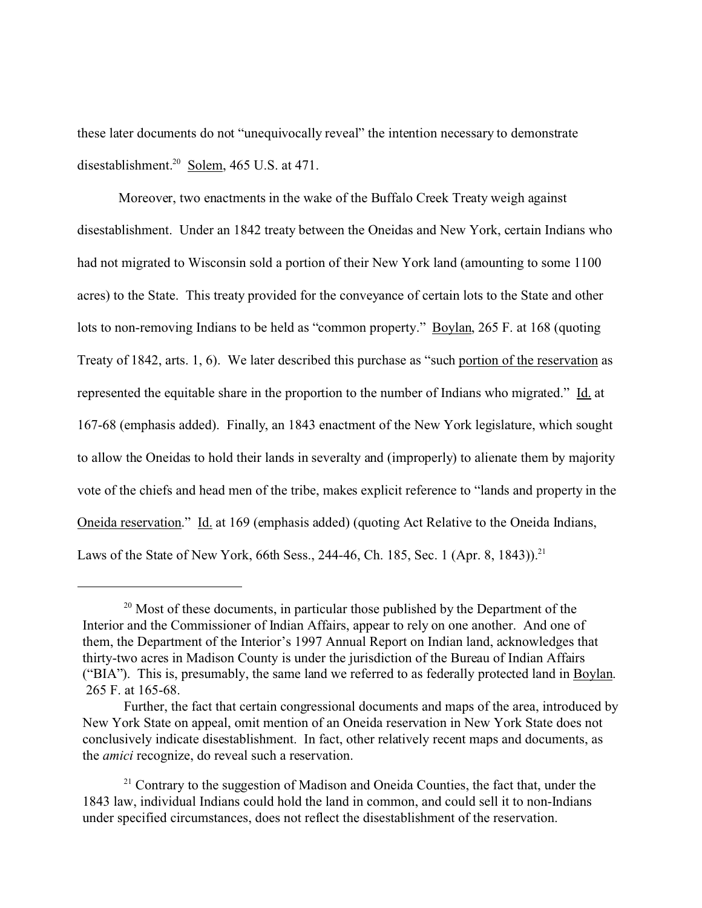these later documents do not "unequivocally reveal" the intention necessary to demonstrate disestablishment.[20] Solem, 465 U.S. at 471.

Moreover, two enactments in the wake of the Buffalo Creek Treaty weigh against disestablishment. Under an 1842 treaty between the Oneidas and New York, certain Indians who had not migrated to Wisconsin sold a portion of their New York land (amounting to some 1100 acres) to the State. This treaty provided for the conveyance of certain lots to the State and other lots to non-removing Indians to be held as "common property." Boylan, 265 F. at 168 (quoting Treaty of 1842, arts. 1, 6). We later described this purchase as "such portion of the reservation as represented the equitable share in the proportion to the number of Indians who migrated." Id. at 167-68 (emphasis added). Finally, an 1843 enactment of the New York legislature, which sought to allow the Oneidas to hold their lands in severalty and (improperly) to alienate them by majority vote of the chiefs and head men of the tribe, makes explicit reference to "lands and property in the Oneida reservation." Id. at 169 (emphasis added) (quoting Act Relative to the Oneida Indians, Laws of the State of New York, 66th Sess., 244-46, Ch. 185, Sec. 1 (Apr. 8, 1843)).[21]

---

[20] Most of these documents, in particular those published by the Department of the Interior and the Commissioner of Indian Affairs, appear to rely on one another. And one of them, the Department of the Interior's 1997 Annual Report on Indian land, acknowledges that thirty-two acres in Madison County is under the jurisdiction of the Bureau of Indian Affairs ("BIA"). This is, presumably, the same land we referred to as federally protected land in Boylan. 265 F. at 165-68.

Further, the fact that certain congressional documents and maps of the area, introduced by New York State on appeal, omit mention of an Oneida reservation in New York State does not conclusively indicate disestablishment. In fact, other relatively recent maps and documents, as the *amici* recognize, do reveal such a reservation.

[21] Contrary to the suggestion of Madison and Oneida Counties, the fact that, under the 1843 law, individual Indians could hold the land in common, and could sell it to non-Indians under specified circumstances, does not reflect the disestablishment of the reservation.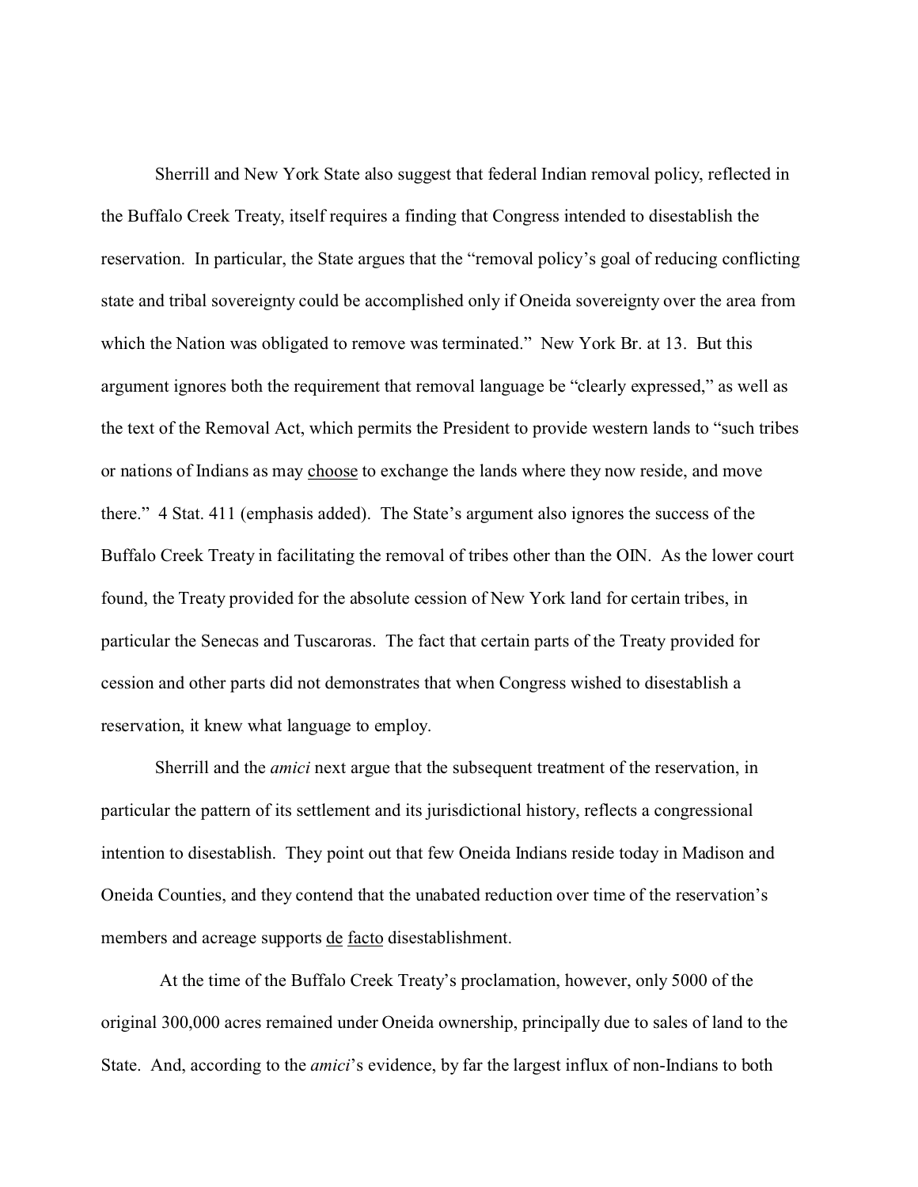Sherrill and New York State also suggest that federal Indian removal policy, reflected in the Buffalo Creek Treaty, itself requires a finding that Congress intended to disestablish the reservation. In particular, the State argues that the "removal policy's goal of reducing conflicting state and tribal sovereignty could be accomplished only if Oneida sovereignty over the area from which the Nation was obligated to remove was terminated." New York Br. at 13. But this argument ignores both the requirement that removal language be "clearly expressed," as well as the text of the Removal Act, which permits the President to provide western lands to "such tribes or nations of Indians as may choose to exchange the lands where they now reside, and move there." 4 Stat. 411 (emphasis added). The State's argument also ignores the success of the Buffalo Creek Treaty in facilitating the removal of tribes other than the OIN. As the lower court found, the Treaty provided for the absolute cession of New York land for certain tribes, in particular the Senecas and Tuscaroras. The fact that certain parts of the Treaty provided for cession and other parts did not demonstrates that when Congress wished to disestablish a reservation, it knew what language to employ.

Sherrill and the *amici* next argue that the subsequent treatment of the reservation, in particular the pattern of its settlement and its jurisdictional history, reflects a congressional intention to disestablish. They point out that few Oneida Indians reside today in Madison and Oneida Counties, and they contend that the unabated reduction over time of the reservation's members and acreage supports de facto disestablishment.

At the time of the Buffalo Creek Treaty's proclamation, however, only 5000 of the original 300,000 acres remained under Oneida ownership, principally due to sales of land to the State. And, according to the *amici*'s evidence, by far the largest influx of non-Indians to both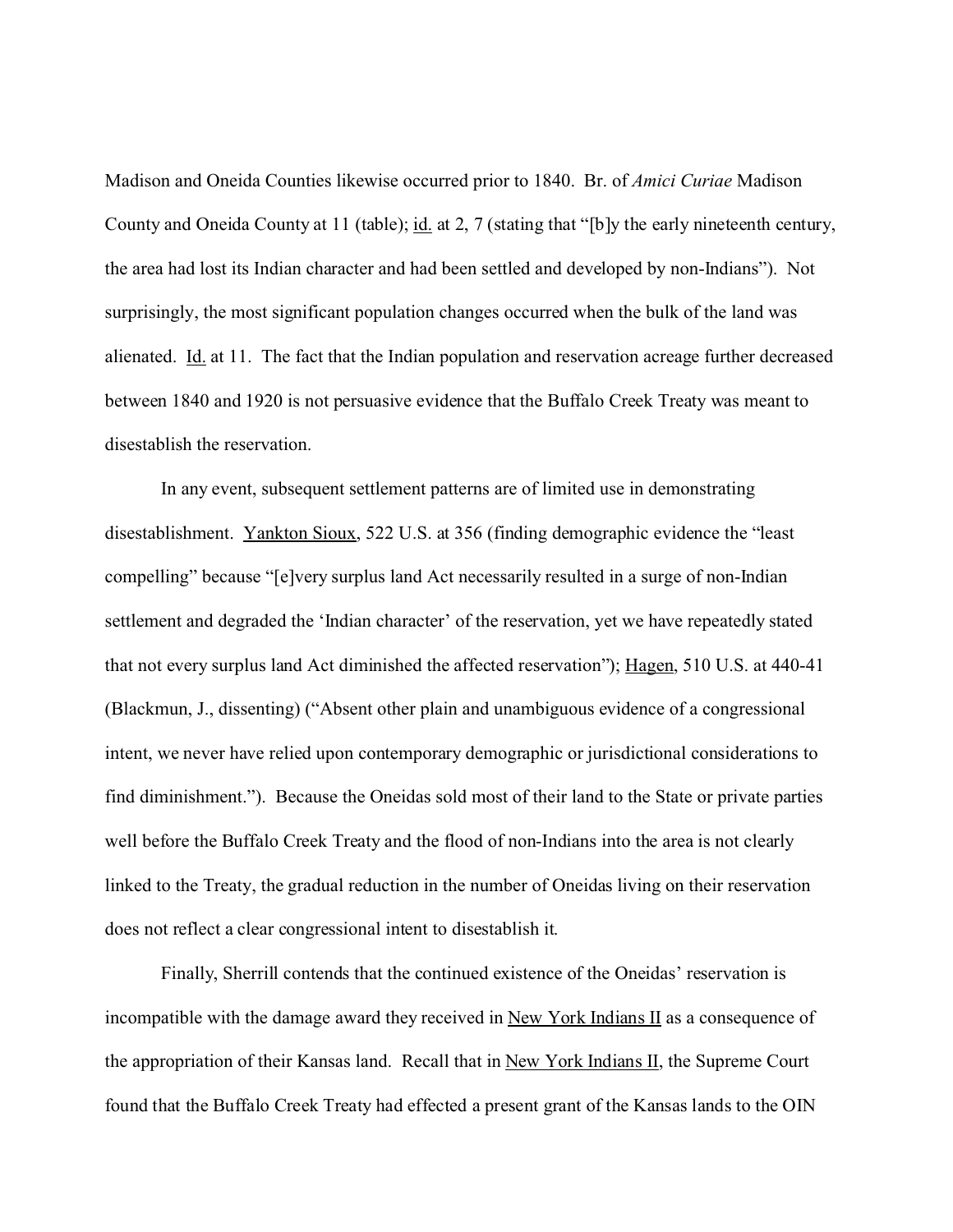Madison and Oneida Counties likewise occurred prior to 1840. Br. of *Amici Curiae* Madison County and Oneida County at 11 (table); id. at 2, 7 (stating that "[b]y the early nineteenth century, the area had lost its Indian character and had been settled and developed by non-Indians"). Not surprisingly, the most significant population changes occurred when the bulk of the land was alienated. Id. at 11. The fact that the Indian population and reservation acreage further decreased between 1840 and 1920 is not persuasive evidence that the Buffalo Creek Treaty was meant to disestablish the reservation.

In any event, subsequent settlement patterns are of limited use in demonstrating disestablishment. Yankton Sioux, 522 U.S. at 356 (finding demographic evidence the "least compelling" because "[e]very surplus land Act necessarily resulted in a surge of non-Indian settlement and degraded the 'Indian character' of the reservation, yet we have repeatedly stated that not every surplus land Act diminished the affected reservation"); Hagen, 510 U.S. at 440-41 (Blackmun, J., dissenting) ("Absent other plain and unambiguous evidence of a congressional intent, we never have relied upon contemporary demographic or jurisdictional considerations to find diminishment."). Because the Oneidas sold most of their land to the State or private parties well before the Buffalo Creek Treaty and the flood of non-Indians into the area is not clearly linked to the Treaty, the gradual reduction in the number of Oneidas living on their reservation does not reflect a clear congressional intent to disestablish it.

Finally, Sherrill contends that the continued existence of the Oneidas' reservation is incompatible with the damage award they received in New York Indians II as a consequence of the appropriation of their Kansas land. Recall that in New York Indians II, the Supreme Court found that the Buffalo Creek Treaty had effected a present grant of the Kansas lands to the OIN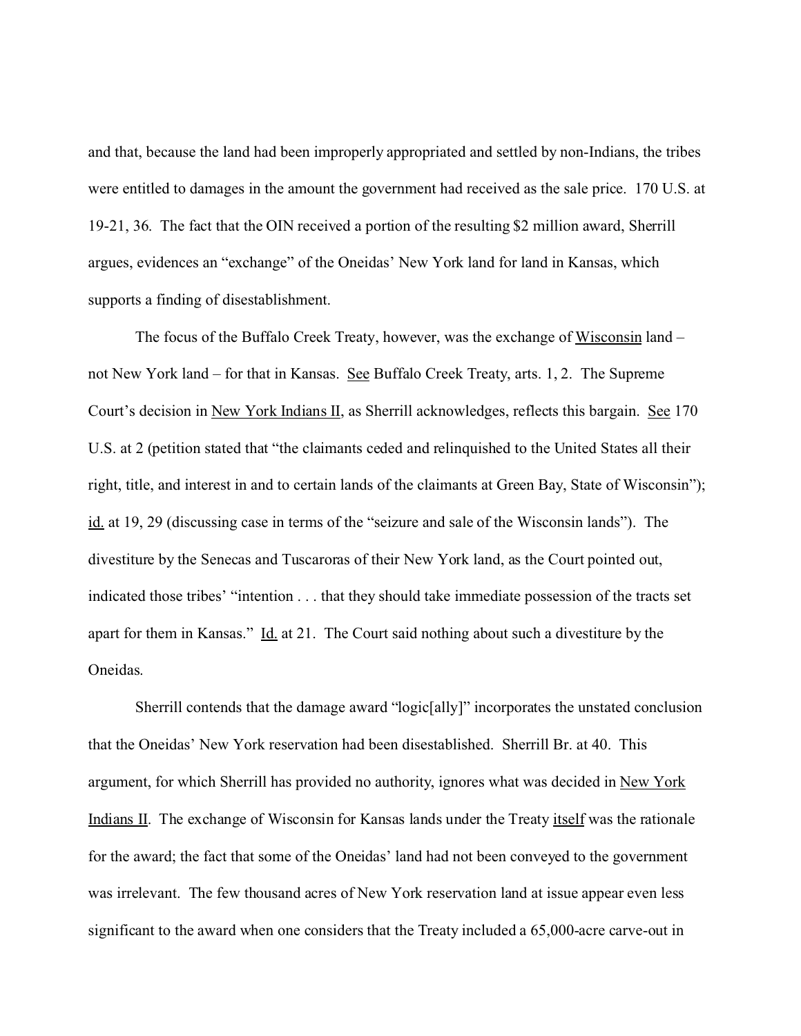and that, because the land had been improperly appropriated and settled by non-Indians, the tribes were entitled to damages in the amount the government had received as the sale price. 170 U.S. at 19-21, 36. The fact that the OIN received a portion of the resulting $2 million award, Sherrill argues, evidences an "exchange" of the Oneidas' New York land for land in Kansas, which supports a finding of disestablishment.

The focus of the Buffalo Creek Treaty, however, was the exchange of Wisconsin land – not New York land – for that in Kansas. See Buffalo Creek Treaty, arts. 1, 2. The Supreme Court's decision in New York Indians II, as Sherrill acknowledges, reflects this bargain. See 170 U.S. at 2 (petition stated that "the claimants ceded and relinquished to the United States all their right, title, and interest in and to certain lands of the claimants at Green Bay, State of Wisconsin"); id. at 19, 29 (discussing case in terms of the "seizure and sale of the Wisconsin lands"). The divestiture by the Senecas and Tuscaroras of their New York land, as the Court pointed out, indicated those tribes' "intention . . . that they should take immediate possession of the tracts set apart for them in Kansas." Id. at 21. The Court said nothing about such a divestiture by the Oneidas.

Sherrill contends that the damage award "logic[ally]" incorporates the unstated conclusion that the Oneidas' New York reservation had been disestablished. Sherrill Br. at 40. This argument, for which Sherrill has provided no authority, ignores what was decided in New York Indians II. The exchange of Wisconsin for Kansas lands under the Treaty itself was the rationale for the award; the fact that some of the Oneidas' land had not been conveyed to the government was irrelevant. The few thousand acres of New York reservation land at issue appear even less significant to the award when one considers that the Treaty included a 65,000-acre carve-out in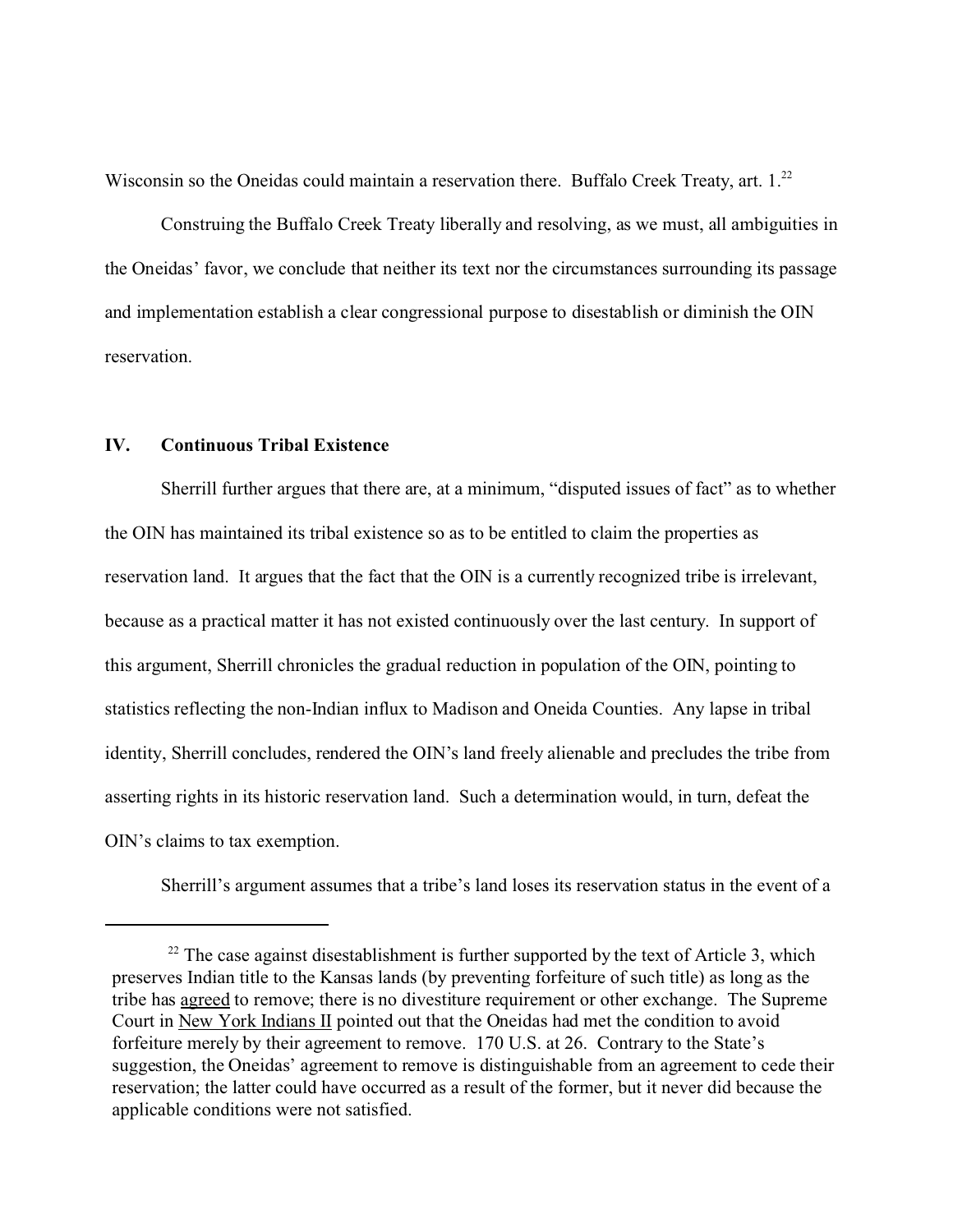Wisconsin so the Oneidas could maintain a reservation there. Buffalo Creek Treaty, art. 1.[22]

Construing the Buffalo Creek Treaty liberally and resolving, as we must, all ambiguities in the Oneidas' favor, we conclude that neither its text nor the circumstances surrounding its passage and implementation establish a clear congressional purpose to disestablish or diminish the OIN reservation.

## IV. Continuous Tribal Existence

Sherrill further argues that there are, at a minimum, "disputed issues of fact" as to whether the OIN has maintained its tribal existence so as to be entitled to claim the properties as reservation land. It argues that the fact that the OIN is a currently recognized tribe is irrelevant, because as a practical matter it has not existed continuously over the last century. In support of this argument, Sherrill chronicles the gradual reduction in population of the OIN, pointing to statistics reflecting the non-Indian influx to Madison and Oneida Counties. Any lapse in tribal identity, Sherrill concludes, rendered the OIN's land freely alienable and precludes the tribe from asserting rights in its historic reservation land. Such a determination would, in turn, defeat the OIN's claims to tax exemption.

Sherrill's argument assumes that a tribe's land loses its reservation status in the event of a

---

[22] The case against disestablishment is further supported by the text of Article 3, which preserves Indian title to the Kansas lands (by preventing forfeiture of such title) as long as the tribe has agreed to remove; there is no divestiture requirement or other exchange. The Supreme Court in New York Indians II pointed out that the Oneidas had met the condition to avoid forfeiture merely by their agreement to remove. 170 U.S. at 26. Contrary to the State's suggestion, the Oneidas' agreement to remove is distinguishable from an agreement to cede their reservation; the latter could have occurred as a result of the former, but it never did because the applicable conditions were not satisfied.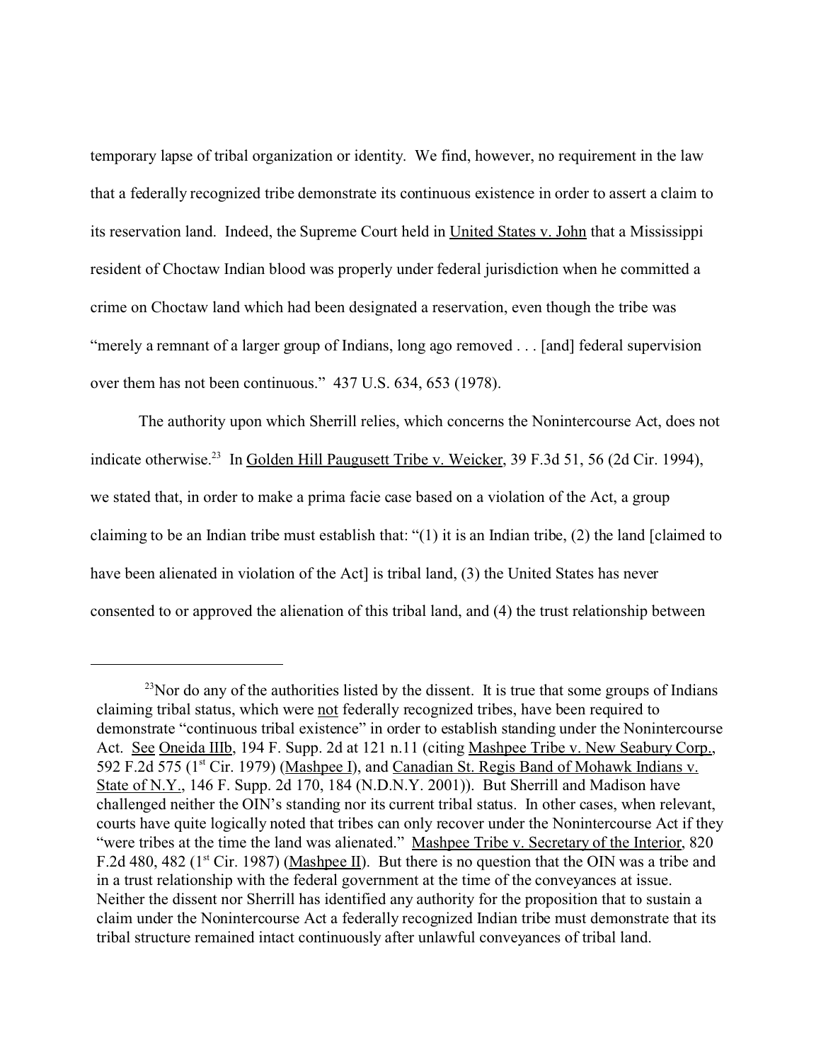temporary lapse of tribal organization or identity. We find, however, no requirement in the law that a federally recognized tribe demonstrate its continuous existence in order to assert a claim to its reservation land. Indeed, the Supreme Court held in United States v. John that a Mississippi resident of Choctaw Indian blood was properly under federal jurisdiction when he committed a crime on Choctaw land which had been designated a reservation, even though the tribe was "merely a remnant of a larger group of Indians, long ago removed . . . [and] federal supervision over them has not been continuous." 437 U.S. 634, 653 (1978).

The authority upon which Sherrill relies, which concerns the Nonintercourse Act, does not indicate otherwise.[23] In Golden Hill Paugusett Tribe v. Weicker, 39 F.3d 51, 56 (2d Cir. 1994), we stated that, in order to make a prima facie case based on a violation of the Act, a group claiming to be an Indian tribe must establish that: "(1) it is an Indian tribe, (2) the land [claimed to have been alienated in violation of the Act] is tribal land, (3) the United States has never consented to or approved the alienation of this tribal land, and (4) the trust relationship between

---

[23] Nor do any of the authorities listed by the dissent. It is true that some groups of Indians claiming tribal status, which were not federally recognized tribes, have been required to demonstrate "continuous tribal existence" in order to establish standing under the Nonintercourse Act. See Oneida IIIb, 194 F. Supp. 2d at 121 n.11 (citing Mashpee Tribe v. New Seabury Corp., 592 F.2d 575 (1st Cir. 1979) (Mashpee I), and Canadian St. Regis Band of Mohawk Indians v. State of N.Y., 146 F. Supp. 2d 170, 184 (N.D.N.Y. 2001)). But Sherrill and Madison have challenged neither the OIN's standing nor its current tribal status. In other cases, when relevant, courts have quite logically noted that tribes can only recover under the Nonintercourse Act if they "were tribes at the time the land was alienated." Mashpee Tribe v. Secretary of the Interior, 820 F.2d 480, 482 (1st Cir. 1987) (Mashpee II). But there is no question that the OIN was a tribe and in a trust relationship with the federal government at the time of the conveyances at issue. Neither the dissent nor Sherrill has identified any authority for the proposition that to sustain a claim under the Nonintercourse Act a federally recognized Indian tribe must demonstrate that its tribal structure remained intact continuously after unlawful conveyances of tribal land.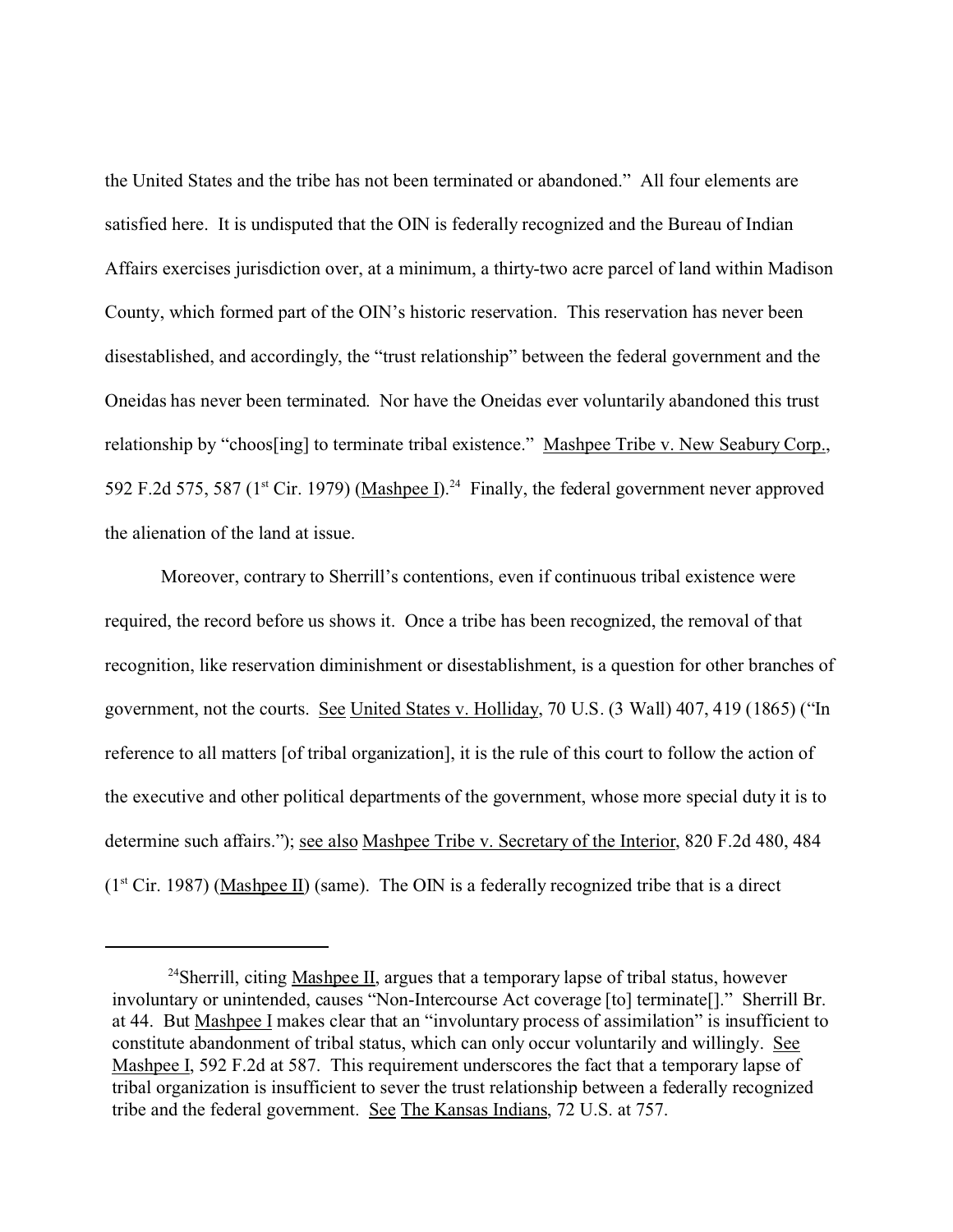the United States and the tribe has not been terminated or abandoned." All four elements are satisfied here. It is undisputed that the OIN is federally recognized and the Bureau of Indian Affairs exercises jurisdiction over, at a minimum, a thirty-two acre parcel of land within Madison County, which formed part of the OIN's historic reservation. This reservation has never been disestablished, and accordingly, the "trust relationship" between the federal government and the Oneidas has never been terminated. Nor have the Oneidas ever voluntarily abandoned this trust relationship by "choos[ing] to terminate tribal existence." Mashpee Tribe v. New Seabury Corp., 592 F.2d 575, 587 (1st Cir. 1979) (Mashpee I).[24] Finally, the federal government never approved the alienation of the land at issue.

Moreover, contrary to Sherrill's contentions, even if continuous tribal existence were required, the record before us shows it. Once a tribe has been recognized, the removal of that recognition, like reservation diminishment or disestablishment, is a question for other branches of government, not the courts. See United States v. Holliday, 70 U.S. (3 Wall) 407, 419 (1865) ("In reference to all matters [of tribal organization], it is the rule of this court to follow the action of the executive and other political departments of the government, whose more special duty it is to determine such affairs."); see also Mashpee Tribe v. Secretary of the Interior, 820 F.2d 480, 484 (1st Cir. 1987) (Mashpee II) (same). The OIN is a federally recognized tribe that is a direct

---

[24] Sherrill, citing Mashpee II, argues that a temporary lapse of tribal status, however involuntary or unintended, causes "Non-Intercourse Act coverage [to] terminate[]." Sherrill Br. at 44. But Mashpee I makes clear that an "involuntary process of assimilation" is insufficient to constitute abandonment of tribal status, which can only occur voluntarily and willingly. See Mashpee I, 592 F.2d at 587. This requirement underscores the fact that a temporary lapse of tribal organization is insufficient to sever the trust relationship between a federally recognized tribe and the federal government. See The Kansas Indians, 72 U.S. at 757.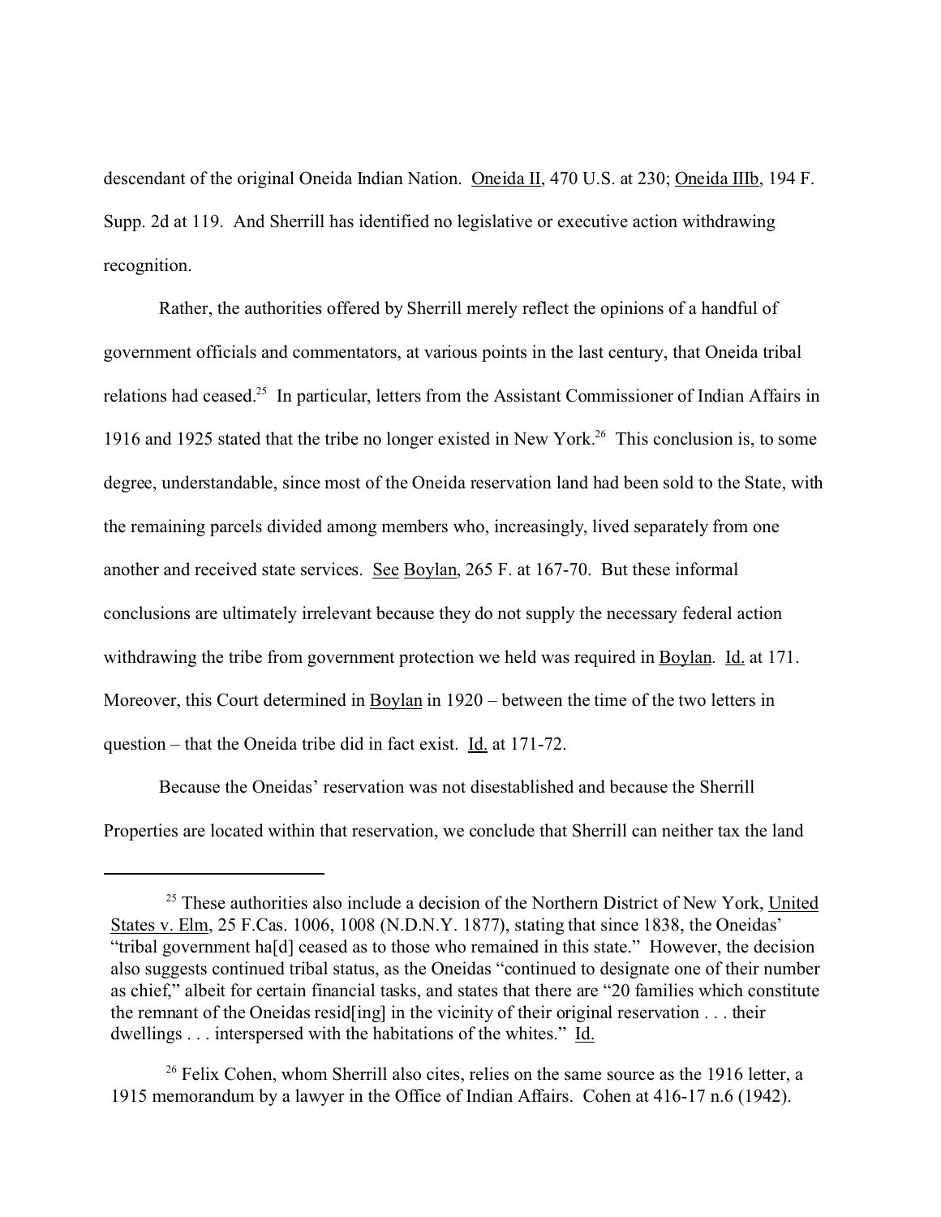descendant of the original Oneida Indian Nation. Oneida II, 470 U.S. at 230; Oneida IIIb, 194 F. Supp. 2d at 119. And Sherrill has identified no legislative or executive action withdrawing recognition.

Rather, the authorities offered by Sherrill merely reflect the opinions of a handful of government officials and commentators, at various points in the last century, that Oneida tribal relations had ceased.[25] In particular, letters from the Assistant Commissioner of Indian Affairs in 1916 and 1925 stated that the tribe no longer existed in New York.[26] This conclusion is, to some degree, understandable, since most of the Oneida reservation land had been sold to the State, with the remaining parcels divided among members who, increasingly, lived separately from one another and received state services. See Boylan, 265 F. at 167-70. But these informal conclusions are ultimately irrelevant because they do not supply the necessary federal action withdrawing the tribe from government protection we held was required in Boylan. Id. at 171. Moreover, this Court determined in Boylan in 1920 – between the time of the two letters in question – that the Oneida tribe did in fact exist. Id. at 171-72.

Because the Oneidas' reservation was not disestablished and because the Sherrill Properties are located within that reservation, we conclude that Sherrill can neither tax the land

---

[25] These authorities also include a decision of the Northern District of New York, United States v. Elm, 25 F.Cas. 1006, 1008 (N.D.N.Y. 1877), stating that since 1838, the Oneidas' "tribal government ha[d] ceased as to those who remained in this state." However, the decision also suggests continued tribal status, as the Oneidas "continued to designate one of their number as chief," albeit for certain financial tasks, and states that there are "20 families which constitute the remnant of the Oneidas resid[ing] in the vicinity of their original reservation . . . their dwellings . . . interspersed with the habitations of the whites." Id.

[26] Felix Cohen, whom Sherrill also cites, relies on the same source as the 1916 letter, a 1915 memorandum by a lawyer in the Office of Indian Affairs. Cohen at 416-17 n.6 (1942).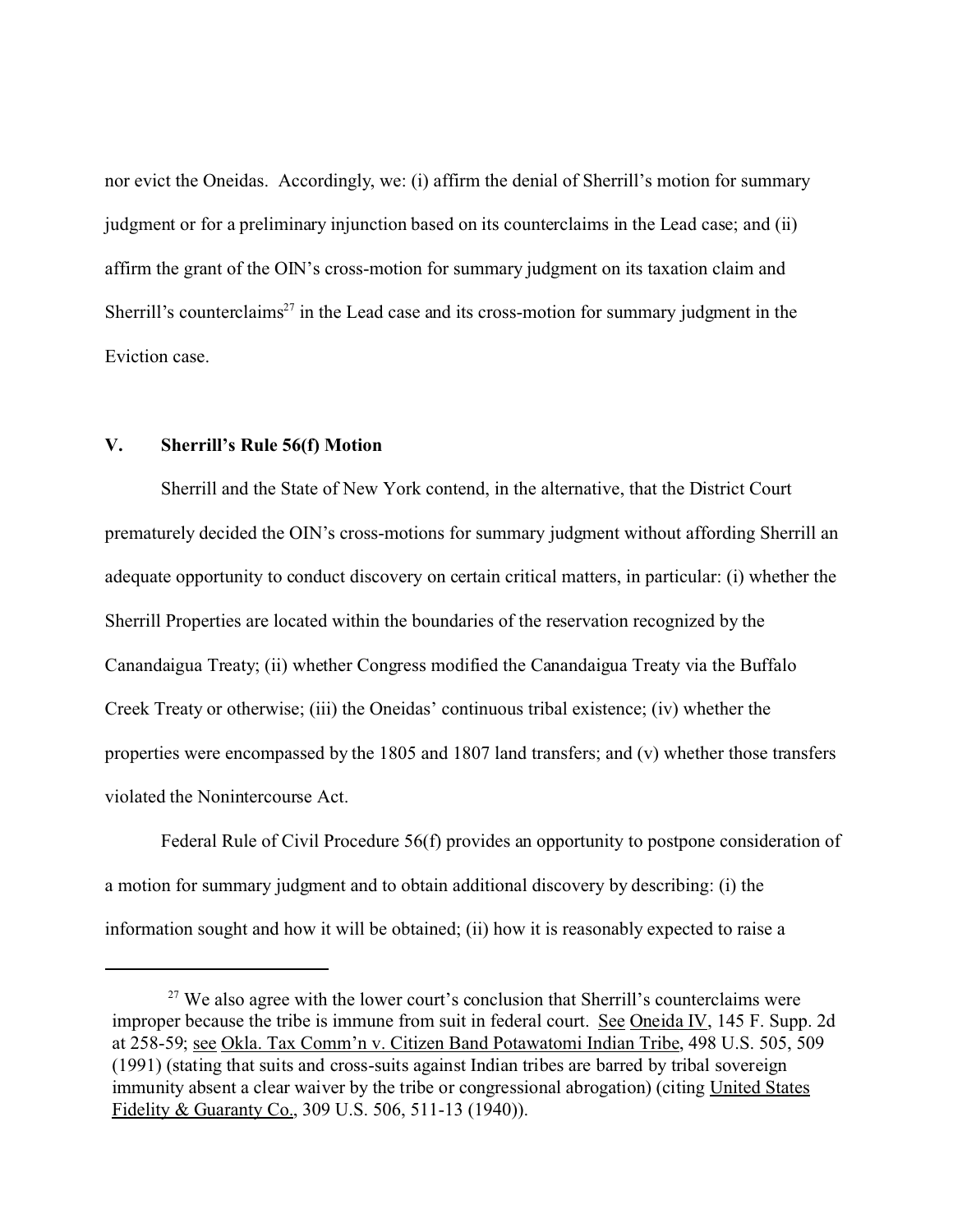nor evict the Oneidas. Accordingly, we: (i) affirm the denial of Sherrill's motion for summary judgment or for a preliminary injunction based on its counterclaims in the Lead case; and (ii) affirm the grant of the OIN's cross-motion for summary judgment on its taxation claim and Sherrill's counterclaims[27] in the Lead case and its cross-motion for summary judgment in the Eviction case.

## V. Sherrill's Rule 56(f) Motion

Sherrill and the State of New York contend, in the alternative, that the District Court prematurely decided the OIN's cross-motions for summary judgment without affording Sherrill an adequate opportunity to conduct discovery on certain critical matters, in particular: (i) whether the Sherrill Properties are located within the boundaries of the reservation recognized by the Canandaigua Treaty; (ii) whether Congress modified the Canandaigua Treaty via the Buffalo Creek Treaty or otherwise; (iii) the Oneidas' continuous tribal existence; (iv) whether the properties were encompassed by the 1805 and 1807 land transfers; and (v) whether those transfers violated the Nonintercourse Act.

Federal Rule of Civil Procedure 56(f) provides an opportunity to postpone consideration of a motion for summary judgment and to obtain additional discovery by describing: (i) the information sought and how it will be obtained; (ii) how it is reasonably expected to raise a

---

[27] We also agree with the lower court's conclusion that Sherrill's counterclaims were improper because the tribe is immune from suit in federal court. See Oneida IV, 145 F. Supp. 2d at 258-59; see Okla. Tax Comm'n v. Citizen Band Potawatomi Indian Tribe, 498 U.S. 505, 509 (1991) (stating that suits and cross-suits against Indian tribes are barred by tribal sovereign immunity absent a clear waiver by the tribe or congressional abrogation) (citing United States Fidelity & Guaranty Co., 309 U.S. 506, 511-13 (1940)).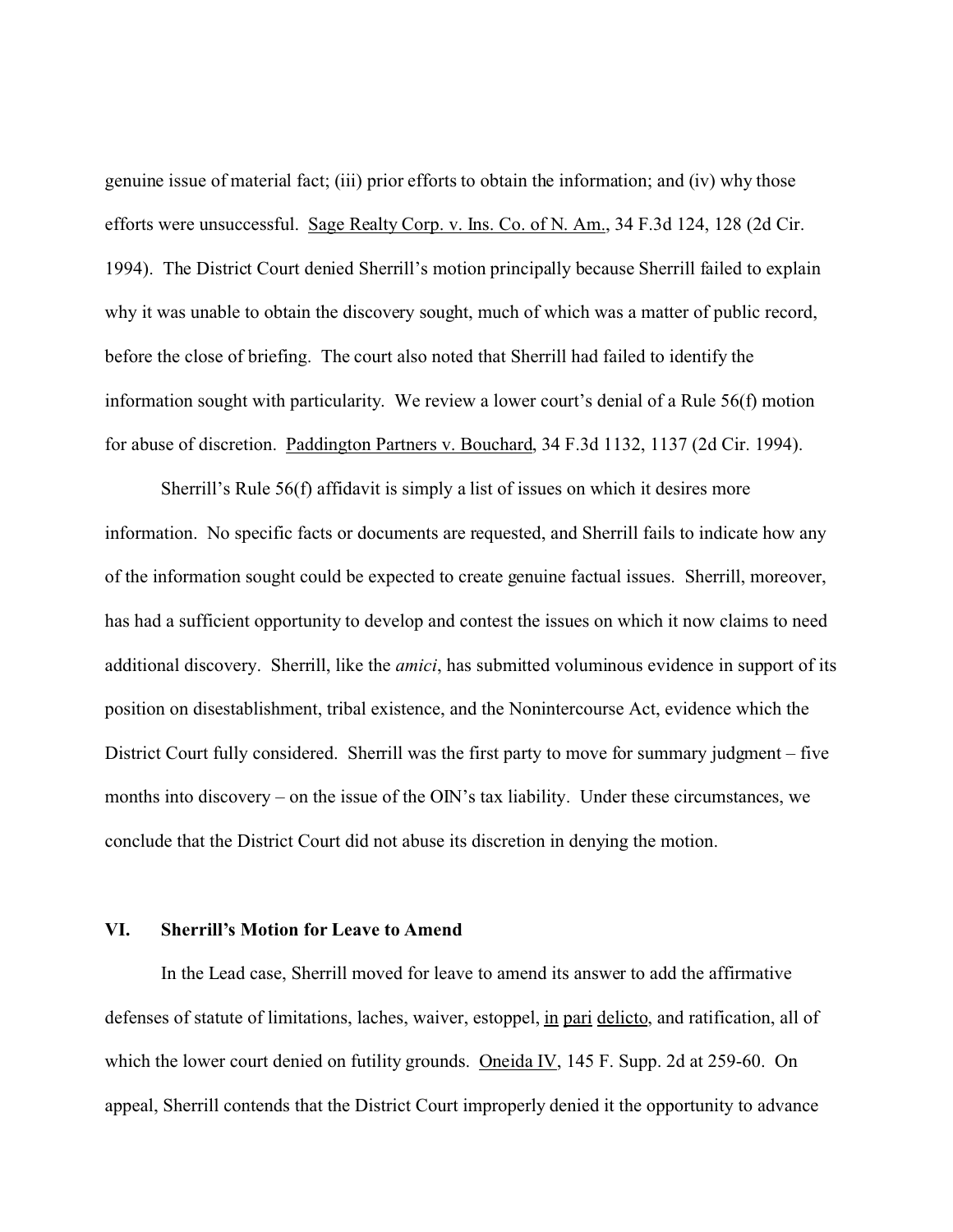genuine issue of material fact; (iii) prior efforts to obtain the information; and (iv) why those efforts were unsuccessful. Sage Realty Corp. v. Ins. Co. of N. Am., 34 F.3d 124, 128 (2d Cir. 1994). The District Court denied Sherrill's motion principally because Sherrill failed to explain why it was unable to obtain the discovery sought, much of which was a matter of public record, before the close of briefing. The court also noted that Sherrill had failed to identify the information sought with particularity. We review a lower court's denial of a Rule 56(f) motion for abuse of discretion. Paddington Partners v. Bouchard, 34 F.3d 1132, 1137 (2d Cir. 1994).

Sherrill's Rule 56(f) affidavit is simply a list of issues on which it desires more information. No specific facts or documents are requested, and Sherrill fails to indicate how any of the information sought could be expected to create genuine factual issues. Sherrill, moreover, has had a sufficient opportunity to develop and contest the issues on which it now claims to need additional discovery. Sherrill, like the *amici*, has submitted voluminous evidence in support of its position on disestablishment, tribal existence, and the Nonintercourse Act, evidence which the District Court fully considered. Sherrill was the first party to move for summary judgment – five months into discovery – on the issue of the OIN's tax liability. Under these circumstances, we conclude that the District Court did not abuse its discretion in denying the motion.

## VI. Sherrill's Motion for Leave to Amend

In the Lead case, Sherrill moved for leave to amend its answer to add the affirmative defenses of statute of limitations, laches, waiver, estoppel, in pari delicto, and ratification, all of which the lower court denied on futility grounds. Oneida IV, 145 F. Supp. 2d at 259-60. On appeal, Sherrill contends that the District Court improperly denied it the opportunity to advance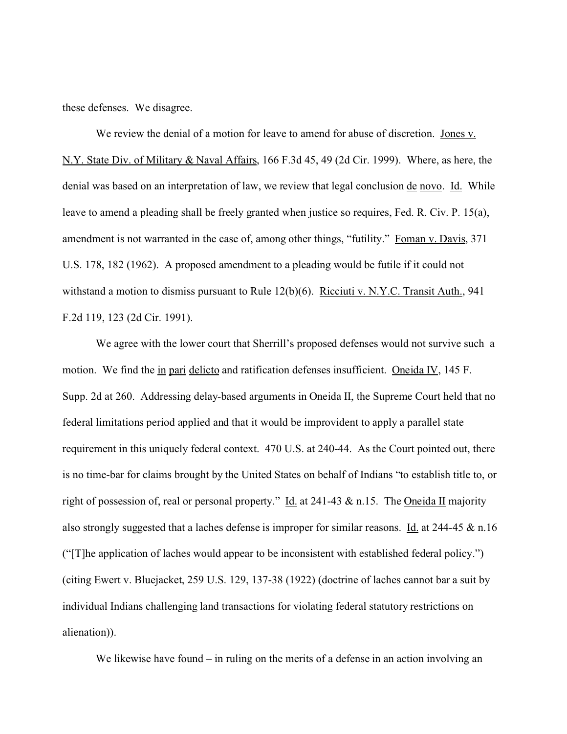these defenses. We disagree.

We review the denial of a motion for leave to amend for abuse of discretion. Jones v. N.Y. State Div. of Military & Naval Affairs, 166 F.3d 45, 49 (2d Cir. 1999). Where, as here, the denial was based on an interpretation of law, we review that legal conclusion *de novo*. Id. While leave to amend a pleading shall be freely granted when justice so requires, Fed. R. Civ. P. 15(a), amendment is not warranted in the case of, among other things, "futility." Foman v. Davis, 371 U.S. 178, 182 (1962). A proposed amendment to a pleading would be futile if it could not withstand a motion to dismiss pursuant to Rule 12(b)(6). Ricciuti v. N.Y.C. Transit Auth., 941 F.2d 119, 123 (2d Cir. 1991).

We agree with the lower court that Sherrill's proposed defenses would not survive such a motion. We find the *in pari delicto* and ratification defenses insufficient. Oneida IV, 145 F. Supp. 2d at 260. Addressing delay-based arguments in Oneida II, the Supreme Court held that no federal limitations period applied and that it would be improvident to apply a parallel state requirement in this uniquely federal context. 470 U.S. at 240-44. As the Court pointed out, there is no time-bar for claims brought by the United States on behalf of Indians "to establish title to, or right of possession of, real or personal property." Id. at 241-43 & n.15. The Oneida II majority also strongly suggested that a laches defense is improper for similar reasons. Id. at 244-45 & n.16 ("[T]he application of laches would appear to be inconsistent with established federal policy.") (citing Ewert v. Bluejacket, 259 U.S. 129, 137-38 (1922) (doctrine of laches cannot bar a suit by individual Indians challenging land transactions for violating federal statutory restrictions on alienation)).

We likewise have found – in ruling on the merits of a defense in an action involving an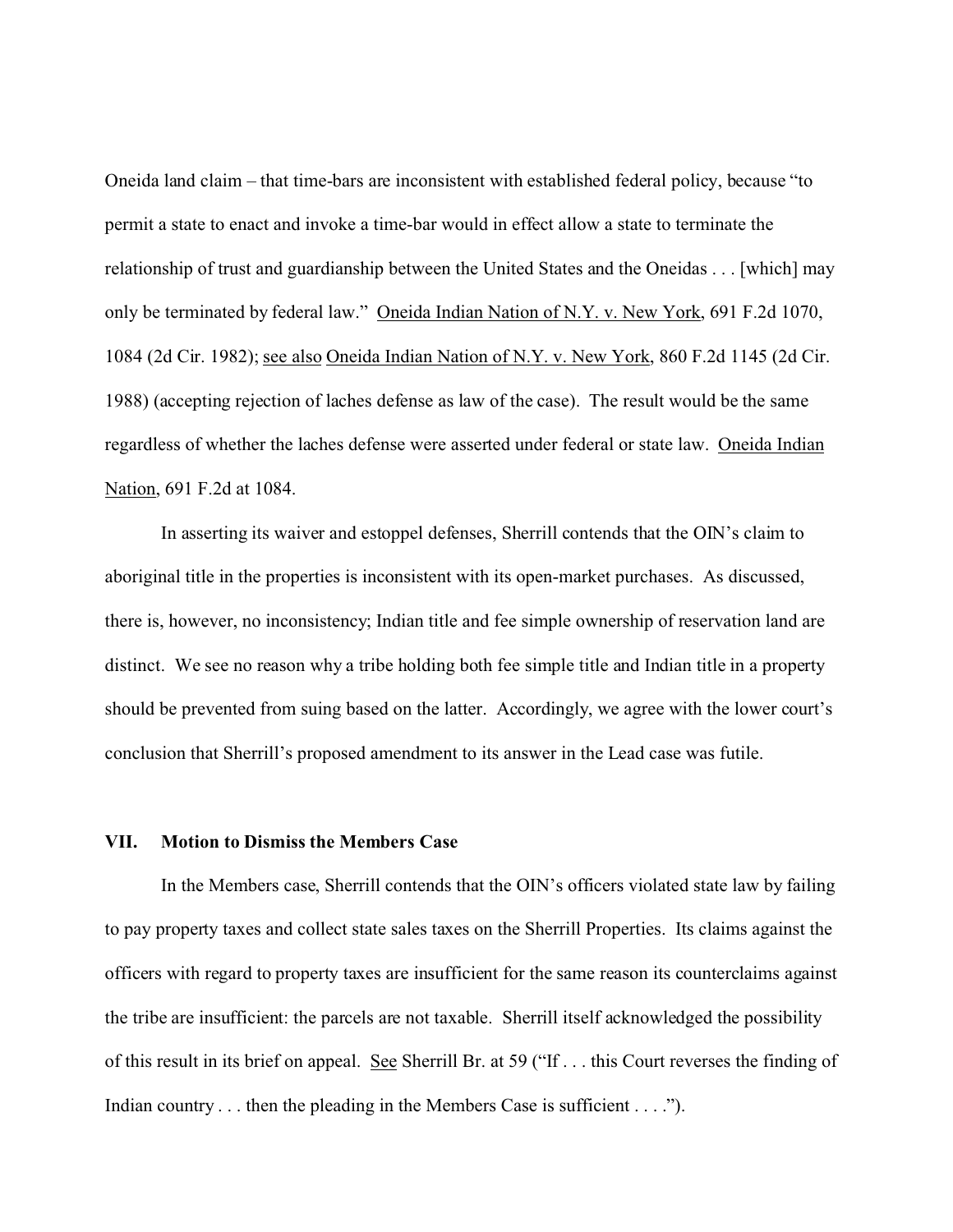Oneida land claim – that time-bars are inconsistent with established federal policy, because "to permit a state to enact and invoke a time-bar would in effect allow a state to terminate the relationship of trust and guardianship between the United States and the Oneidas . . . [which] may only be terminated by federal law." Oneida Indian Nation of N.Y. v. New York, 691 F.2d 1070, 1084 (2d Cir. 1982); see also Oneida Indian Nation of N.Y. v. New York, 860 F.2d 1145 (2d Cir. 1988) (accepting rejection of laches defense as law of the case). The result would be the same regardless of whether the laches defense were asserted under federal or state law. Oneida Indian Nation, 691 F.2d at 1084.

In asserting its waiver and estoppel defenses, Sherrill contends that the OIN's claim to aboriginal title in the properties is inconsistent with its open-market purchases. As discussed, there is, however, no inconsistency; Indian title and fee simple ownership of reservation land are distinct. We see no reason why a tribe holding both fee simple title and Indian title in a property should be prevented from suing based on the latter. Accordingly, we agree with the lower court's conclusion that Sherrill's proposed amendment to its answer in the Lead case was futile.

## VII. Motion to Dismiss the Members Case

In the Members case, Sherrill contends that the OIN's officers violated state law by failing to pay property taxes and collect state sales taxes on the Sherrill Properties. Its claims against the officers with regard to property taxes are insufficient for the same reason its counterclaims against the tribe are insufficient: the parcels are not taxable. Sherrill itself acknowledged the possibility of this result in its brief on appeal. See Sherrill Br. at 59 ("If . . . this Court reverses the finding of Indian country . . . then the pleading in the Members Case is sufficient . . . .").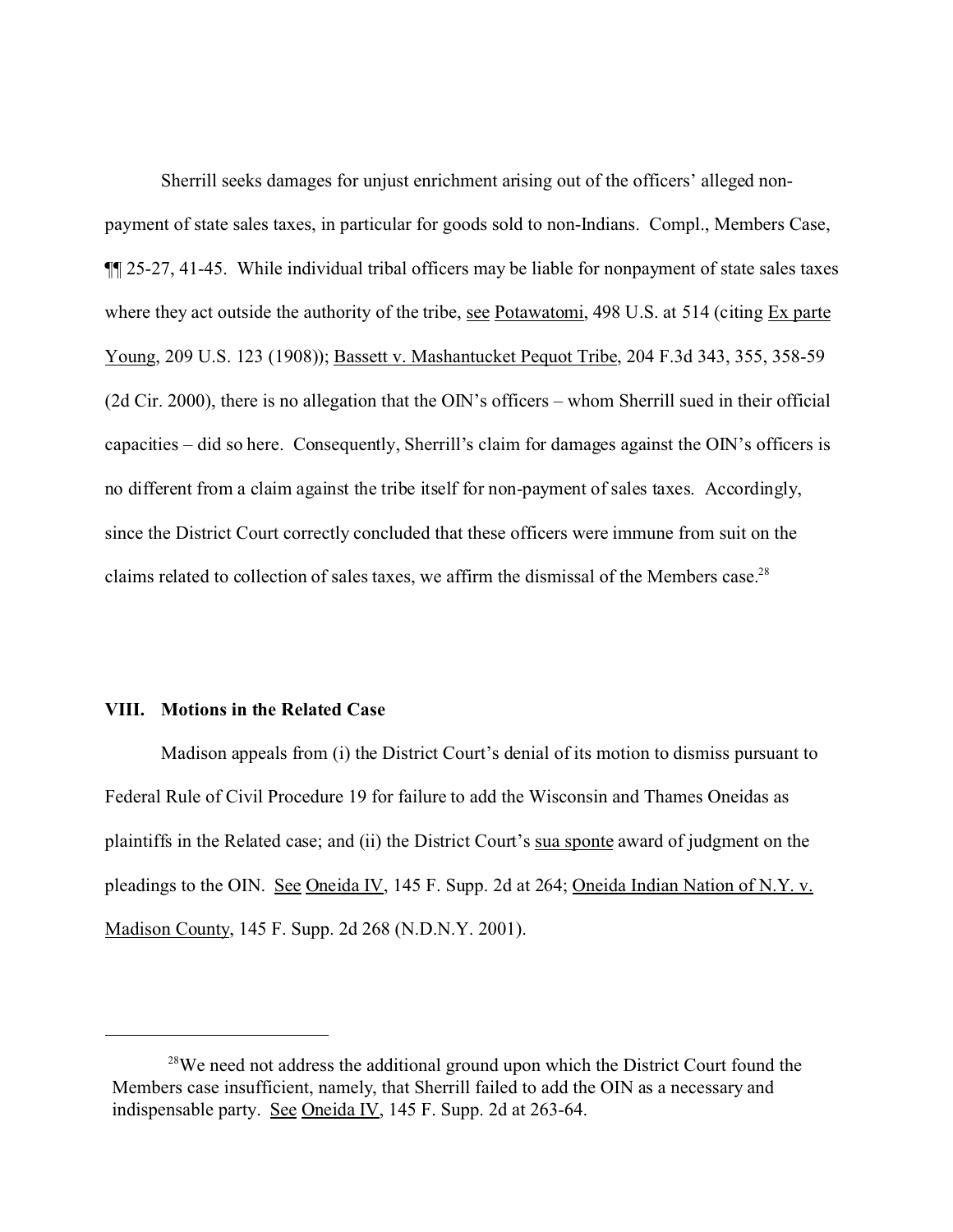Sherrill seeks damages for unjust enrichment arising out of the officers' alleged non-payment of state sales taxes, in particular for goods sold to non-Indians. Compl., Members Case, ¶¶ 25-27, 41-45. While individual tribal officers may be liable for nonpayment of state sales taxes where they act outside the authority of the tribe, see Potawatomi, 498 U.S. at 514 (citing Ex parte Young, 209 U.S. 123 (1908)); Bassett v. Mashantucket Pequot Tribe, 204 F.3d 343, 355, 358-59 (2d Cir. 2000), there is no allegation that the OIN's officers – whom Sherrill sued in their official capacities – did so here. Consequently, Sherrill's claim for damages against the OIN's officers is no different from a claim against the tribe itself for non-payment of sales taxes. Accordingly, since the District Court correctly concluded that these officers were immune from suit on the claims related to collection of sales taxes, we affirm the dismissal of the Members case.[28]

### VIII. Motions in the Related Case

Madison appeals from (i) the District Court's denial of its motion to dismiss pursuant to Federal Rule of Civil Procedure 19 for failure to add the Wisconsin and Thames Oneidas as plaintiffs in the Related case; and (ii) the District Court's sua sponte award of judgment on the pleadings to the OIN. See Oneida IV, 145 F. Supp. 2d at 264; Oneida Indian Nation of N.Y. v. Madison County, 145 F. Supp. 2d 268 (N.D.N.Y. 2001).

---

[28] We need not address the additional ground upon which the District Court found the Members case insufficient, namely, that Sherrill failed to add the OIN as a necessary and indispensable party. See Oneida IV, 145 F. Supp. 2d at 263-64.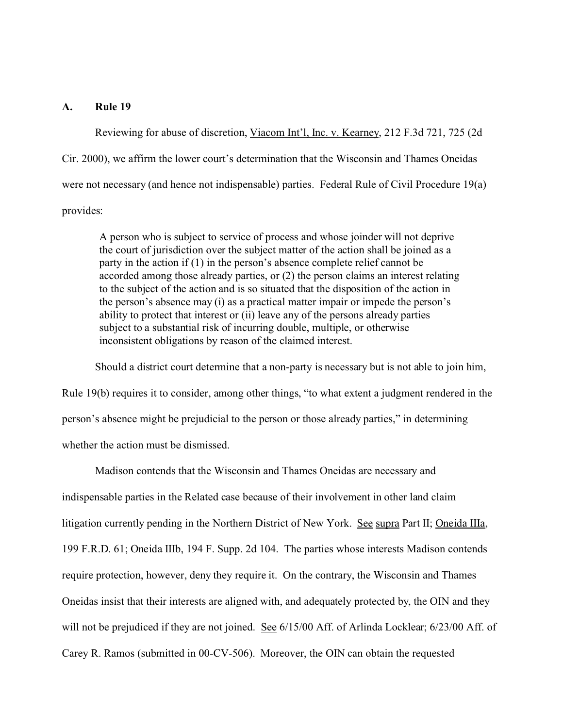### A. Rule 19

Reviewing for abuse of discretion, Viacom Int'l, Inc. v. Kearney, 212 F.3d 721, 725 (2d Cir. 2000), we affirm the lower court's determination that the Wisconsin and Thames Oneidas were not necessary (and hence not indispensable) parties. Federal Rule of Civil Procedure 19(a) provides:

> A person who is subject to service of process and whose joinder will not deprive the court of jurisdiction over the subject matter of the action shall be joined as a party in the action if (1) in the person's absence complete relief cannot be accorded among those already parties, or (2) the person claims an interest relating to the subject of the action and is so situated that the disposition of the action in the person's absence may (i) as a practical matter impair or impede the person's ability to protect that interest or (ii) leave any of the persons already parties subject to a substantial risk of incurring double, multiple, or otherwise inconsistent obligations by reason of the claimed interest.

Should a district court determine that a non-party is necessary but is not able to join him, Rule 19(b) requires it to consider, among other things, "to what extent a judgment rendered in the person's absence might be prejudicial to the person or those already parties," in determining whether the action must be dismissed.

Madison contends that the Wisconsin and Thames Oneidas are necessary and indispensable parties in the Related case because of their involvement in other land claim litigation currently pending in the Northern District of New York. See supra Part II; Oneida IIIa, 199 F.R.D. 61; Oneida IIIb, 194 F. Supp. 2d 104. The parties whose interests Madison contends require protection, however, deny they require it. On the contrary, the Wisconsin and Thames Oneidas insist that their interests are aligned with, and adequately protected by, the OIN and they will not be prejudiced if they are not joined. See 6/15/00 Aff. of Arlinda Locklear; 6/23/00 Aff. of Carey R. Ramos (submitted in 00-CV-506). Moreover, the OIN can obtain the requested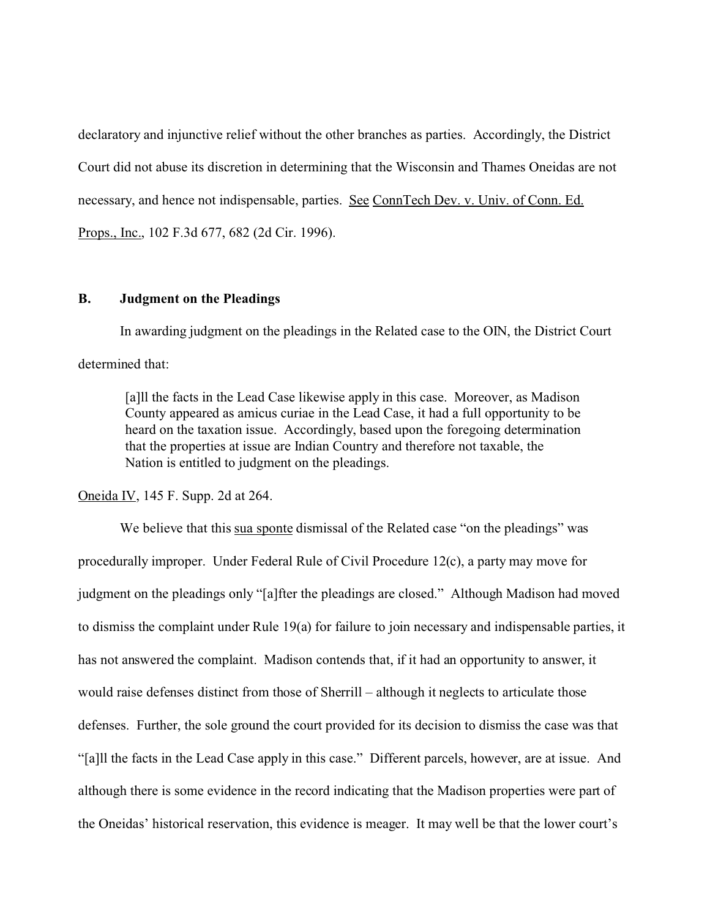declaratory and injunctive relief without the other branches as parties. Accordingly, the District Court did not abuse its discretion in determining that the Wisconsin and Thames Oneidas are not necessary, and hence not indispensable, parties. See ConnTech Dev. v. Univ. of Conn. Ed. Props., Inc., 102 F.3d 677, 682 (2d Cir. 1996).

### B. Judgment on the Pleadings

In awarding judgment on the pleadings in the Related case to the OIN, the District Court determined that:

> [a]ll the facts in the Lead Case likewise apply in this case. Moreover, as Madison County appeared as amicus curiae in the Lead Case, it had a full opportunity to be heard on the taxation issue. Accordingly, based upon the foregoing determination that the properties at issue are Indian Country and therefore not taxable, the Nation is entitled to judgment on the pleadings.

Oneida IV, 145 F. Supp. 2d at 264.

We believe that this sua sponte dismissal of the Related case "on the pleadings" was procedurally improper. Under Federal Rule of Civil Procedure 12(c), a party may move for judgment on the pleadings only "[a]fter the pleadings are closed." Although Madison had moved to dismiss the complaint under Rule 19(a) for failure to join necessary and indispensable parties, it has not answered the complaint. Madison contends that, if it had an opportunity to answer, it would raise defenses distinct from those of Sherrill – although it neglects to articulate those defenses. Further, the sole ground the court provided for its decision to dismiss the case was that "[a]ll the facts in the Lead Case apply in this case." Different parcels, however, are at issue. And although there is some evidence in the record indicating that the Madison properties were part of the Oneidas' historical reservation, this evidence is meager. It may well be that the lower court's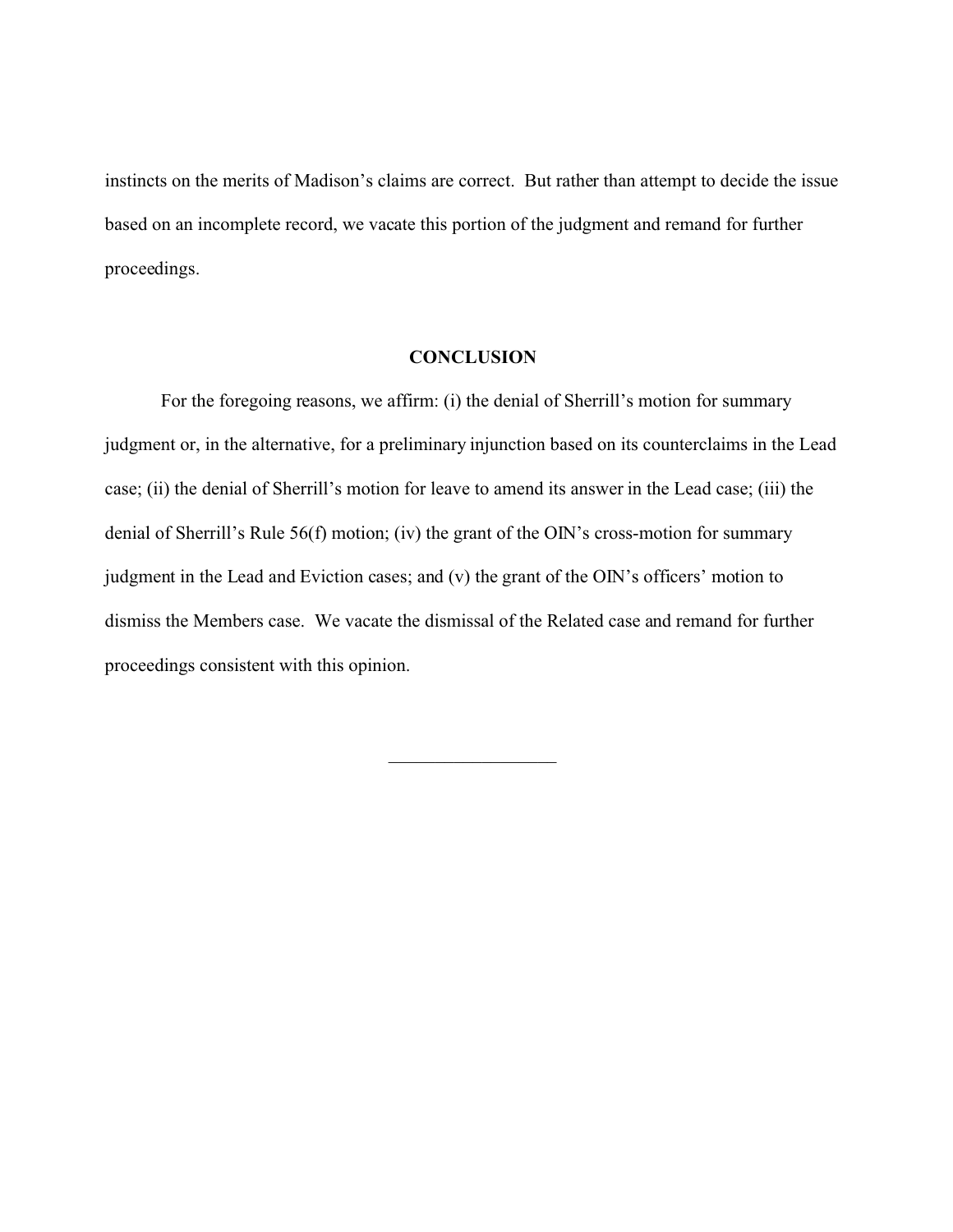instincts on the merits of Madison's claims are correct. But rather than attempt to decide the issue based on an incomplete record, we vacate this portion of the judgment and remand for further proceedings.

## CONCLUSION

For the foregoing reasons, we affirm: (i) the denial of Sherrill's motion for summary judgment or, in the alternative, for a preliminary injunction based on its counterclaims in the Lead case; (ii) the denial of Sherrill's motion for leave to amend its answer in the Lead case; (iii) the denial of Sherrill's Rule 56(f) motion; (iv) the grant of the OIN's cross-motion for summary judgment in the Lead and Eviction cases; and (v) the grant of the OIN's officers' motion to dismiss the Members case. We vacate the dismissal of the Related case and remand for further proceedings consistent with this opinion.

\_\_\_\_\_\_\_\_\_\_\_\_\_\_\_\_\_\_